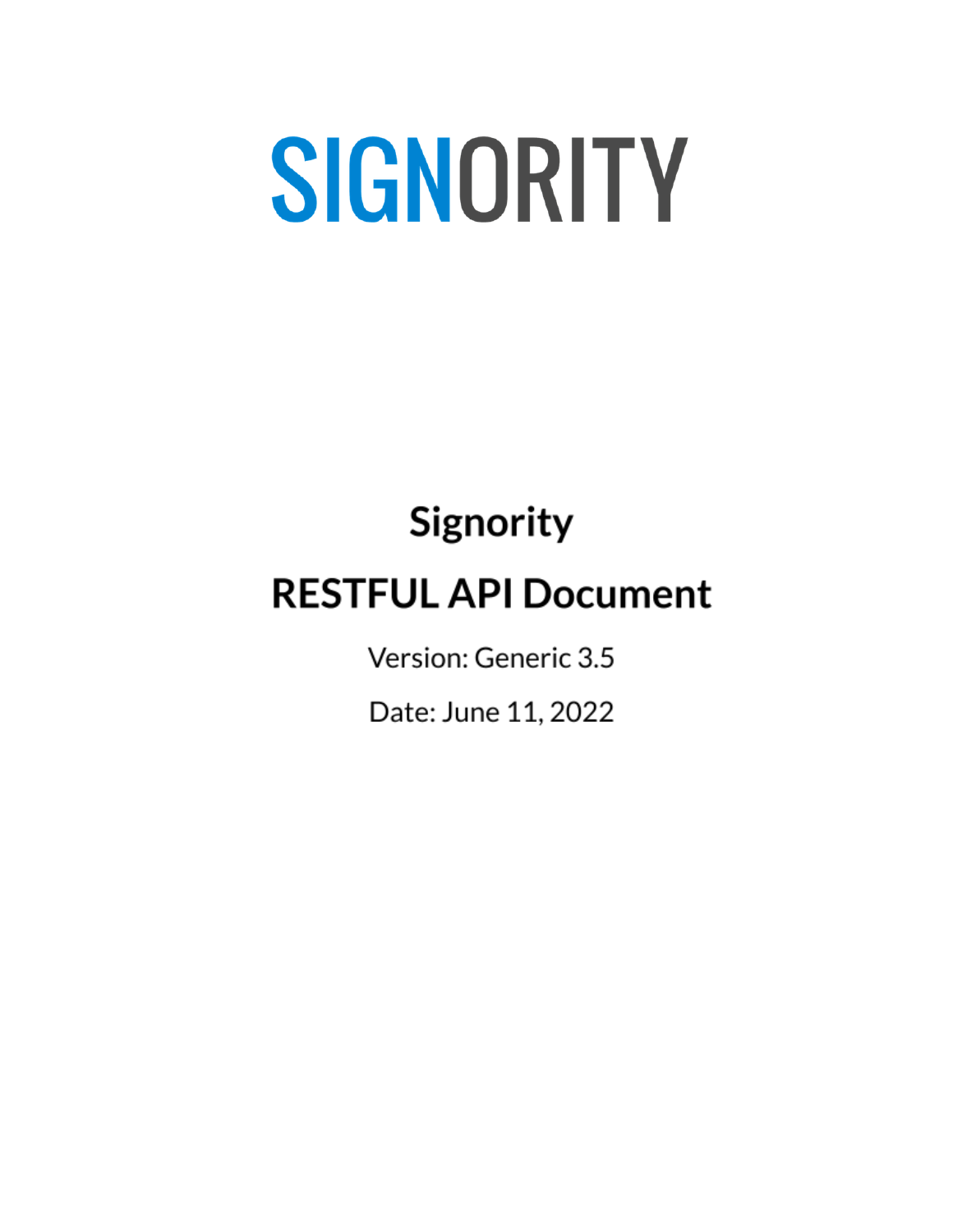# SIGNORITY

# Signority

## RESTFUL API Document

Version: Generic 3.5

Date: June 11, 2022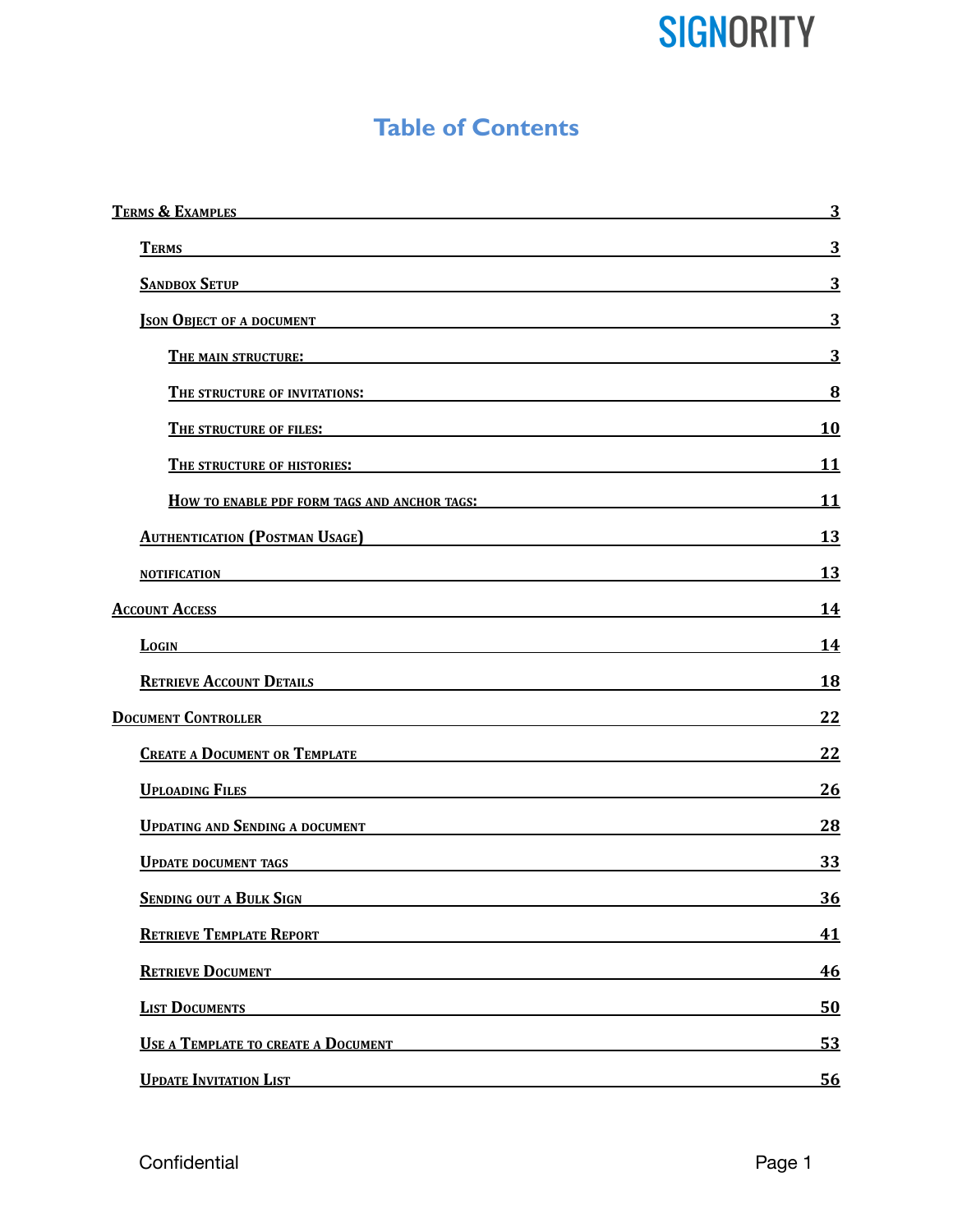# Table of Contents

- Terms & Examples 3
  - Terms 3
  - Sandbox Setup 3
  - Json Object of a document 3
    - The main structure: 3
    - The structure of invitations: 8
    - The structure of files: 10
    - The structure of histories: 11
    - How to enable pdf form tags and anchor tags: 11
  - Authentication (Postman Usage) 13
  - notification 13
- Account Access 14
  - Login 14
  - Retrieve Account Details 18
- Document Controller 22
  - Create a Document or Template 22
  - Uploading Files 26
  - Updating and Sending a document 28
  - Update document tags 33
  - Sending out a Bulk Sign 36
  - Retrieve Template Report 41
  - Retrieve Document 46
  - List Documents 50
  - Use a Template to create a Document 53
  - Update Invitation List 56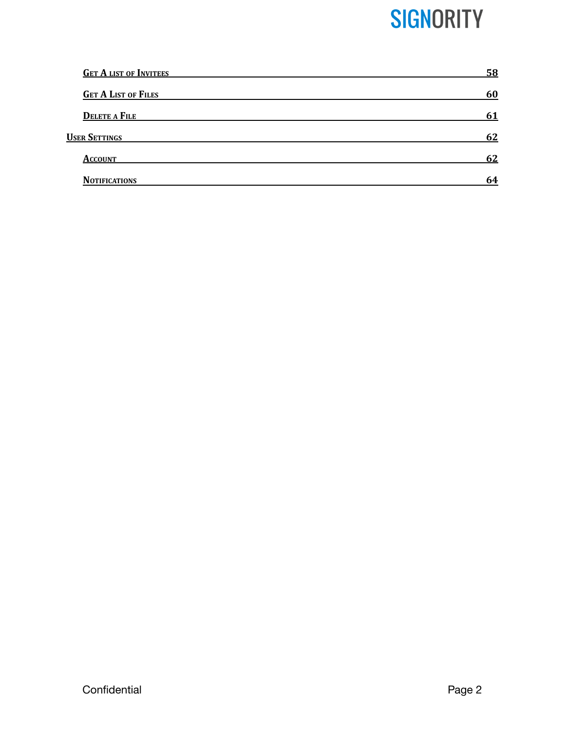- Get A list of Invitees — 58
- Get A List of Files — 60
- Delete a File — 61

User Settings — 62

- Account — 62
- Notifications — 64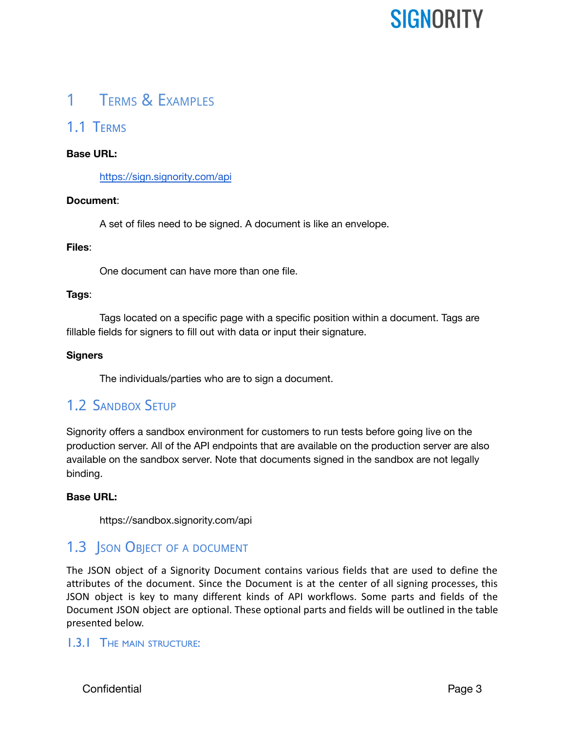# 1 Terms & Examples

## 1.1 Terms

**Base URL:**

https://sign.signority.com/api

**Document**:

A set of files need to be signed. A document is like an envelope.

**Files**:

One document can have more than one file.

**Tags**:

Tags located on a specific page with a specific position within a document. Tags are fillable fields for signers to fill out with data or input their signature.

**Signers**

The individuals/parties who are to sign a document.

## 1.2 Sandbox Setup

Signority offers a sandbox environment for customers to run tests before going live on the production server. All of the API endpoints that are available on the production server are also available on the sandbox server. Note that documents signed in the sandbox are not legally binding.

**Base URL:**

https://sandbox.signority.com/api

## 1.3 Json Object of a document

The JSON object of a Signority Document contains various fields that are used to define the attributes of the document. Since the Document is at the center of all signing processes, this JSON object is key to many different kinds of API workflows. Some parts and fields of the Document JSON object are optional. These optional parts and fields will be outlined in the table presented below.

### 1.3.1 The main structure: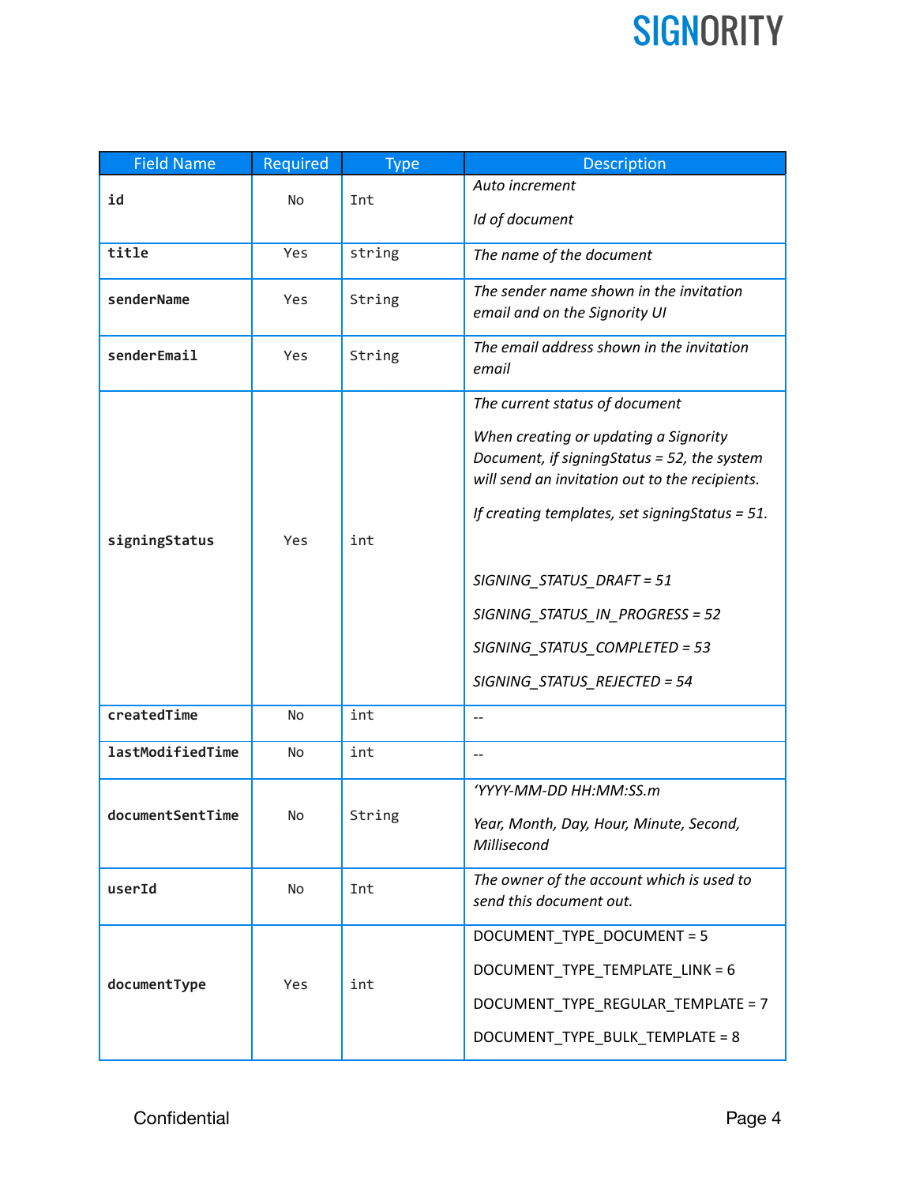| Field Name | Required | Type | Description |
|---|---|---|---|
| **id** | No | Int | *Auto increment*<br>*Id of document* |
| **title** | Yes | string | *The name of the document* |
| **senderName** | Yes | String | *The sender name shown in the invitation email and on the Signority UI* |
| **senderEmail** | Yes | String | *The email address shown in the invitation email* |
| **signingStatus** | Yes | int | *The current status of document*<br>*When creating or updating a Signority Document, if signingStatus = 52, the system will send an invitation out to the recipients.*<br>*If creating templates, set signingStatus = 51.*<br><br>*SIGNING_STATUS_DRAFT = 51*<br>*SIGNING_STATUS_IN_PROGRESS = 52*<br>*SIGNING_STATUS_COMPLETED = 53*<br>*SIGNING_STATUS_REJECTED = 54* |
| **createdTime** | No | int | -- |
| **lastModifiedTime** | No | int | -- |
| **documentSentTime** | No | String | *'YYYY-MM-DD HH:MM:SS.m*<br>*Year, Month, Day, Hour, Minute, Second, Millisecond* |
| **userId** | No | Int | *The owner of the account which is used to send this document out.* |
| **documentType** | Yes | int | DOCUMENT_TYPE_DOCUMENT = 5<br>DOCUMENT_TYPE_TEMPLATE_LINK = 6<br>DOCUMENT_TYPE_REGULAR_TEMPLATE = 7<br>DOCUMENT_TYPE_BULK_TEMPLATE = 8 |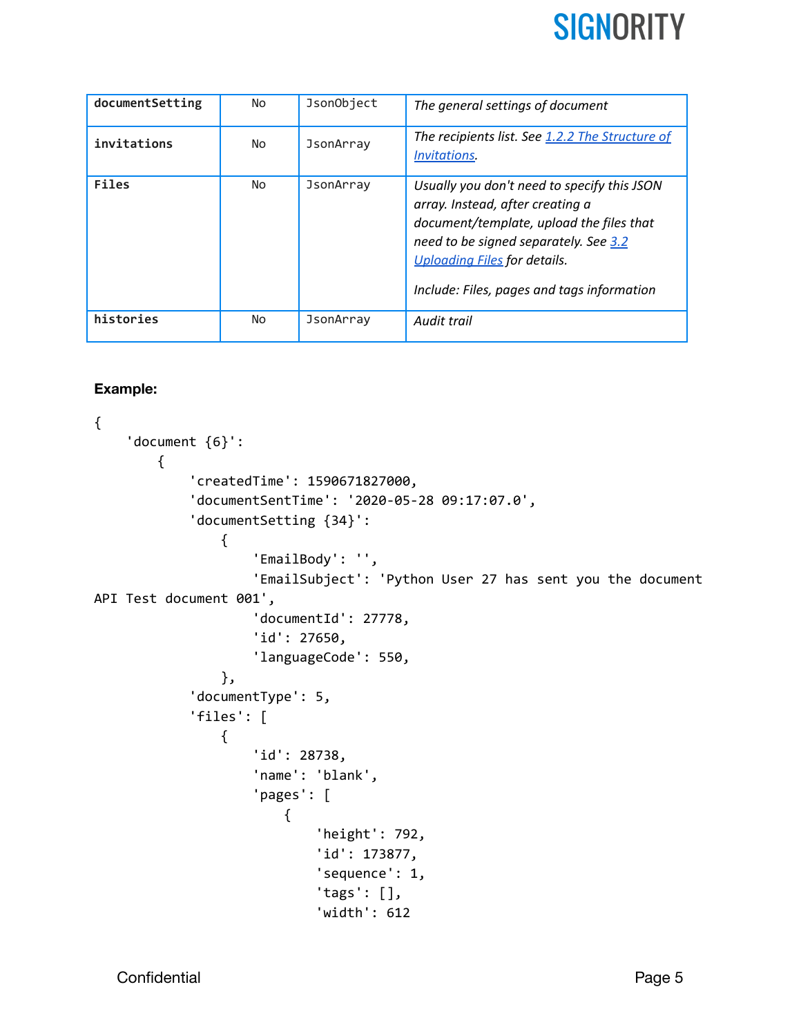| documentSetting | No | JsonObject | *The general settings of document* |
|---|---|---|---|
| **invitations** | No | JsonArray | *The recipients list. See [1.2.2 The Structure of Invitations](#).* |
| **Files** | No | JsonArray | *Usually you don't need to specify this JSON array. Instead, after creating a document/template, upload the files that need to be signed separately. See [3.2 Uploading Files](#) for details.*<br><br>*Include: Files, pages and tags information* |
| **histories** | No | JsonArray | *Audit trail* |

**Example:**

```
{
    'document {6}':
        {
            'createdTime': 1590671827000,
            'documentSentTime': '2020-05-28 09:17:07.0',
            'documentSetting {34}':
                {
                    'EmailBody': '',
                    'EmailSubject': 'Python User 27 has sent you the document
API Test document 001',
                    'documentId': 27778,
                    'id': 27650,
                    'languageCode': 550,
                },
            'documentType': 5,
            'files': [
                {
                    'id': 28738,
                    'name': 'blank',
                    'pages': [
                        {
                            'height': 792,
                            'id': 173877,
                            'sequence': 1,
                            'tags': [],
                            'width': 612
```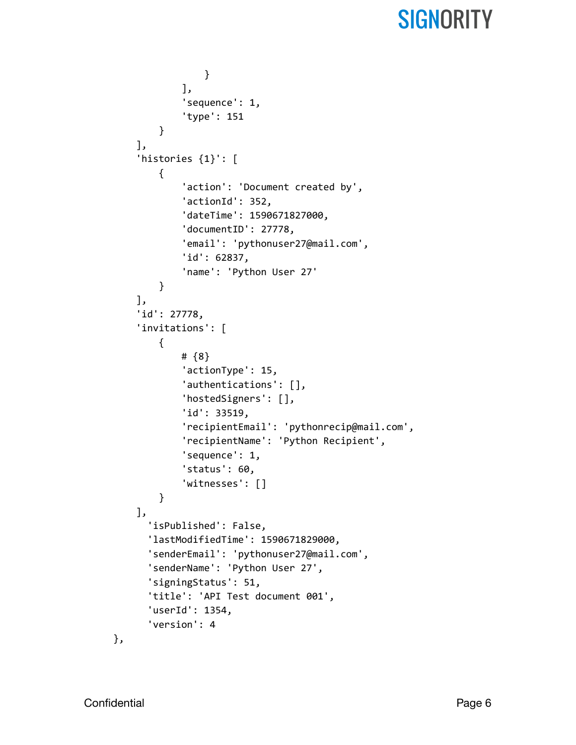```
                }
            ],
            'sequence': 1,
            'type': 151
        }
    ],
    'histories {1}': [
        {
            'action': 'Document created by',
            'actionId': 352,
            'dateTime': 1590671827000,
            'documentID': 27778,
            'email': 'pythonuser27@mail.com',
            'id': 62837,
            'name': 'Python User 27'
        }
    ],
    'id': 27778,
    'invitations': [
        {
            # {8}
            'actionType': 15,
            'authentications': [],
            'hostedSigners': [],
            'id': 33519,
            'recipientEmail': 'pythonrecip@mail.com',
            'recipientName': 'Python Recipient',
            'sequence': 1,
            'status': 60,
            'witnesses': []
        }
    ],
      'isPublished': False,
      'lastModifiedTime': 1590671829000,
      'senderEmail': 'pythonuser27@mail.com',
      'senderName': 'Python User 27',
      'signingStatus': 51,
      'title': 'API Test document 001',
      'userId': 1354,
      'version': 4
},
```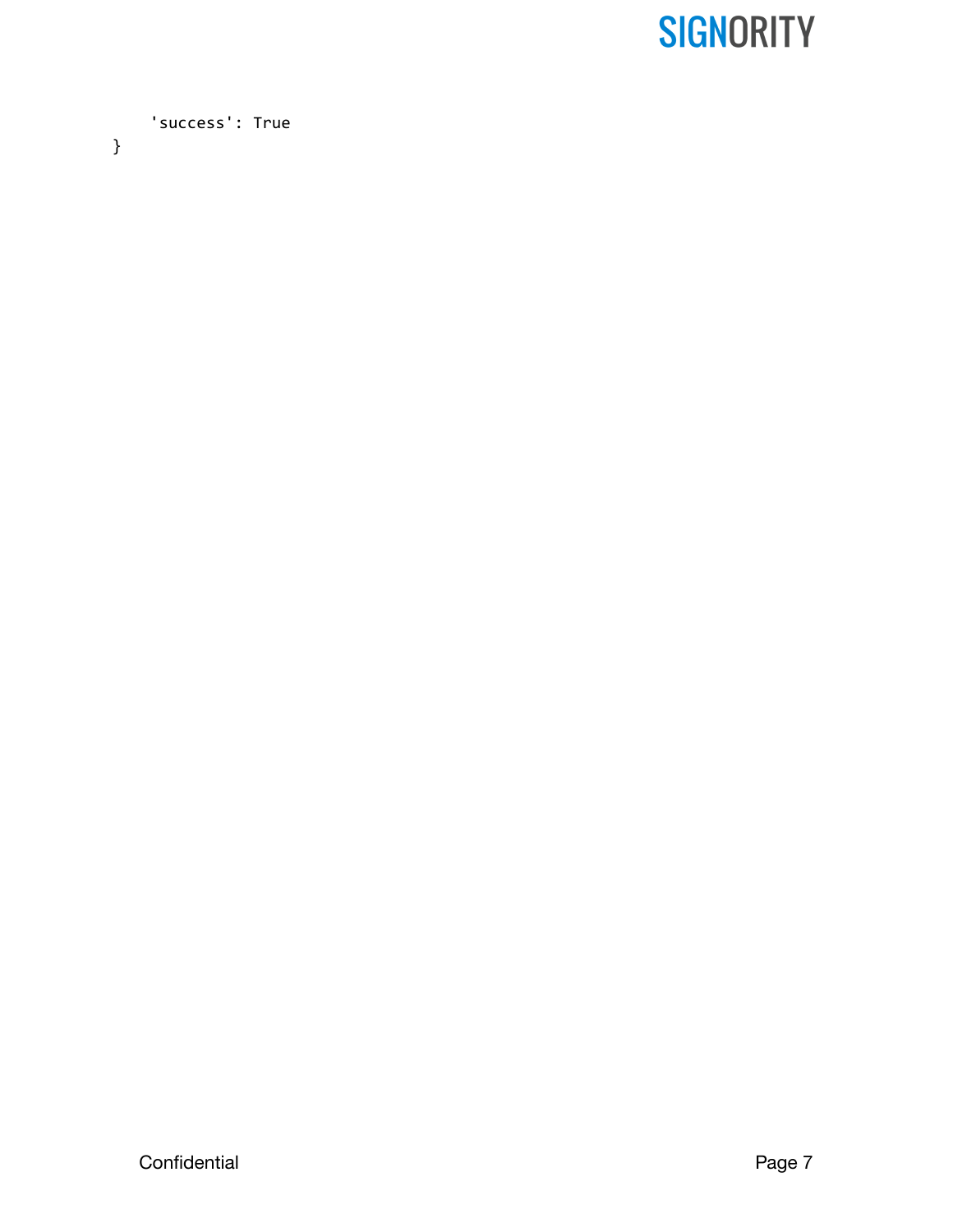```
    'success': True
}
```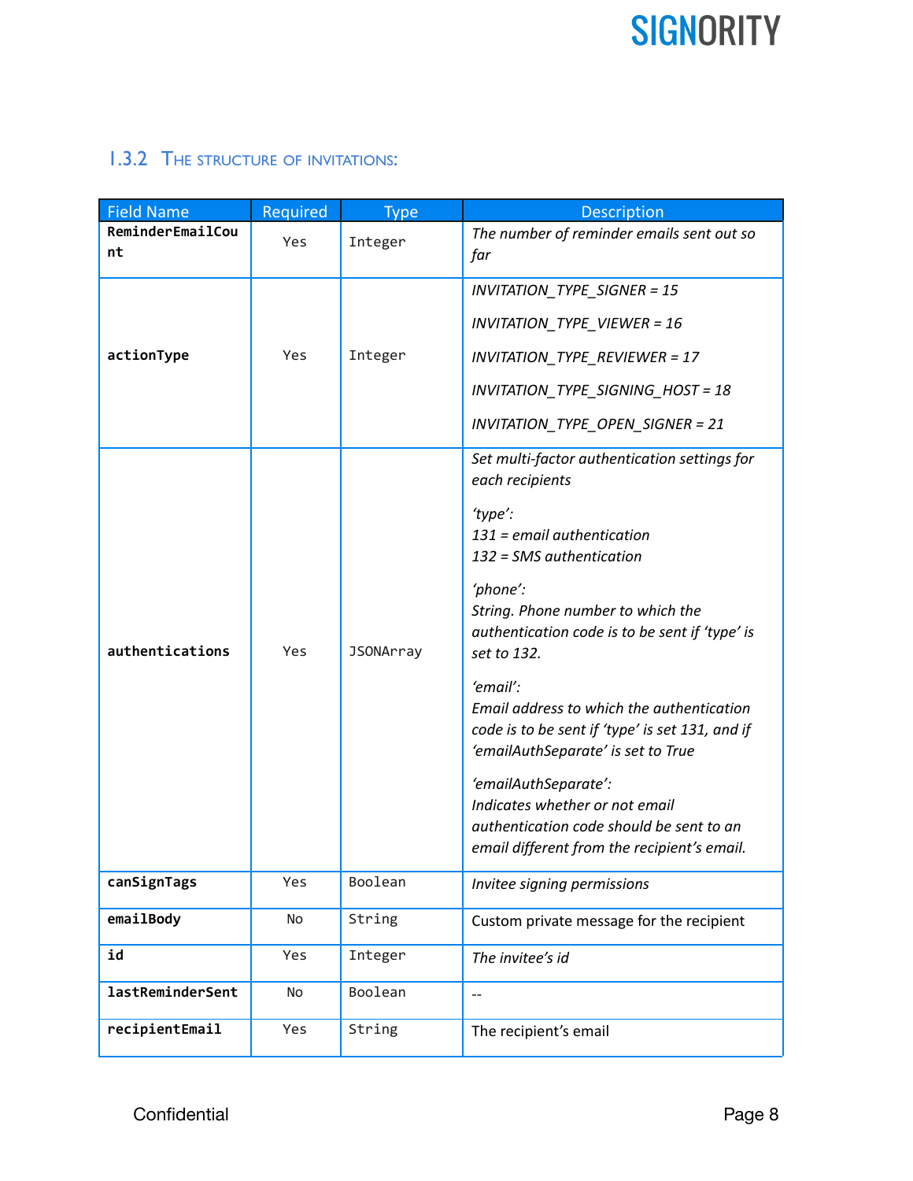### 1.3.2 The structure of invitations:

| Field Name | Required | Type | Description |
| --- | --- | --- | --- |
| **ReminderEmailCount** | Yes | Integer | *The number of reminder emails sent out so far* |
| **actionType** | Yes | Integer | *INVITATION_TYPE_SIGNER = 15*<br><br>*INVITATION_TYPE_VIEWER = 16*<br><br>*INVITATION_TYPE_REVIEWER = 17*<br><br>*INVITATION_TYPE_SIGNING_HOST = 18*<br><br>*INVITATION_TYPE_OPEN_SIGNER = 21* |
| **authentications** | Yes | JSONArray | *Set multi-factor authentication settings for each recipients*<br><br>*'type':*<br>*131 = email authentication*<br>*132 = SMS authentication*<br><br>*'phone':*<br>*String. Phone number to which the authentication code is to be sent if 'type' is set to 132.*<br><br>*'email':*<br>*Email address to which the authentication code is to be sent if 'type' is set 131, and if 'emailAuthSeparate' is set to True*<br><br>*'emailAuthSeparate':*<br>*Indicates whether or not email authentication code should be sent to an email different from the recipient's email.* |
| **canSignTags** | Yes | Boolean | *Invitee signing permissions* |
| **emailBody** | No | String | Custom private message for the recipient |
| **id** | Yes | Integer | *The invitee's id* |
| **lastReminderSent** | No | Boolean | -- |
| **recipientEmail** | Yes | String | The recipient's email |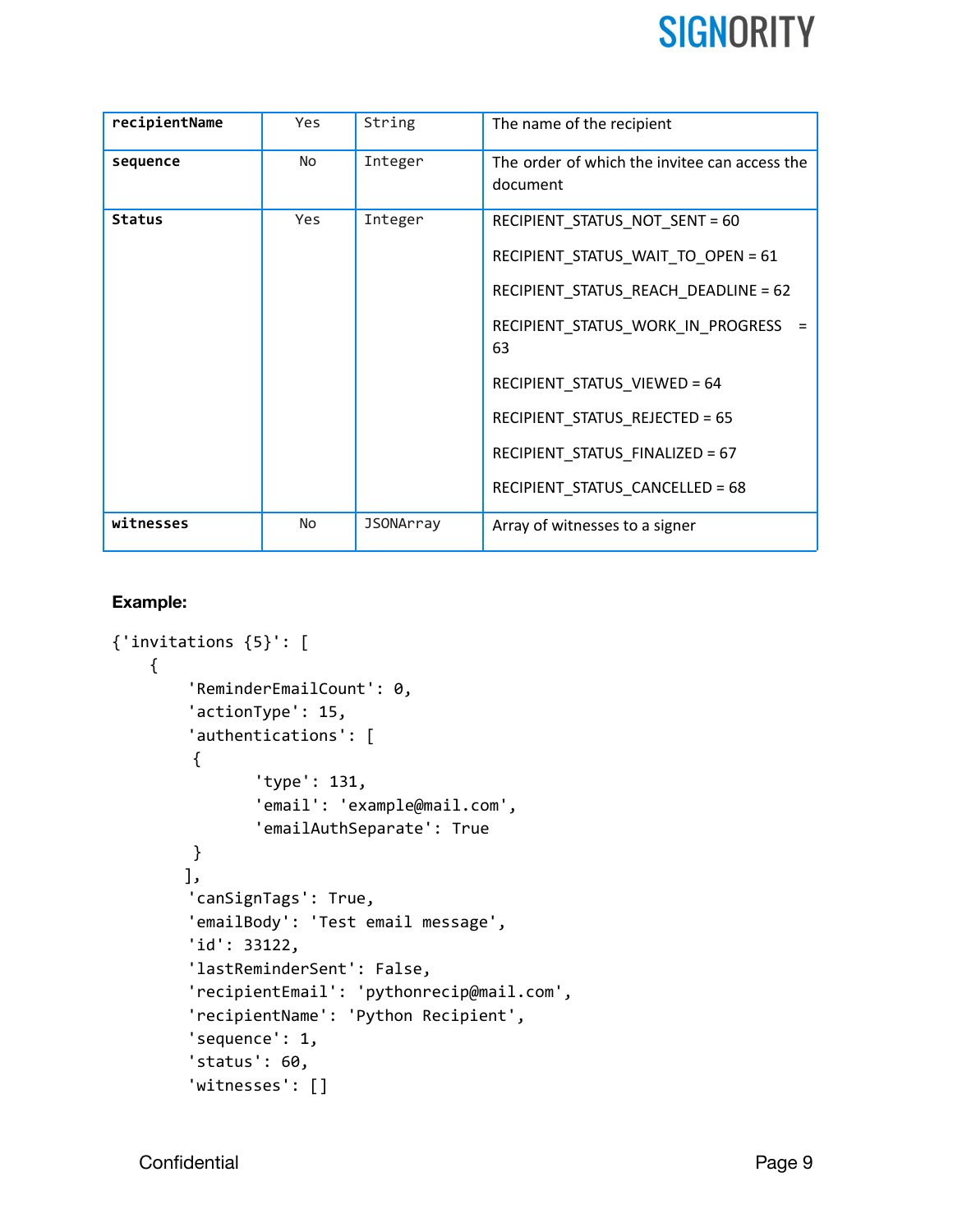| **recipientName** | Yes | String | The name of the recipient |
|---|---|---|---|
| **sequence** | No | Integer | The order of which the invitee can access the document |
| **Status** | Yes | Integer | RECIPIENT_STATUS_NOT_SENT = 60<br><br>RECIPIENT_STATUS_WAIT_TO_OPEN = 61<br><br>RECIPIENT_STATUS_REACH_DEADLINE = 62<br><br>RECIPIENT_STATUS_WORK_IN_PROGRESS = 63<br><br>RECIPIENT_STATUS_VIEWED = 64<br><br>RECIPIENT_STATUS_REJECTED = 65<br><br>RECIPIENT_STATUS_FINALIZED = 67<br><br>RECIPIENT_STATUS_CANCELLED = 68 |
| **witnesses** | No | JSONArray | Array of witnesses to a signer |

**Example:**

```
{'invitations {5}': [
    {
        'ReminderEmailCount': 0,
        'actionType': 15,
        'authentications': [
         {
                'type': 131,
                'email': 'example@mail.com',
                'emailAuthSeparate': True
         }
        ],
        'canSignTags': True,
        'emailBody': 'Test email message',
        'id': 33122,
        'lastReminderSent': False,
        'recipientEmail': 'pythonrecip@mail.com',
        'recipientName': 'Python Recipient',
        'sequence': 1,
        'status': 60,
        'witnesses': []
```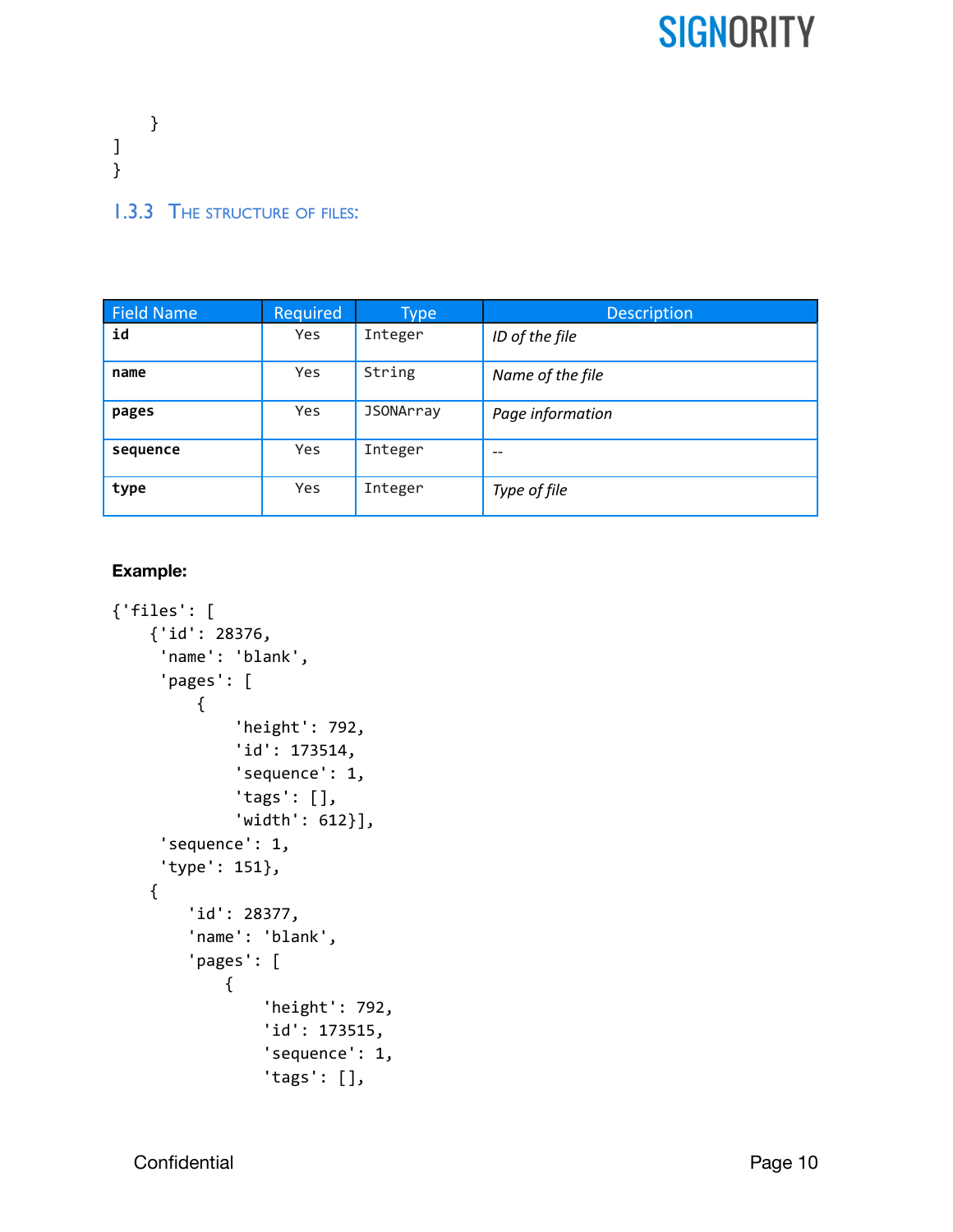```
    }
]
}
```

### 1.3.3 The structure of files:

| Field Name | Required | Type | Description |
|---|---|---|---|
| **id** | Yes | Integer | *ID of the file* |
| **name** | Yes | String | *Name of the file* |
| **pages** | Yes | JSONArray | *Page information* |
| **sequence** | Yes | Integer | -- |
| **type** | Yes | Integer | *Type of file* |

**Example:**

```
{'files': [
    {'id': 28376,
     'name': 'blank',
     'pages': [
         {
             'height': 792,
             'id': 173514,
             'sequence': 1,
             'tags': [],
             'width': 612}],
     'sequence': 1,
     'type': 151},
    {
        'id': 28377,
        'name': 'blank',
        'pages': [
            {
                'height': 792,
                'id': 173515,
                'sequence': 1,
                'tags': [],
```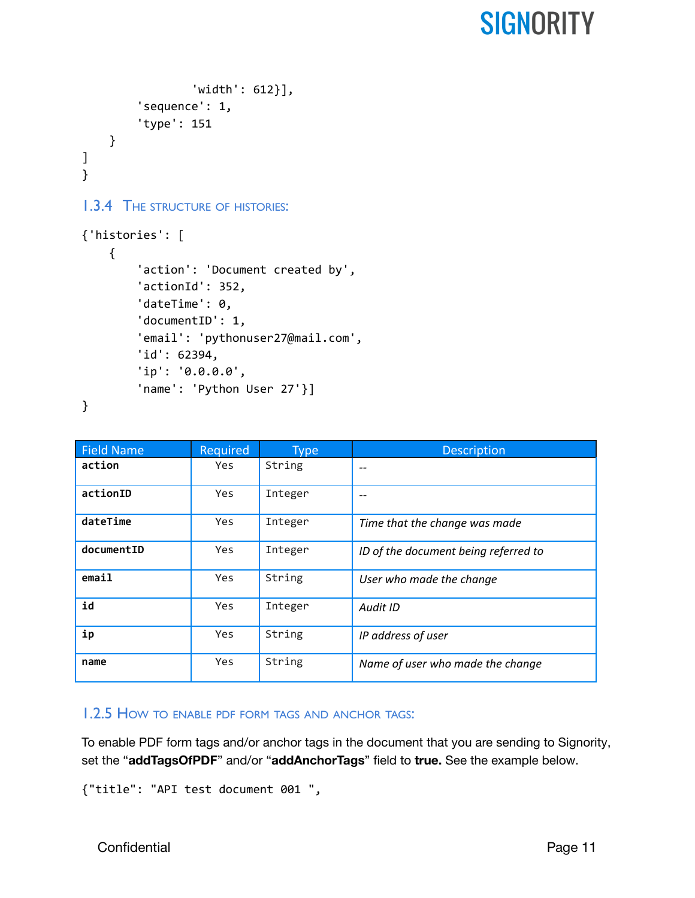```
                'width': 612}],
        'sequence': 1,
        'type': 151
    }
]
}
```

### 1.3.4 The structure of histories:

```
{'histories': [
    {
        'action': 'Document created by',
        'actionId': 352,
        'dateTime': 0,
        'documentID': 1,
        'email': 'pythonuser27@mail.com',
        'id': 62394,
        'ip': '0.0.0.0',
        'name': 'Python User 27'}]
}
```

| Field Name | Required | Type | Description |
|---|---|---|---|
| **action** | Yes | String | -- |
| **actionID** | Yes | Integer | -- |
| **dateTime** | Yes | Integer | *Time that the change was made* |
| **documentID** | Yes | Integer | *ID of the document being referred to* |
| **email** | Yes | String | *User who made the change* |
| **id** | Yes | Integer | *Audit ID* |
| **ip** | Yes | String | *IP address of user* |
| **name** | Yes | String | *Name of user who made the change* |

### 1.2.5 How to enable PDF form tags and anchor tags:

To enable PDF form tags and/or anchor tags in the document that you are sending to Signority, set the "**addTagsOfPDF**" and/or "**addAnchorTags**" field to **true.** See the example below.

```
{"title": "API test document 001 ",
```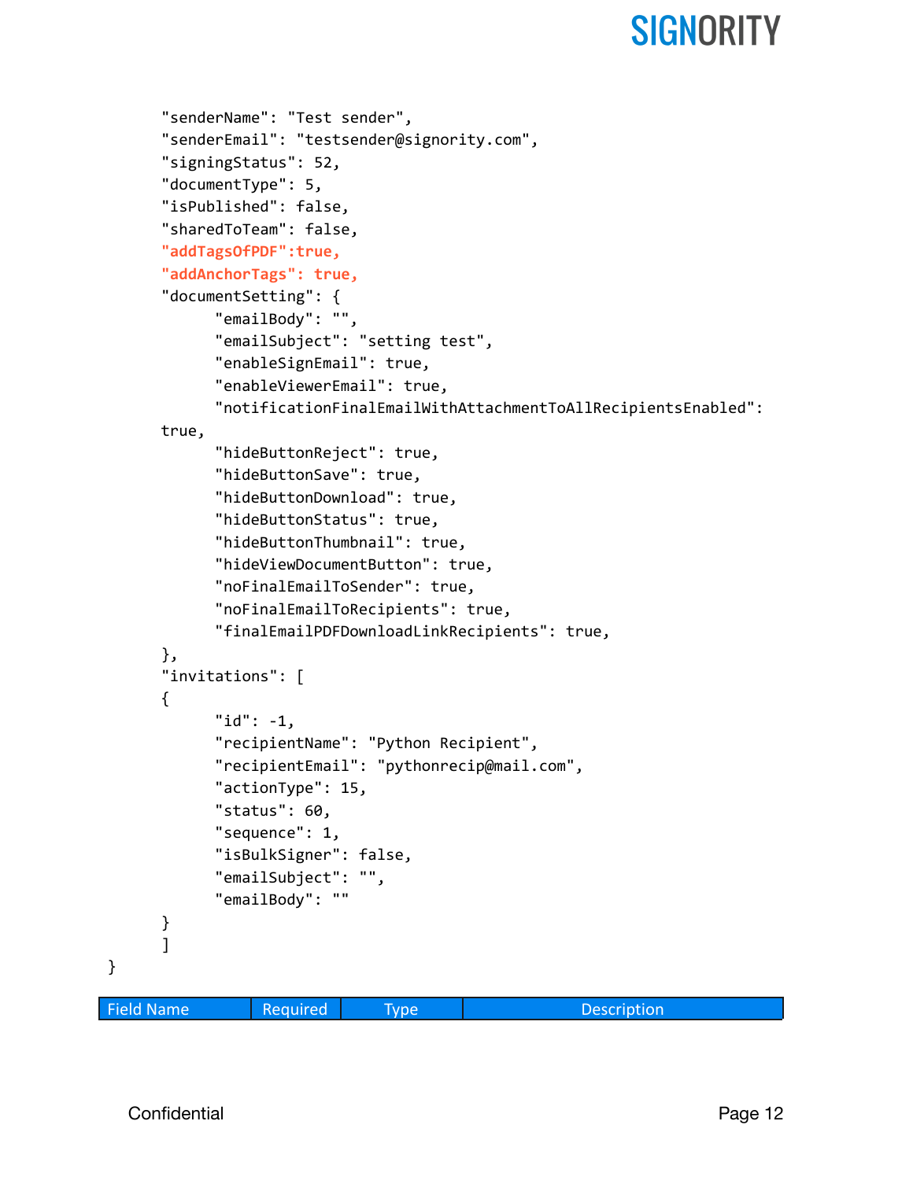```
	"senderName": "Test sender",
	"senderEmail": "testsender@signority.com",
	"signingStatus": 52,
	"documentType": 5,
	"isPublished": false,
	"sharedToTeam": false,
	"addTagsOfPDF":true,
	"addAnchorTags": true,
	"documentSetting": {
		"emailBody": "",
		"emailSubject": "setting test",
		"enableSignEmail": true,
		"enableViewerEmail": true,
		"notificationFinalEmailWithAttachmentToAllRecipientsEnabled":
	true,
		"hideButtonReject": true,
		"hideButtonSave": true,
		"hideButtonDownload": true,
		"hideButtonStatus": true,
		"hideButtonThumbnail": true,
		"hideViewDocumentButton": true,
		"noFinalEmailToSender": true,
		"noFinalEmailToRecipients": true,
		"finalEmailPDFDownloadLinkRecipients": true,
	},
	"invitations": [
	{
		"id": -1,
		"recipientName": "Python Recipient",
		"recipientEmail": "pythonrecip@mail.com",
		"actionType": 15,
		"status": 60,
		"sequence": 1,
		"isBulkSigner": false,
		"emailSubject": "",
		"emailBody": ""
	}
	]
}
```

| Field Name | Required | Type | Description |
|---|---|---|---|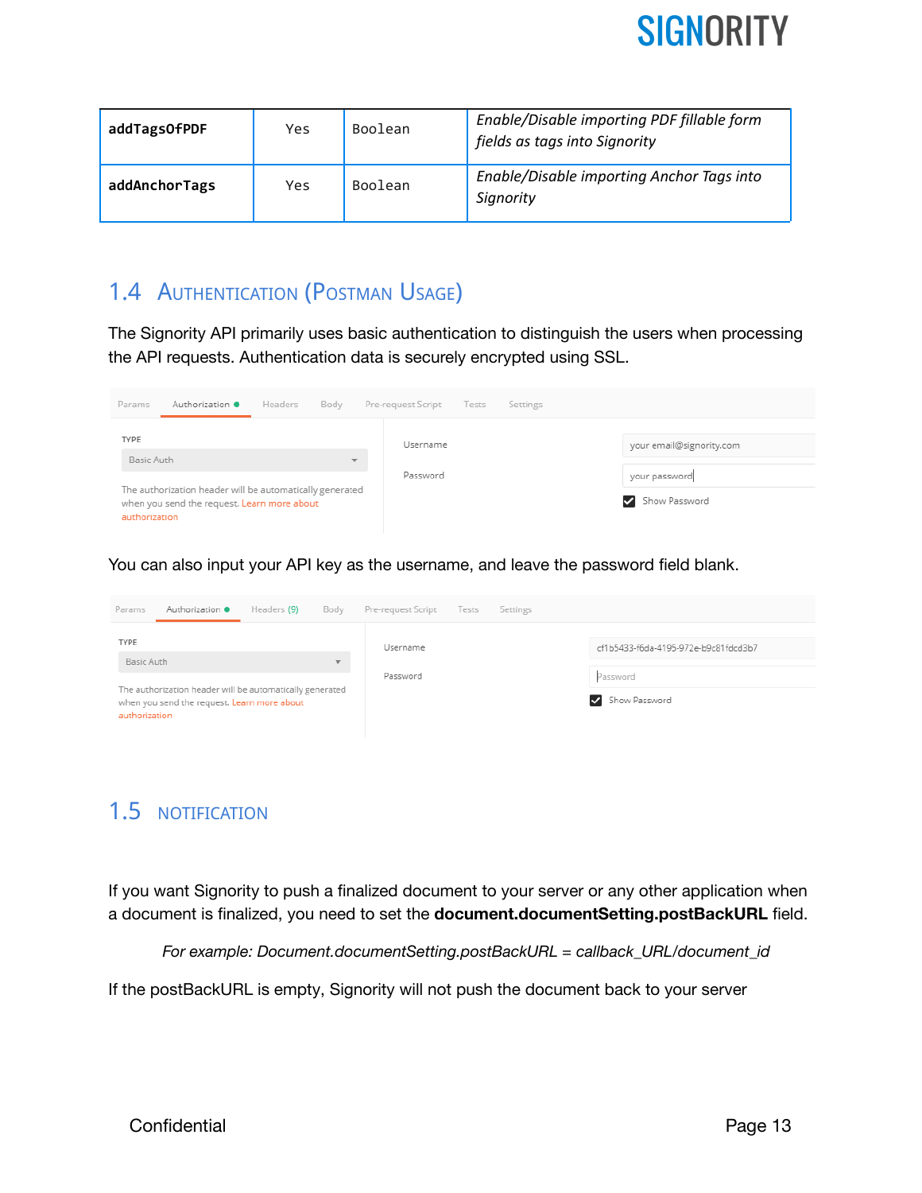| addTagsOfPDF | Yes | Boolean | *Enable/Disable importing PDF fillable form fields as tags into Signority* |
| --- | --- | --- | --- |
| addAnchorTags | Yes | Boolean | *Enable/Disable importing Anchor Tags into Signority* |

## 1.4 Authentication (Postman Usage)

The Signority API primarily uses basic authentication to distinguish the users when processing the API requests. Authentication data is securely encrypted using SSL.

You can also input your API key as the username, and leave the password field blank.

## 1.5 NOTIFICATION

If you want Signority to push a finalized document to your server or any other application when a document is finalized, you need to set the **document.documentSetting.postBackURL** field.

*For example: Document.documentSetting.postBackURL = callback_URL/document_id*

If the postBackURL is empty, Signority will not push the document back to your server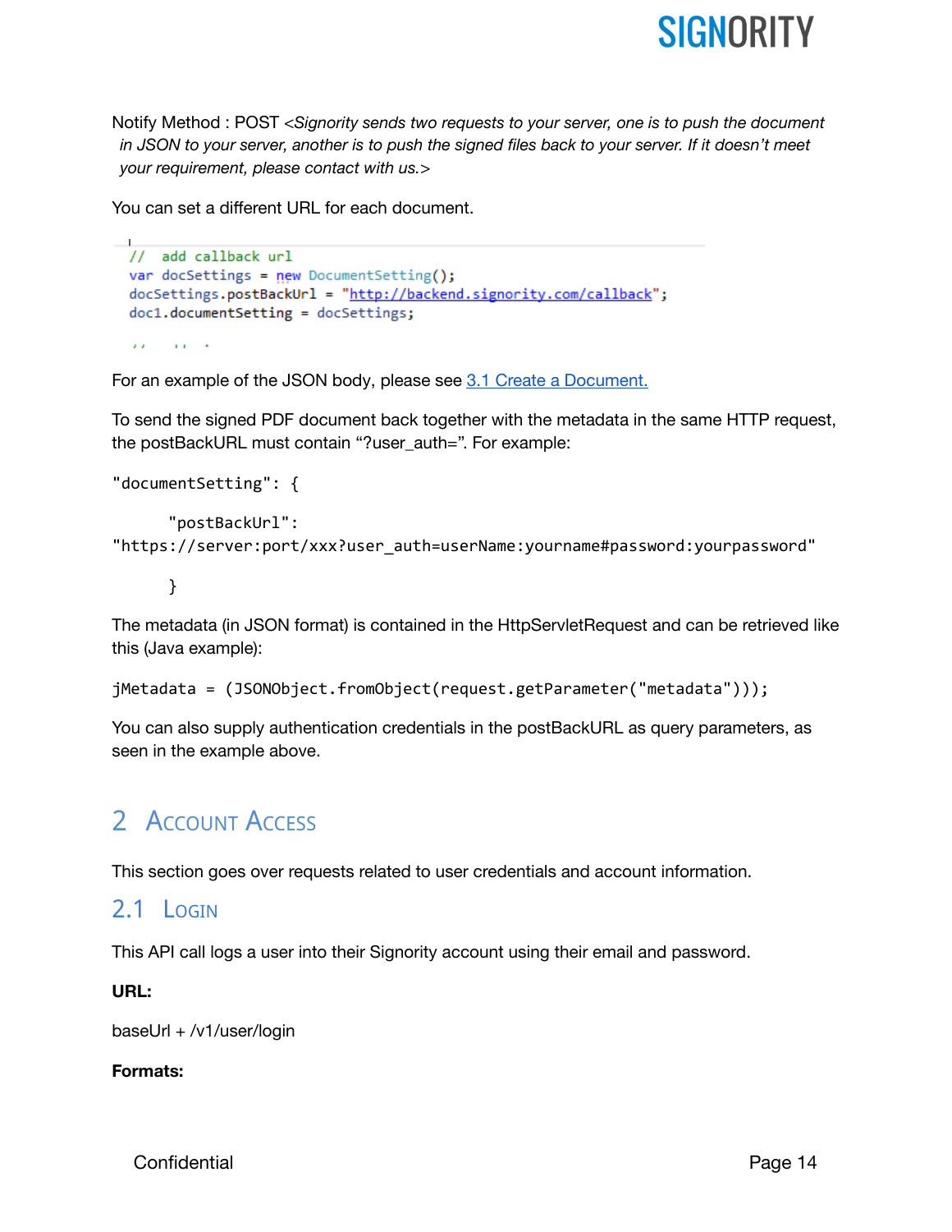Notify Method : POST *<Signority sends two requests to your server, one is to push the document in JSON to your server, another is to push the signed files back to your server. If it doesn't meet your requirement, please contact with us.>*

You can set a different URL for each document.

```
//  add callback url
var docSettings = new DocumentSetting();
docSettings.postBackUrl = "http://backend.signority.com/callback";
doc1.documentSetting = docSettings;
```

For an example of the JSON body, please see [3.1 Create a Document.](#)

To send the signed PDF document back together with the metadata in the same HTTP request, the postBackURL must contain "?user_auth=". For example:

```
"documentSetting": {

      "postBackUrl":
"https://server:port/xxx?user_auth=userName:yourname#password:yourpassword"

      }
```

The metadata (in JSON format) is contained in the HttpServletRequest and can be retrieved like this (Java example):

```
jMetadata = (JSONObject.fromObject(request.getParameter("metadata")));
```

You can also supply authentication credentials in the postBackURL as query parameters, as seen in the example above.

# 2 Account Access

This section goes over requests related to user credentials and account information.

## 2.1 Login

This API call logs a user into their Signority account using their email and password.

**URL:**

baseUrl + /v1/user/login

**Formats:**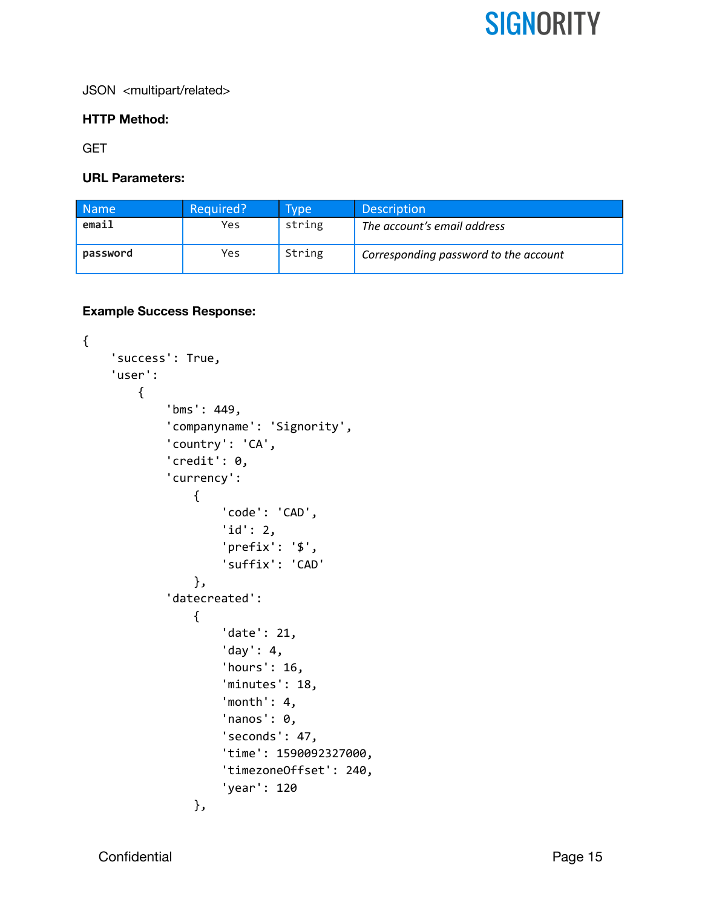JSON <multipart/related>

**HTTP Method:**

GET

**URL Parameters:**

| Name | Required? | Type | Description |
|---|---|---|---|
| **email** | Yes | string | *The account's email address* |
| **password** | Yes | String | *Corresponding password to the account* |

**Example Success Response:**

```
{
    'success': True,
    'user':
        {
            'bms': 449,
            'companyname': 'Signority',
            'country': 'CA',
            'credit': 0,
            'currency':
                {
                    'code': 'CAD',
                    'id': 2,
                    'prefix': '$',
                    'suffix': 'CAD'
                },
            'datecreated':
                {
                    'date': 21,
                    'day': 4,
                    'hours': 16,
                    'minutes': 18,
                    'month': 4,
                    'nanos': 0,
                    'seconds': 47,
                    'time': 1590092327000,
                    'timezoneOffset': 240,
                    'year': 120
                },
```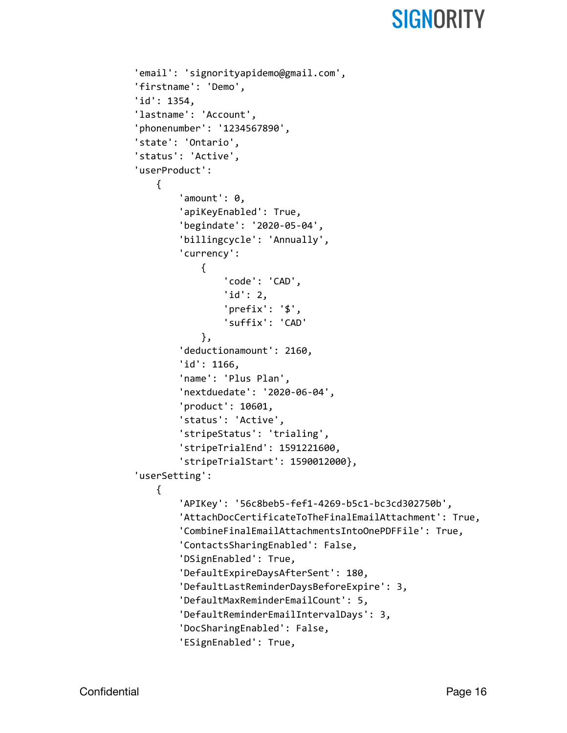```
'email': 'signorityapidemo@gmail.com',
'firstname': 'Demo',
'id': 1354,
'lastname': 'Account',
'phonenumber': '1234567890',
'state': 'Ontario',
'status': 'Active',
'userProduct':
    {
        'amount': 0,
        'apiKeyEnabled': True,
        'begindate': '2020-05-04',
        'billingcycle': 'Annually',
        'currency':
            {
                'code': 'CAD',
                'id': 2,
                'prefix': '$',
                'suffix': 'CAD'
            },
        'deductionamount': 2160,
        'id': 1166,
        'name': 'Plus Plan',
        'nextduedate': '2020-06-04',
        'product': 10601,
        'status': 'Active',
        'stripeStatus': 'trialing',
        'stripeTrialEnd': 1591221600,
        'stripeTrialStart': 1590012000},
'userSetting':
    {
        'APIKey': '56c8beb5-fef1-4269-b5c1-bc3cd302750b',
        'AttachDocCertificateToTheFinalEmailAttachment': True,
        'CombineFinalEmailAttachmentsIntoOnePDFFile': True,
        'ContactsSharingEnabled': False,
        'DSignEnabled': True,
        'DefaultExpireDaysAfterSent': 180,
        'DefaultLastReminderDaysBeforeExpire': 3,
        'DefaultMaxReminderEmailCount': 5,
        'DefaultReminderEmailIntervalDays': 3,
        'DocSharingEnabled': False,
        'ESignEnabled': True,
```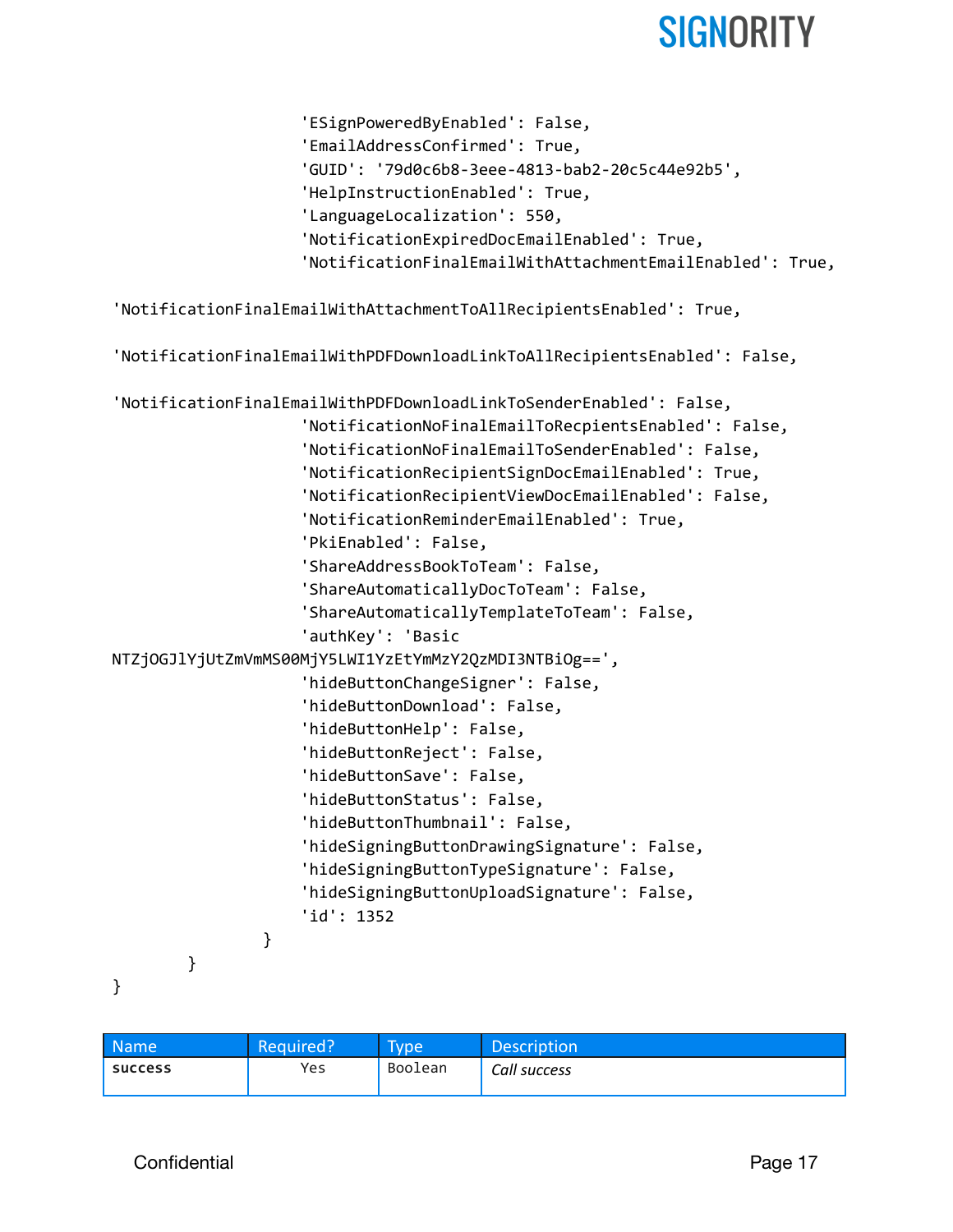```
                        'ESignPoweredByEnabled': False,
                        'EmailAddressConfirmed': True,
                        'GUID': '79d0c6b8-3eee-4813-bab2-20c5c44e92b5',
                        'HelpInstructionEnabled': True,
                        'LanguageLocalization': 550,
                        'NotificationExpiredDocEmailEnabled': True,
                        'NotificationFinalEmailWithAttachmentEmailEnabled': True,

'NotificationFinalEmailWithAttachmentToAllRecipientsEnabled': True,

'NotificationFinalEmailWithPDFDownloadLinkToAllRecipientsEnabled': False,

'NotificationFinalEmailWithPDFDownloadLinkToSenderEnabled': False,
                        'NotificationNoFinalEmailToRecpientsEnabled': False,
                        'NotificationNoFinalEmailToSenderEnabled': False,
                        'NotificationRecipientSignDocEmailEnabled': True,
                        'NotificationRecipientViewDocEmailEnabled': False,
                        'NotificationReminderEmailEnabled': True,
                        'PkiEnabled': False,
                        'ShareAddressBookToTeam': False,
                        'ShareAutomaticallyDocToTeam': False,
                        'ShareAutomaticallyTemplateToTeam': False,
                        'authKey': 'Basic
NTZjOGJlYjUtZmVmMS00MjY5LWI1YzEtYmMzY2QzMDI3NTBiOg==',
                        'hideButtonChangeSigner': False,
                        'hideButtonDownload': False,
                        'hideButtonHelp': False,
                        'hideButtonReject': False,
                        'hideButtonSave': False,
                        'hideButtonStatus': False,
                        'hideButtonThumbnail': False,
                        'hideSigningButtonDrawingSignature': False,
                        'hideSigningButtonTypeSignature': False,
                        'hideSigningButtonUploadSignature': False,
                        'id': 1352
                    }
            }
}
```

| Name | Required? | Type | Description |
|---|---|---|---|
| **success** | Yes | Boolean | *Call success* |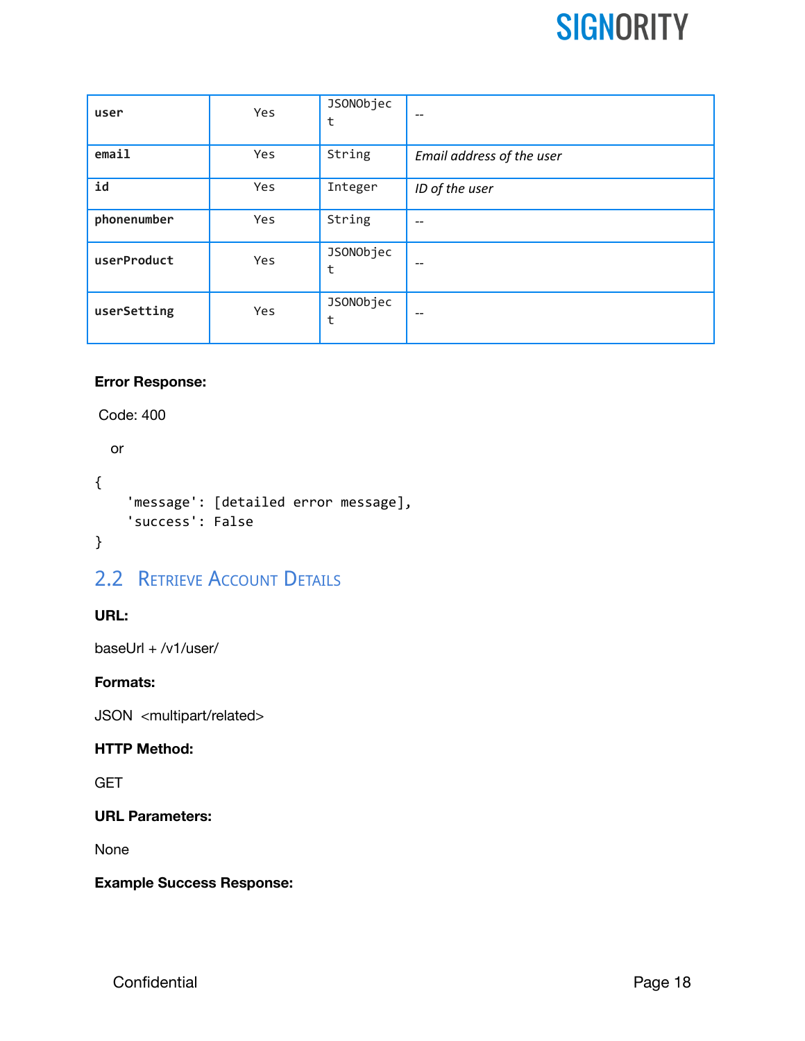| user | Yes | JSONObject | -- |
|---|---|---|---|
| email | Yes | String | *Email address of the user* |
| id | Yes | Integer | *ID of the user* |
| phonenumber | Yes | String | -- |
| userProduct | Yes | JSONObject | -- |
| userSetting | Yes | JSONObject | -- |

**Error Response:**

Code: 400

or

```
{
    'message': [detailed error message],
    'success': False
}
```

## 2.2 Retrieve Account Details

**URL:**

baseUrl + /v1/user/

**Formats:**

JSON <multipart/related>

**HTTP Method:**

GET

**URL Parameters:**

None

**Example Success Response:**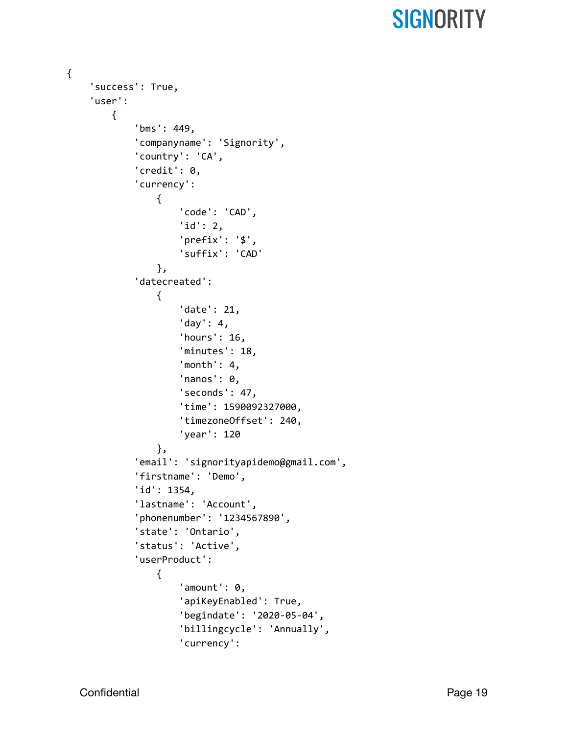```
{
    'success': True,
    'user':
        {
            'bms': 449,
            'companyname': 'Signority',
            'country': 'CA',
            'credit': 0,
            'currency':
                {
                    'code': 'CAD',
                    'id': 2,
                    'prefix': '$',
                    'suffix': 'CAD'
                },
            'datecreated':
                {
                    'date': 21,
                    'day': 4,
                    'hours': 16,
                    'minutes': 18,
                    'month': 4,
                    'nanos': 0,
                    'seconds': 47,
                    'time': 1590092327000,
                    'timezoneOffset': 240,
                    'year': 120
                },
            'email': 'signorityapidemo@gmail.com',
            'firstname': 'Demo',
            'id': 1354,
            'lastname': 'Account',
            'phonenumber': '1234567890',
            'state': 'Ontario',
            'status': 'Active',
            'userProduct':
                {
                    'amount': 0,
                    'apiKeyEnabled': True,
                    'begindate': '2020-05-04',
                    'billingcycle': 'Annually',
                    'currency':
```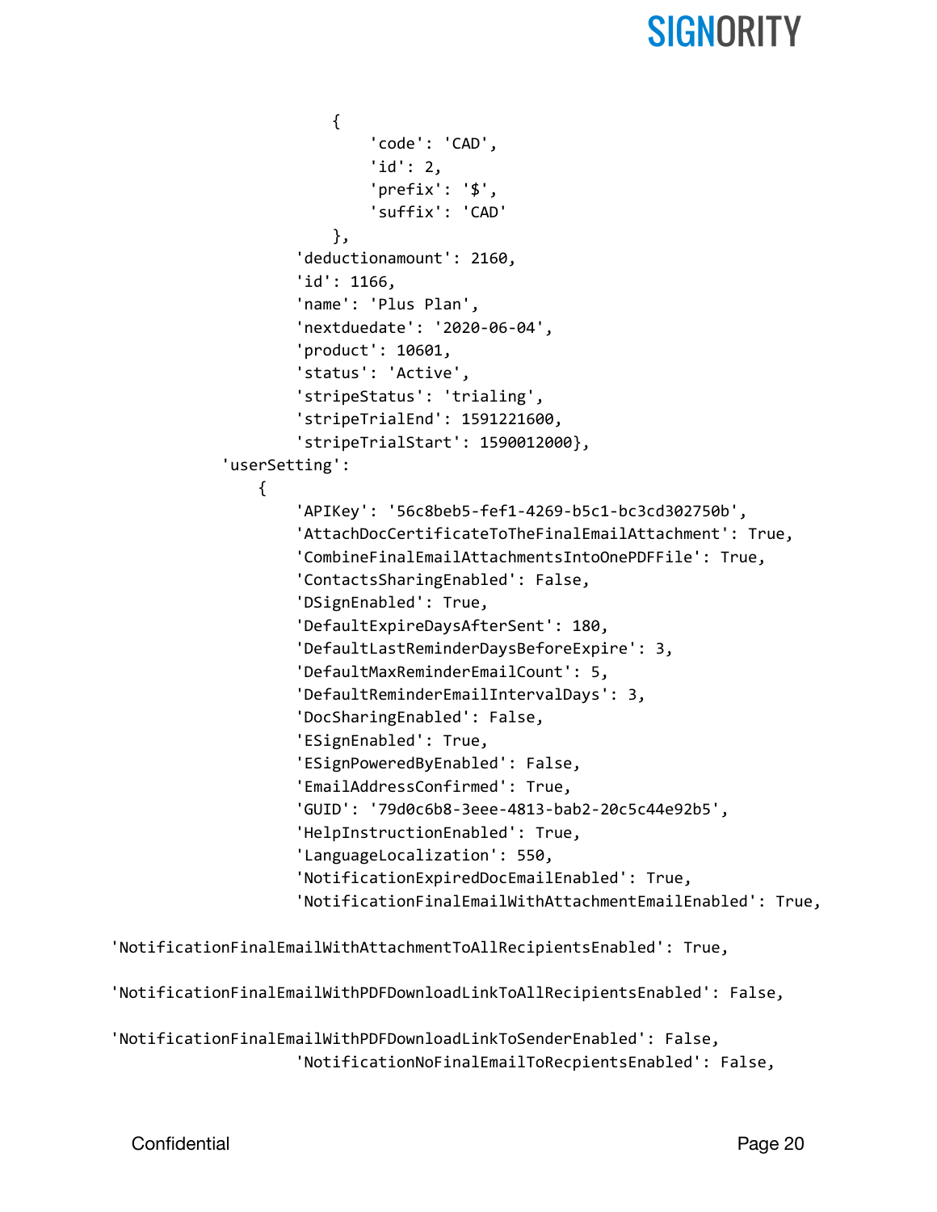```
                {
                    'code': 'CAD',
                    'id': 2,
                    'prefix': '$',
                    'suffix': 'CAD'
                },
            'deductionamount': 2160,
            'id': 1166,
            'name': 'Plus Plan',
            'nextduedate': '2020-06-04',
            'product': 10601,
            'status': 'Active',
            'stripeStatus': 'trialing',
            'stripeTrialEnd': 1591221600,
            'stripeTrialStart': 1590012000},
    'userSetting':
        {
            'APIKey': '56c8beb5-fef1-4269-b5c1-bc3cd302750b',
            'AttachDocCertificateToTheFinalEmailAttachment': True,
            'CombineFinalEmailAttachmentsIntoOnePDFFile': True,
            'ContactsSharingEnabled': False,
            'DSignEnabled': True,
            'DefaultExpireDaysAfterSent': 180,
            'DefaultLastReminderDaysBeforeExpire': 3,
            'DefaultMaxReminderEmailCount': 5,
            'DefaultReminderEmailIntervalDays': 3,
            'DocSharingEnabled': False,
            'ESignEnabled': True,
            'ESignPoweredByEnabled': False,
            'EmailAddressConfirmed': True,
            'GUID': '79d0c6b8-3eee-4813-bab2-20c5c44e92b5',
            'HelpInstructionEnabled': True,
            'LanguageLocalization': 550,
            'NotificationExpiredDocEmailEnabled': True,
            'NotificationFinalEmailWithAttachmentEmailEnabled': True,

'NotificationFinalEmailWithAttachmentToAllRecipientsEnabled': True,

'NotificationFinalEmailWithPDFDownloadLinkToAllRecipientsEnabled': False,

'NotificationFinalEmailWithPDFDownloadLinkToSenderEnabled': False,
            'NotificationNoFinalEmailToRecpientsEnabled': False,
```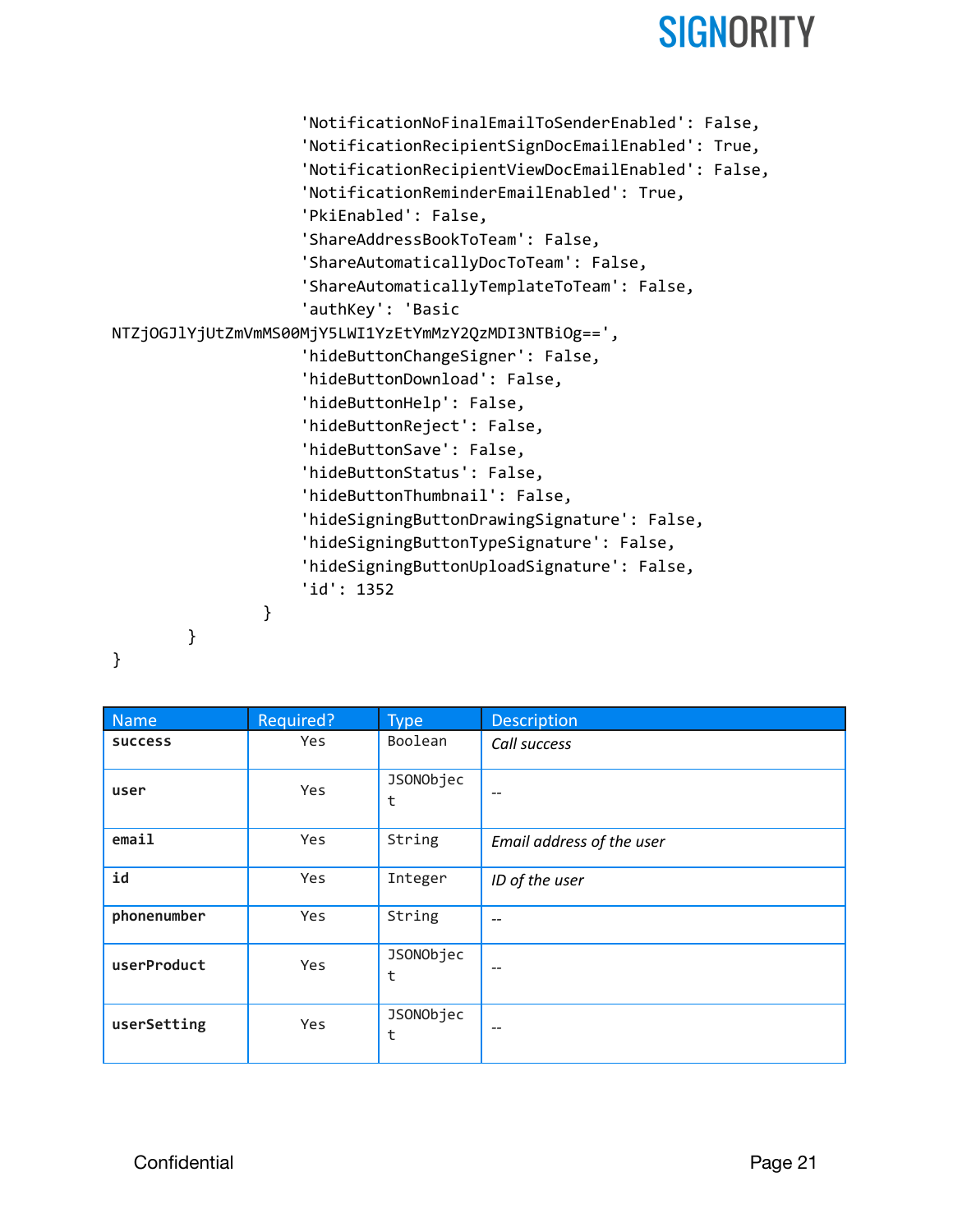```
                    'NotificationNoFinalEmailToSenderEnabled': False,
                    'NotificationRecipientSignDocEmailEnabled': True,
                    'NotificationRecipientViewDocEmailEnabled': False,
                    'NotificationReminderEmailEnabled': True,
                    'PkiEnabled': False,
                    'ShareAddressBookToTeam': False,
                    'ShareAutomaticallyDocToTeam': False,
                    'ShareAutomaticallyTemplateToTeam': False,
                    'authKey': 'Basic
NTZjOGJlYjUtZmVmMS00MjY5LWI1YzEtYmMzY2QzMDI3NTBiOg==',
                    'hideButtonChangeSigner': False,
                    'hideButtonDownload': False,
                    'hideButtonHelp': False,
                    'hideButtonReject': False,
                    'hideButtonSave': False,
                    'hideButtonStatus': False,
                    'hideButtonThumbnail': False,
                    'hideSigningButtonDrawingSignature': False,
                    'hideSigningButtonTypeSignature': False,
                    'hideSigningButtonUploadSignature': False,
                    'id': 1352
                }
        }
}
```

| Name | Required? | Type | Description |
|---|---|---|---|
| **success** | Yes | Boolean | *Call success* |
| **user** | Yes | JSONObject | -- |
| **email** | Yes | String | *Email address of the user* |
| **id** | Yes | Integer | *ID of the user* |
| **phonenumber** | Yes | String | -- |
| **userProduct** | Yes | JSONObject | -- |
| **userSetting** | Yes | JSONObject | -- |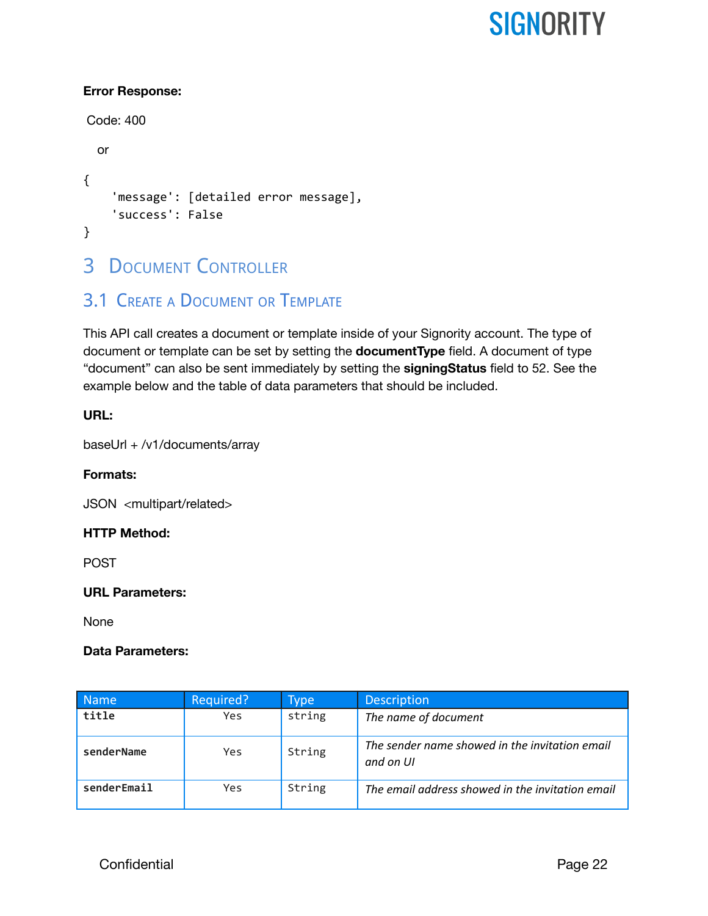**Error Response:**

Code: 400

or

```
{
    'message': [detailed error message],
    'success': False
}
```

# 3 Document Controller

## 3.1 Create a Document or Template

This API call creates a document or template inside of your Signority account. The type of document or template can be set by setting the **documentType** field. A document of type “document” can also be sent immediately by setting the **signingStatus** field to 52. See the example below and the table of data parameters that should be included.

**URL:**

baseUrl + /v1/documents/array

**Formats:**

JSON <multipart/related>

**HTTP Method:**

POST

**URL Parameters:**

None

**Data Parameters:**

| Name | Required? | Type | Description |
|---|---|---|---|
| **title** | Yes | string | *The name of document* |
| **senderName** | Yes | String | *The sender name showed in the invitation email and on UI* |
| **senderEmail** | Yes | String | *The email address showed in the invitation email* |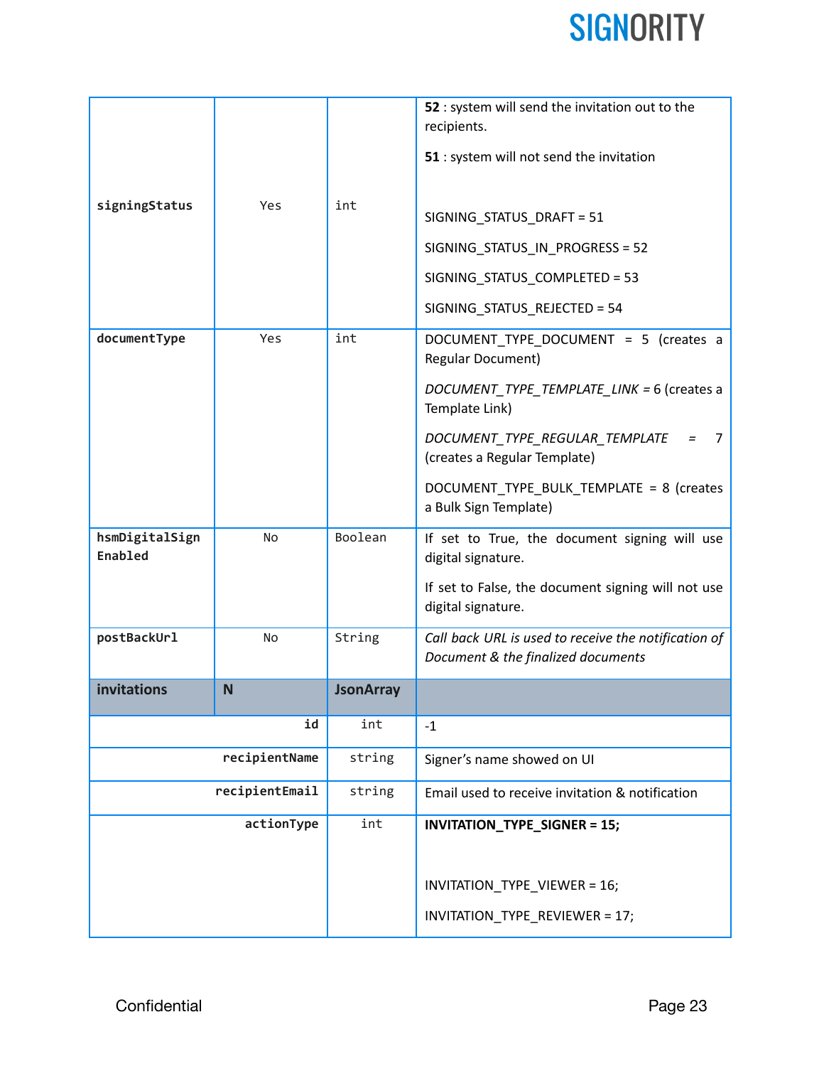| | | | |
|---|---|---|---|
| **signingStatus** | Yes | int | **52** : system will send the invitation out to the recipients.<br><br>**51** : system will not send the invitation<br><br>SIGNING_STATUS_DRAFT = 51<br><br>SIGNING_STATUS_IN_PROGRESS = 52<br><br>SIGNING_STATUS_COMPLETED = 53<br><br>SIGNING_STATUS_REJECTED = 54 |
| **documentType** | Yes | int | DOCUMENT_TYPE_DOCUMENT = 5 (creates a Regular Document)<br><br>*DOCUMENT_TYPE_TEMPLATE_LINK* = 6 (creates a Template Link)<br><br>*DOCUMENT_TYPE_REGULAR_TEMPLATE* = 7 (creates a Regular Template)<br><br>DOCUMENT_TYPE_BULK_TEMPLATE = 8 (creates a Bulk Sign Template) |
| **hsmDigitalSignEnabled** | No | Boolean | If set to True, the document signing will use digital signature.<br><br>If set to False, the document signing will not use digital signature. |
| **postBackUrl** | No | String | *Call back URL is used to receive the notification of Document & the finalized documents* |
| **invitations** | **N** | **JsonArray** | |
| **id** | | int | -1 |
| **recipientName** | | string | Signer's name showed on UI |
| **recipientEmail** | | string | Email used to receive invitation & notification |
| **actionType** | | int | **INVITATION_TYPE_SIGNER = 15;**<br><br>INVITATION_TYPE_VIEWER = 16;<br><br>INVITATION_TYPE_REVIEWER = 17; |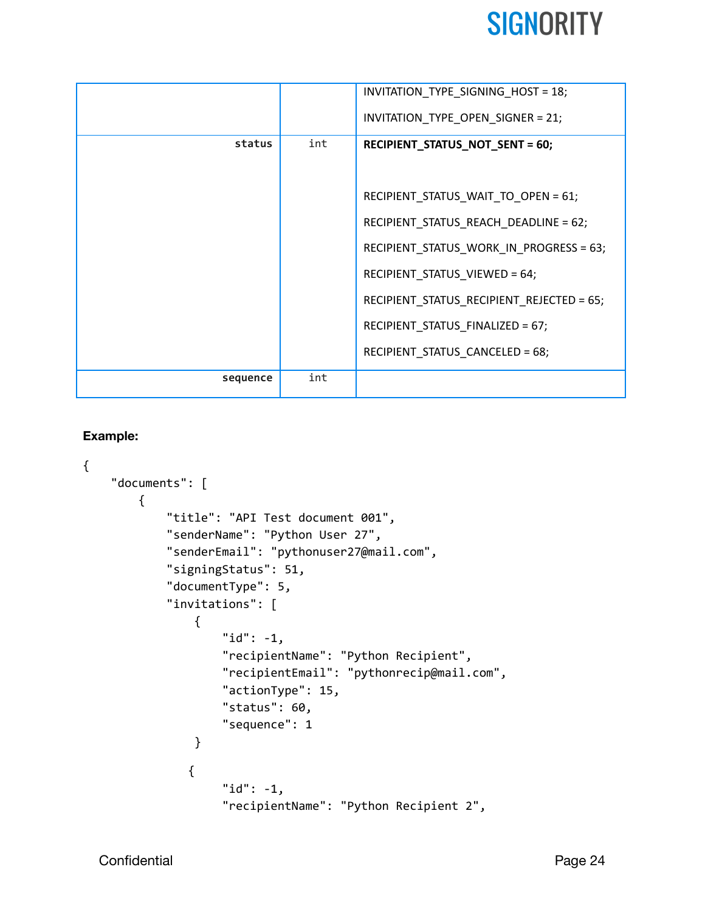| | | |
|---|---|---|
| | | INVITATION_TYPE_SIGNING_HOST = 18;<br><br>INVITATION_TYPE_OPEN_SIGNER = 21; |
| **status** | int | **RECIPIENT_STATUS_NOT_SENT = 60;**<br><br>RECIPIENT_STATUS_WAIT_TO_OPEN = 61;<br><br>RECIPIENT_STATUS_REACH_DEADLINE = 62;<br><br>RECIPIENT_STATUS_WORK_IN_PROGRESS = 63;<br><br>RECIPIENT_STATUS_VIEWED = 64;<br><br>RECIPIENT_STATUS_RECIPIENT_REJECTED = 65;<br><br>RECIPIENT_STATUS_FINALIZED = 67;<br><br>RECIPIENT_STATUS_CANCELED = 68; |
| **sequence** | int | |

**Example:**

```
{
    "documents": [
        {
            "title": "API Test document 001",
            "senderName": "Python User 27",
            "senderEmail": "pythonuser27@mail.com",
            "signingStatus": 51,
            "documentType": 5,
            "invitations": [
                {
                    "id": -1,
                    "recipientName": "Python Recipient",
                    "recipientEmail": "pythonrecip@mail.com",
                    "actionType": 15,
                    "status": 60,
                    "sequence": 1
                }

               {
                    "id": -1,
                    "recipientName": "Python Recipient 2",
```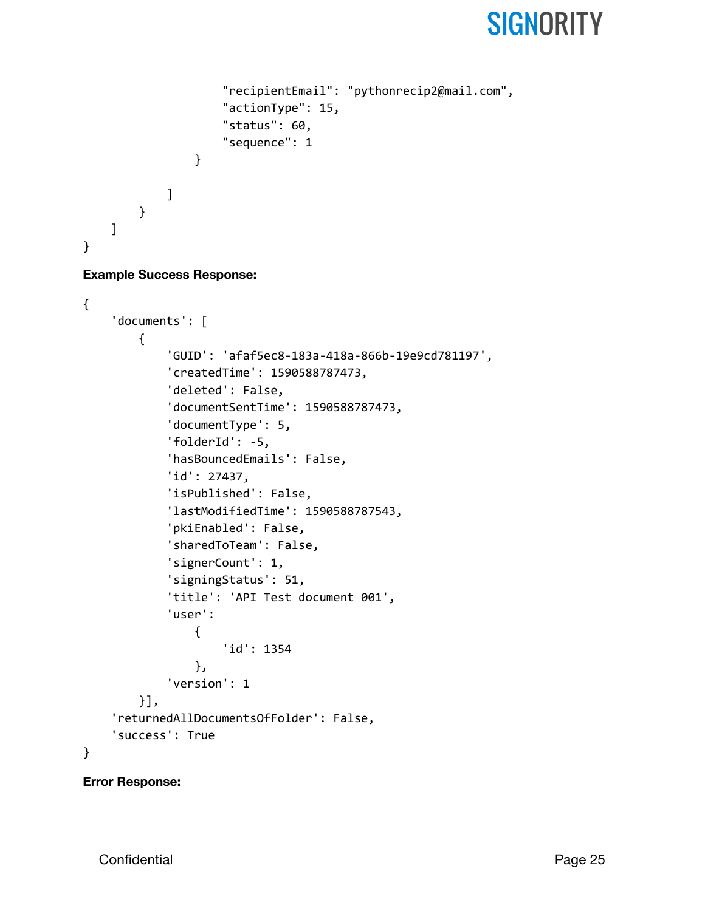```
                "recipientEmail": "pythonrecip2@mail.com",
                "actionType": 15,
                "status": 60,
                "sequence": 1
            }

        ]
    }
  ]
}
```

**Example Success Response:**

```
{
    'documents': [
        {
            'GUID': 'afaf5ec8-183a-418a-866b-19e9cd781197',
            'createdTime': 1590588787473,
            'deleted': False,
            'documentSentTime': 1590588787473,
            'documentType': 5,
            'folderId': -5,
            'hasBouncedEmails': False,
            'id': 27437,
            'isPublished': False,
            'lastModifiedTime': 1590588787543,
            'pkiEnabled': False,
            'sharedToTeam': False,
            'signerCount': 1,
            'signingStatus': 51,
            'title': 'API Test document 001',
            'user':
                {
                    'id': 1354
                },
            'version': 1
        }],
    'returnedAllDocumentsOfFolder': False,
    'success': True
}
```

**Error Response:**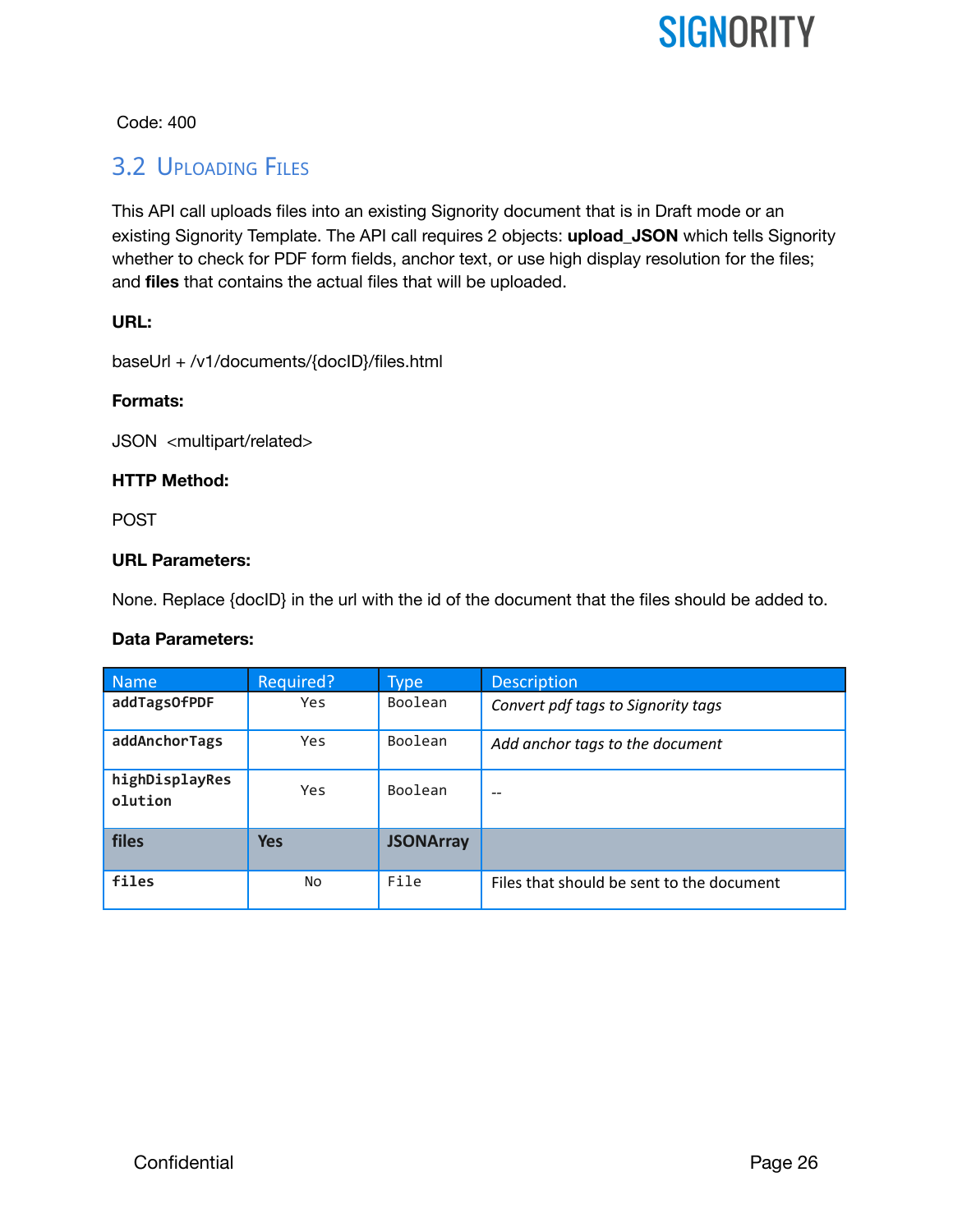Code: 400

## 3.2 Uploading Files

This API call uploads files into an existing Signority document that is in Draft mode or an existing Signority Template. The API call requires 2 objects: **upload_JSON** which tells Signority whether to check for PDF form fields, anchor text, or use high display resolution for the files; and **files** that contains the actual files that will be uploaded.

**URL:**

baseUrl + /v1/documents/{docID}/files.html

**Formats:**

JSON <multipart/related>

**HTTP Method:**

POST

**URL Parameters:**

None. Replace {docID} in the url with the id of the document that the files should be added to.

**Data Parameters:**

| Name | Required? | Type | Description |
|---|---|---|---|
| **addTagsOfPDF** | Yes | Boolean | *Convert pdf tags to Signority tags* |
| **addAnchorTags** | Yes | Boolean | *Add anchor tags to the document* |
| **highDisplayResolution** | Yes | Boolean | -- |
| **files** | **Yes** | **JSONArray** | |
| **files** | No | File | Files that should be sent to the document |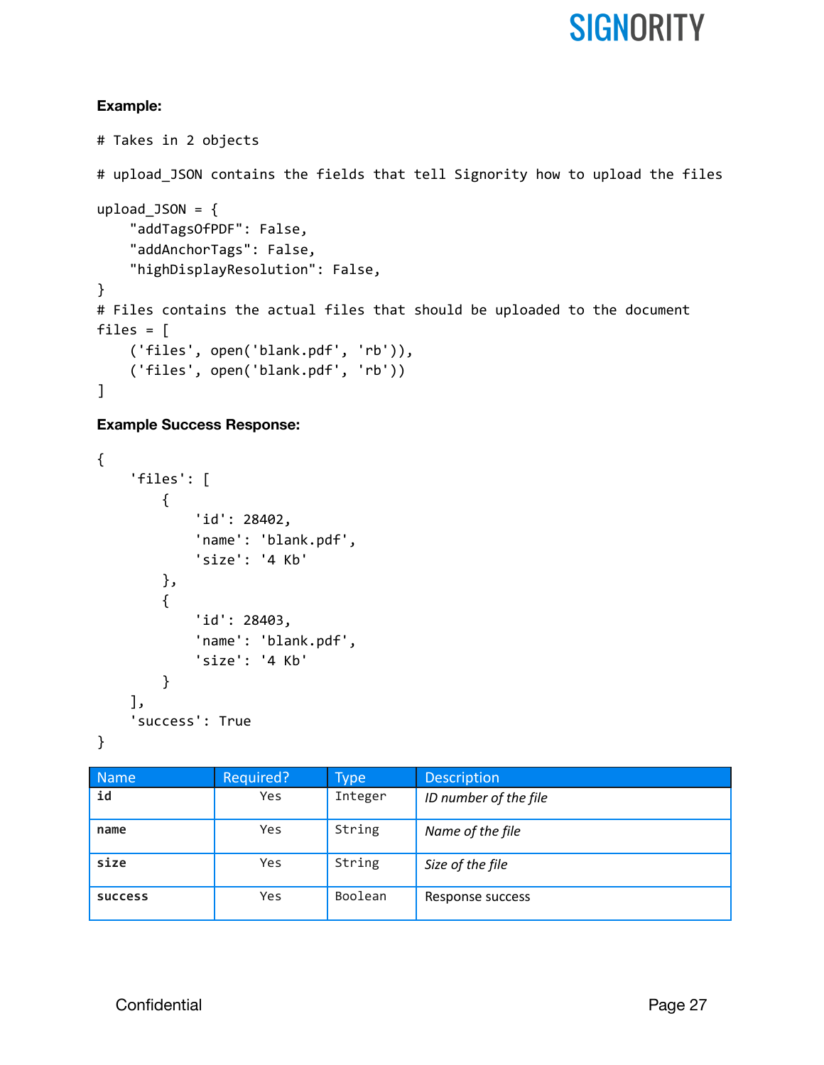**Example:**

```
# Takes in 2 objects

# upload_JSON contains the fields that tell Signority how to upload the files

upload_JSON = {
    "addTagsOfPDF": False,
    "addAnchorTags": False,
    "highDisplayResolution": False,
}
# Files contains the actual files that should be uploaded to the document
files = [
    ('files', open('blank.pdf', 'rb')),
    ('files', open('blank.pdf', 'rb'))
]
```

**Example Success Response:**

```
{
    'files': [
        {
            'id': 28402,
            'name': 'blank.pdf',
            'size': '4 Kb'
        },
        {
            'id': 28403,
            'name': 'blank.pdf',
            'size': '4 Kb'
        }
    ],
    'success': True
}
```

| Name | Required? | Type | Description |
|---|---|---|---|
| **id** | Yes | Integer | *ID number of the file* |
| **name** | Yes | String | *Name of the file* |
| **size** | Yes | String | *Size of the file* |
| **success** | Yes | Boolean | Response success |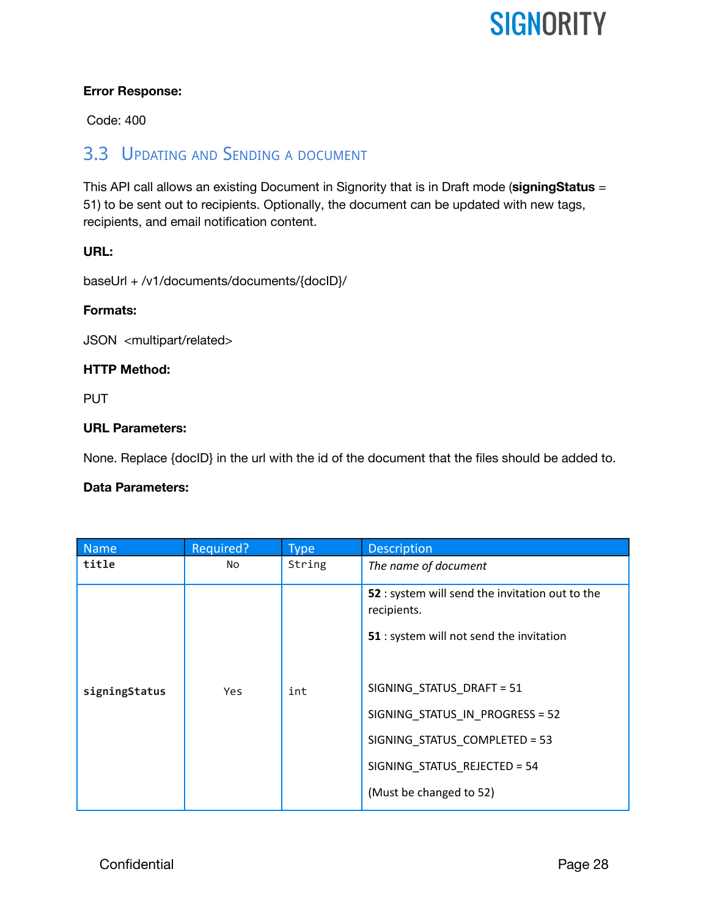**Error Response:**

Code: 400

## 3.3 Updating and Sending a document

This API call allows an existing Document in Signority that is in Draft mode (**signingStatus** = 51) to be sent out to recipients. Optionally, the document can be updated with new tags, recipients, and email notification content.

**URL:**

baseUrl + /v1/documents/documents/{docID}/

**Formats:**

JSON <multipart/related>

**HTTP Method:**

PUT

**URL Parameters:**

None. Replace {docID} in the url with the id of the document that the files should be added to.

**Data Parameters:**

| Name | Required? | Type | Description |
|---|---|---|---|
| **title** | No | String | *The name of document* |
| **signingStatus** | Yes | int | **52** : system will send the invitation out to the recipients.<br><br>**51** : system will not send the invitation<br><br>SIGNING_STATUS_DRAFT = 51<br>SIGNING_STATUS_IN_PROGRESS = 52<br>SIGNING_STATUS_COMPLETED = 53<br>SIGNING_STATUS_REJECTED = 54<br>(Must be changed to 52) |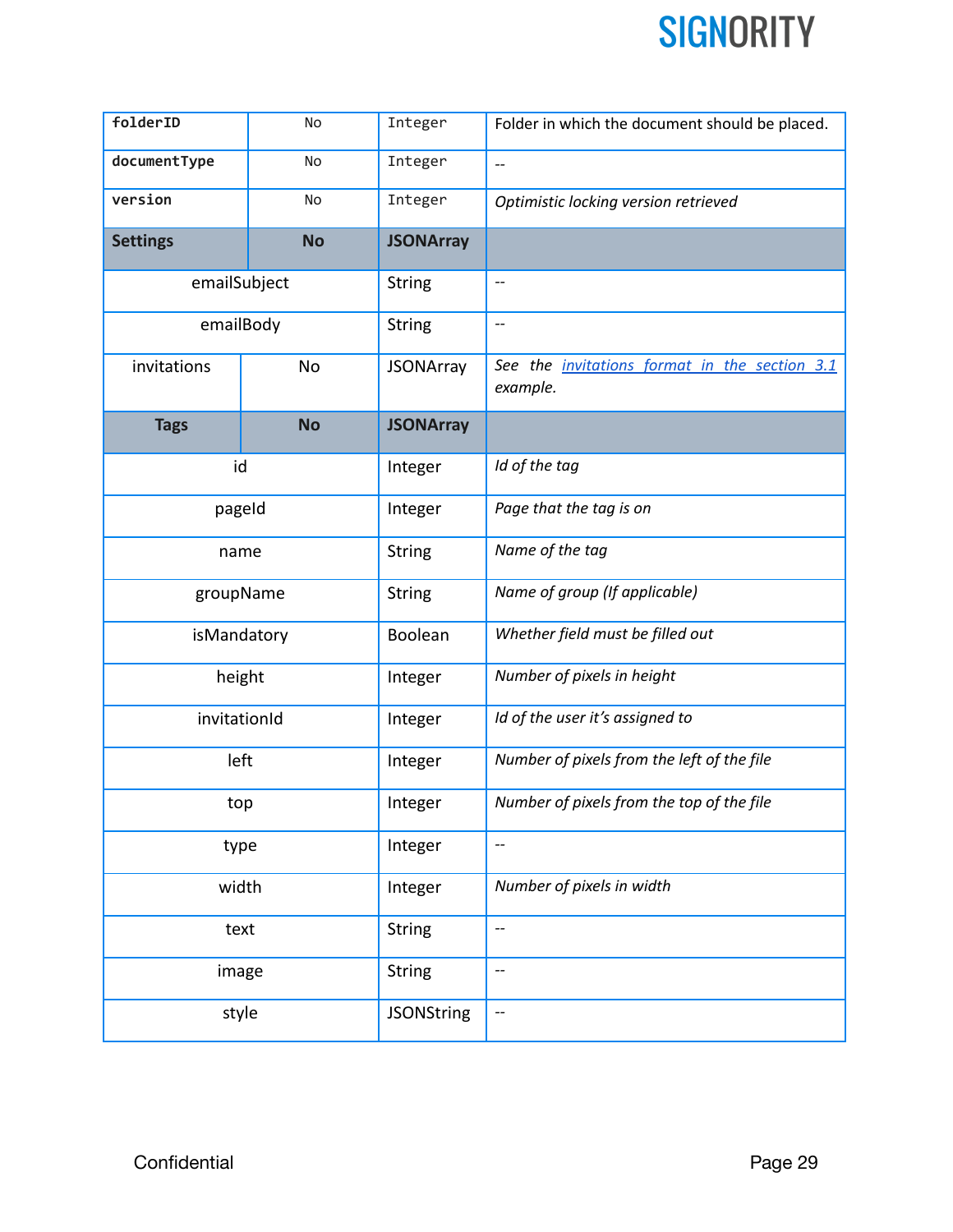| | | | |
|---|---|---|---|
| `folderID` | No | `Integer` | Folder in which the document should be placed. |
| `documentType` | No | `Integer` | -- |
| `version` | No | `Integer` | *Optimistic locking version retrieved* |
| **Settings** | **No** | **JSONArray** | |
| emailSubject | | String | -- |
| emailBody | | String | -- |
| invitations | No | JSONArray | *See the invitations format in the section 3.1 example.* |
| **Tags** | **No** | **JSONArray** | |
| id | | Integer | *Id of the tag* |
| pageId | | Integer | *Page that the tag is on* |
| name | | String | *Name of the tag* |
| groupName | | String | *Name of group (If applicable)* |
| isMandatory | | Boolean | *Whether field must be filled out* |
| height | | Integer | *Number of pixels in height* |
| invitationId | | Integer | *Id of the user it's assigned to* |
| left | | Integer | *Number of pixels from the left of the file* |
| top | | Integer | *Number of pixels from the top of the file* |
| type | | Integer | -- |
| width | | Integer | *Number of pixels in width* |
| text | | String | -- |
| image | | String | -- |
| style | | JSONString | -- |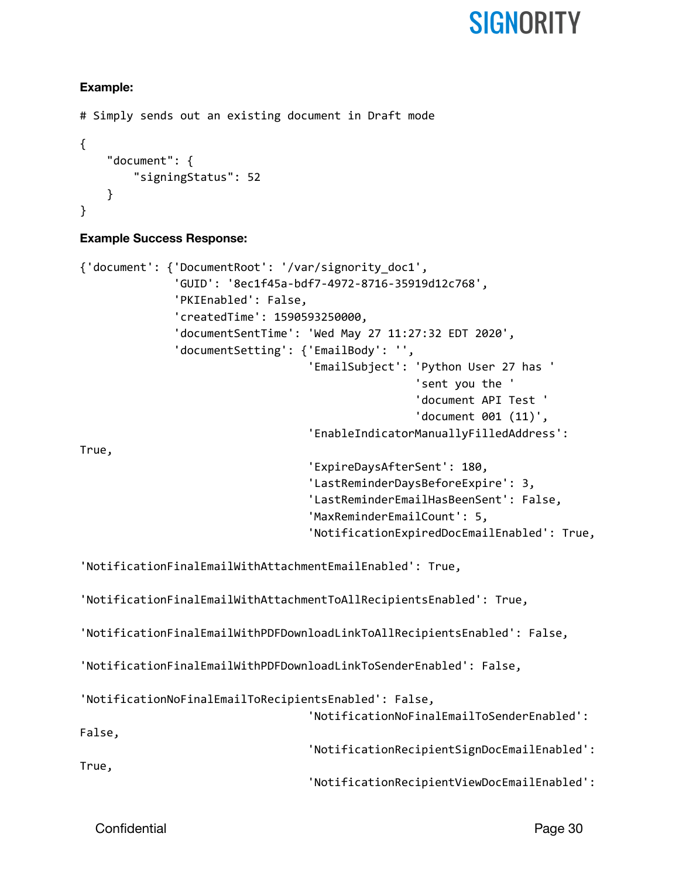**Example:**

```
# Simply sends out an existing document in Draft mode

{
    "document": {
        "signingStatus": 52
    }
}
```

**Example Success Response:**

```
{'document': {'DocumentRoot': '/var/signority_doc1',
              'GUID': '8ec1f45a-bdf7-4972-8716-35919d12c768',
              'PKIEnabled': False,
              'createdTime': 1590593250000,
              'documentSentTime': 'Wed May 27 11:27:32 EDT 2020',
              'documentSetting': {'EmailBody': '',
                                  'EmailSubject': 'Python User 27 has '
                                                  'sent you the '
                                                  'document API Test '
                                                  'document 001 (11)',
                                  'EnableIndicatorManuallyFilledAddress':
True,
                                  'ExpireDaysAfterSent': 180,
                                  'LastReminderDaysBeforeExpire': 3,
                                  'LastReminderEmailHasBeenSent': False,
                                  'MaxReminderEmailCount': 5,
                                  'NotificationExpiredDocEmailEnabled': True,

'NotificationFinalEmailWithAttachmentEmailEnabled': True,

'NotificationFinalEmailWithAttachmentToAllRecipientsEnabled': True,

'NotificationFinalEmailWithPDFDownloadLinkToAllRecipientsEnabled': False,

'NotificationFinalEmailWithPDFDownloadLinkToSenderEnabled': False,

'NotificationNoFinalEmailToRecipientsEnabled': False,
                                  'NotificationNoFinalEmailToSenderEnabled':
False,
                                  'NotificationRecipientSignDocEmailEnabled':
True,
                                  'NotificationRecipientViewDocEmailEnabled':
```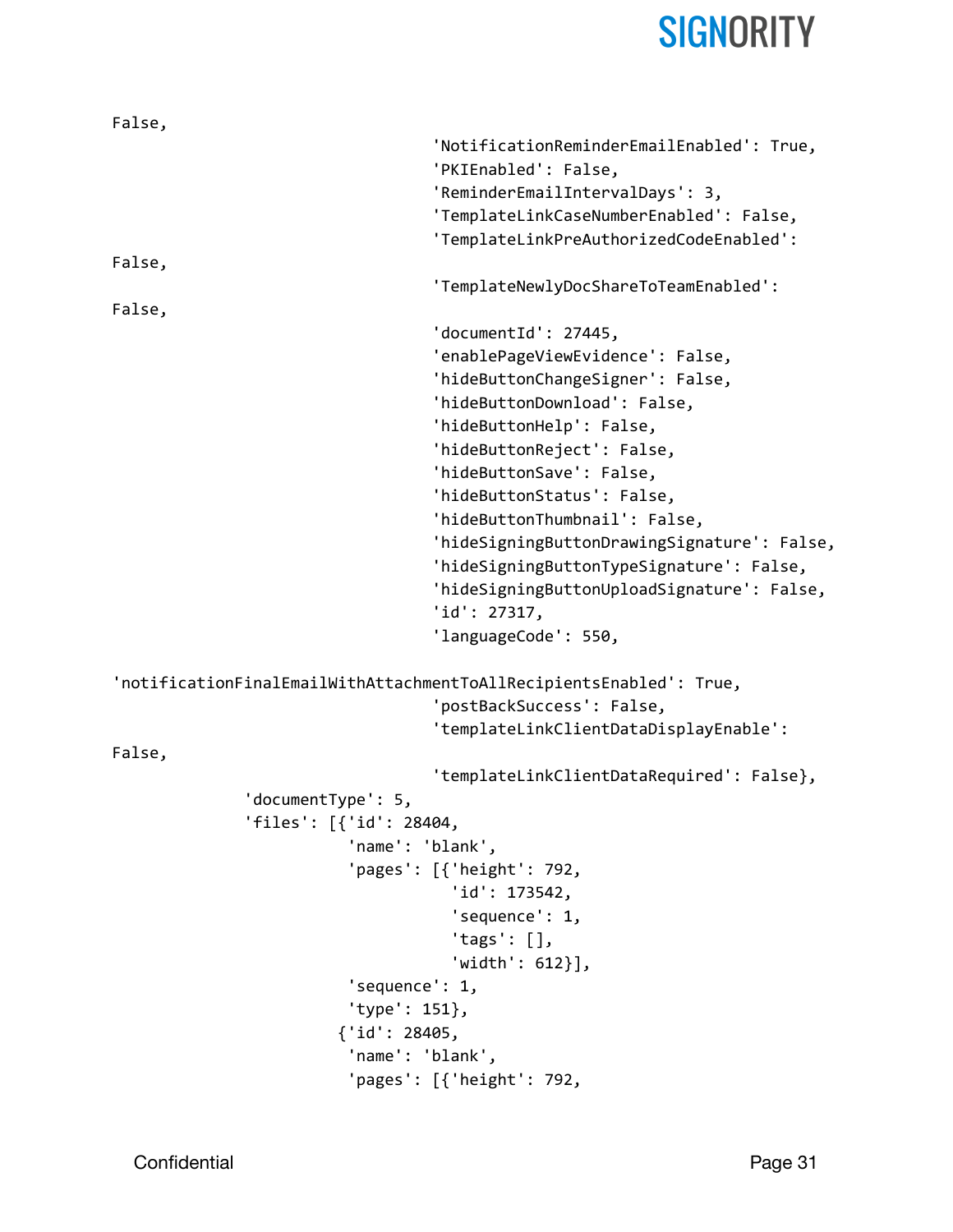```
False,
                                    'NotificationReminderEmailEnabled': True,
                                    'PKIEnabled': False,
                                    'ReminderEmailIntervalDays': 3,
                                    'TemplateLinkCaseNumberEnabled': False,
                                    'TemplateLinkPreAuthorizedCodeEnabled':
False,
                                    'TemplateNewlyDocShareToTeamEnabled':
False,
                                    'documentId': 27445,
                                    'enablePageViewEvidence': False,
                                    'hideButtonChangeSigner': False,
                                    'hideButtonDownload': False,
                                    'hideButtonHelp': False,
                                    'hideButtonReject': False,
                                    'hideButtonSave': False,
                                    'hideButtonStatus': False,
                                    'hideButtonThumbnail': False,
                                    'hideSigningButtonDrawingSignature': False,
                                    'hideSigningButtonTypeSignature': False,
                                    'hideSigningButtonUploadSignature': False,
                                    'id': 27317,
                                    'languageCode': 550,

'notificationFinalEmailWithAttachmentToAllRecipientsEnabled': True,
                                    'postBackSuccess': False,
                                    'templateLinkClientDataDisplayEnable':
False,
                                    'templateLinkClientDataRequired': False},
               'documentType': 5,
               'files': [{'id': 28404,
                          'name': 'blank',
                          'pages': [{'height': 792,
                                     'id': 173542,
                                     'sequence': 1,
                                     'tags': [],
                                     'width': 612}],
                          'sequence': 1,
                          'type': 151},
                         {'id': 28405,
                          'name': 'blank',
                          'pages': [{'height': 792,
```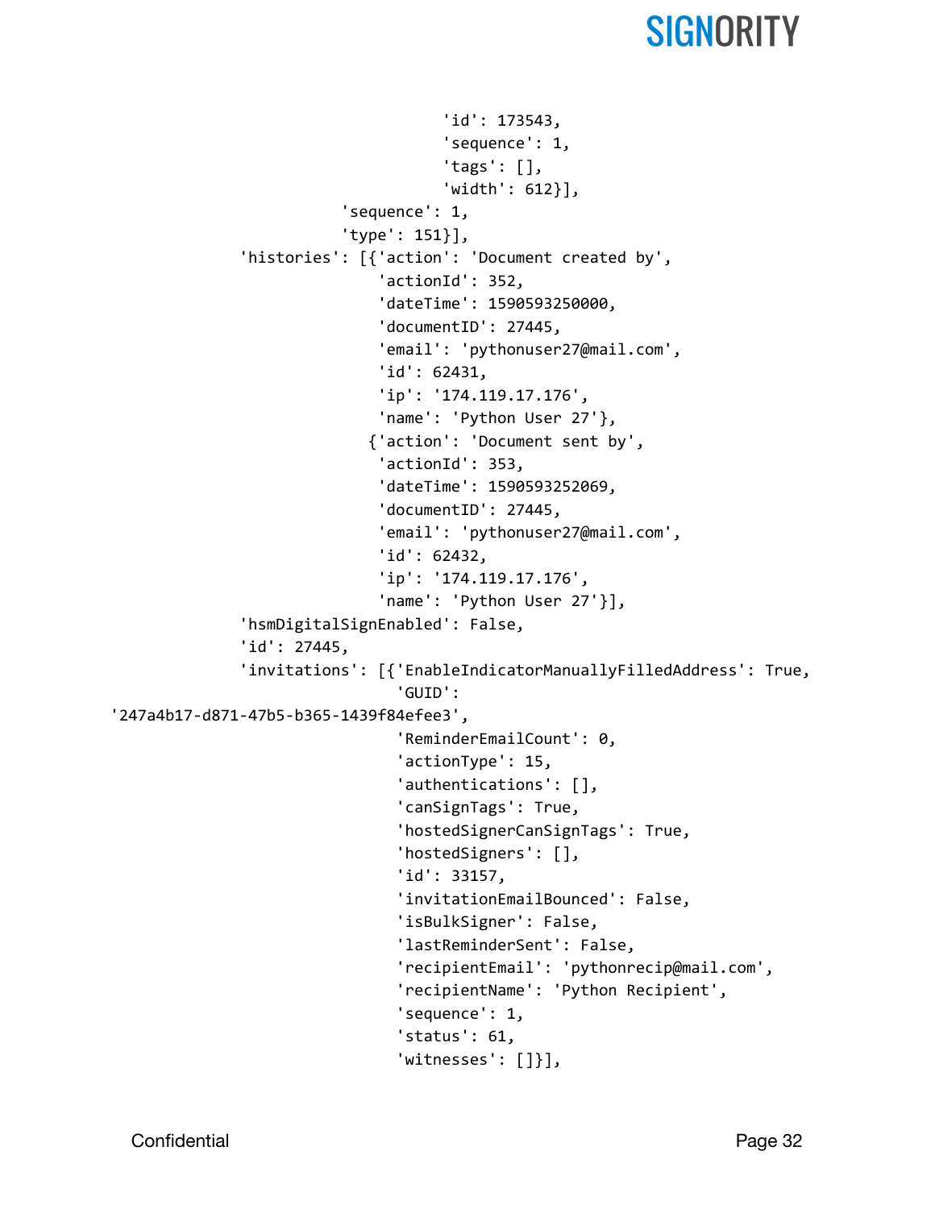```
                                'id': 173543,
                                'sequence': 1,
                                'tags': [],
                                'width': 612}],
                    'sequence': 1,
                    'type': 151}],
          'histories': [{'action': 'Document created by',
                        'actionId': 352,
                        'dateTime': 1590593250000,
                        'documentID': 27445,
                        'email': 'pythonuser27@mail.com',
                        'id': 62431,
                        'ip': '174.119.17.176',
                        'name': 'Python User 27'},
                       {'action': 'Document sent by',
                        'actionId': 353,
                        'dateTime': 1590593252069,
                        'documentID': 27445,
                        'email': 'pythonuser27@mail.com',
                        'id': 62432,
                        'ip': '174.119.17.176',
                        'name': 'Python User 27'}],
          'hsmDigitalSignEnabled': False,
          'id': 27445,
          'invitations': [{'EnableIndicatorManuallyFilledAddress': True,
                          'GUID':
'247a4b17-d871-47b5-b365-1439f84efee3',
                          'ReminderEmailCount': 0,
                          'actionType': 15,
                          'authentications': [],
                          'canSignTags': True,
                          'hostedSignerCanSignTags': True,
                          'hostedSigners': [],
                          'id': 33157,
                          'invitationEmailBounced': False,
                          'isBulkSigner': False,
                          'lastReminderSent': False,
                          'recipientEmail': 'pythonrecip@mail.com',
                          'recipientName': 'Python Recipient',
                          'sequence': 1,
                          'status': 61,
                          'witnesses': []}],
```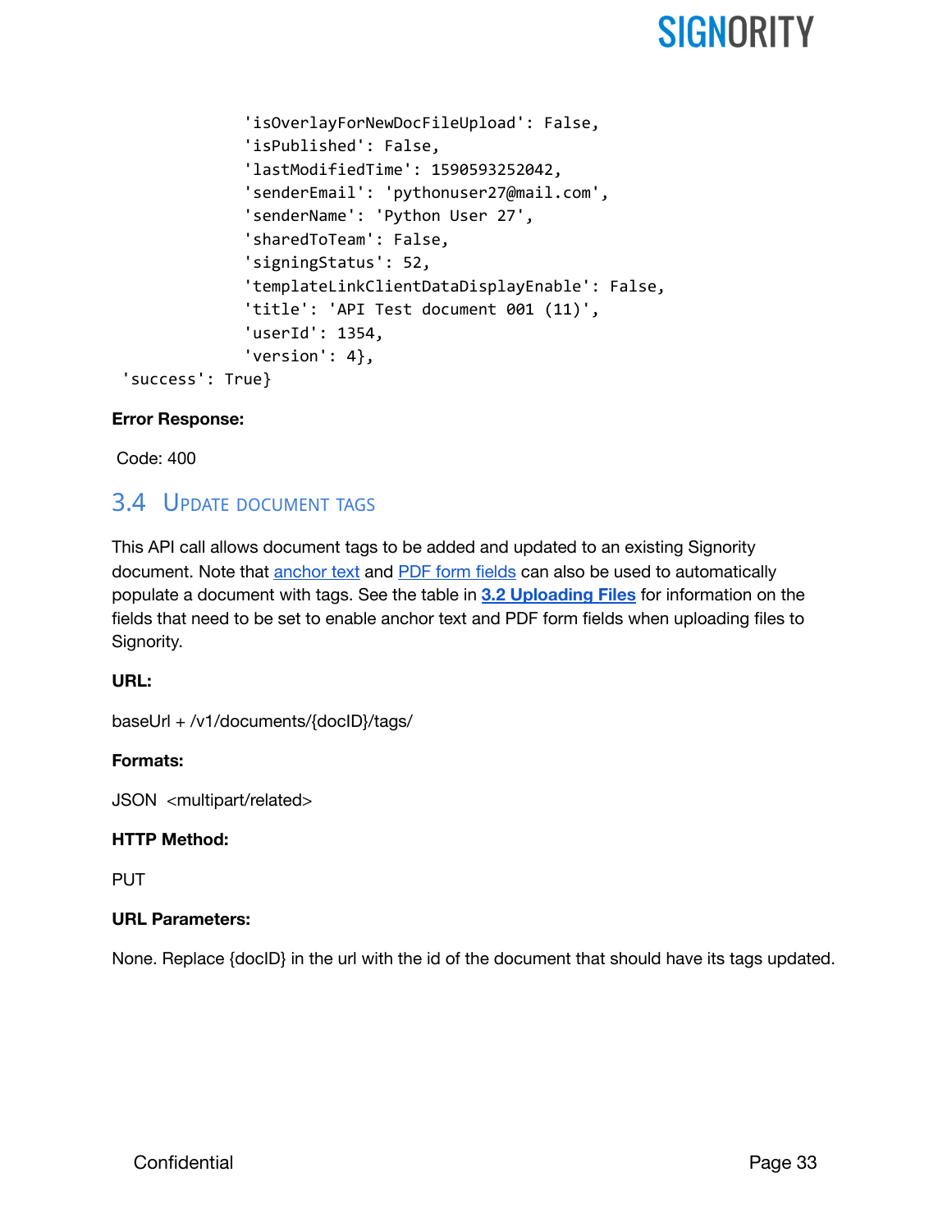```
            'isOverlayForNewDocFileUpload': False,
            'isPublished': False,
            'lastModifiedTime': 1590593252042,
            'senderEmail': 'pythonuser27@mail.com',
            'senderName': 'Python User 27',
            'sharedToTeam': False,
            'signingStatus': 52,
            'templateLinkClientDataDisplayEnable': False,
            'title': 'API Test document 001 (11)',
            'userId': 1354,
            'version': 4},
 'success': True}
```

**Error Response:**

Code: 400

## 3.4 Update document tags

This API call allows document tags to be added and updated to an existing Signority document. Note that anchor text and PDF form fields can also be used to automatically populate a document with tags. See the table in **3.2 Uploading Files** for information on the fields that need to be set to enable anchor text and PDF form fields when uploading files to Signority.

**URL:**

baseUrl + /v1/documents/{docID}/tags/

**Formats:**

JSON <multipart/related>

**HTTP Method:**

PUT

**URL Parameters:**

None. Replace {docID} in the url with the id of the document that should have its tags updated.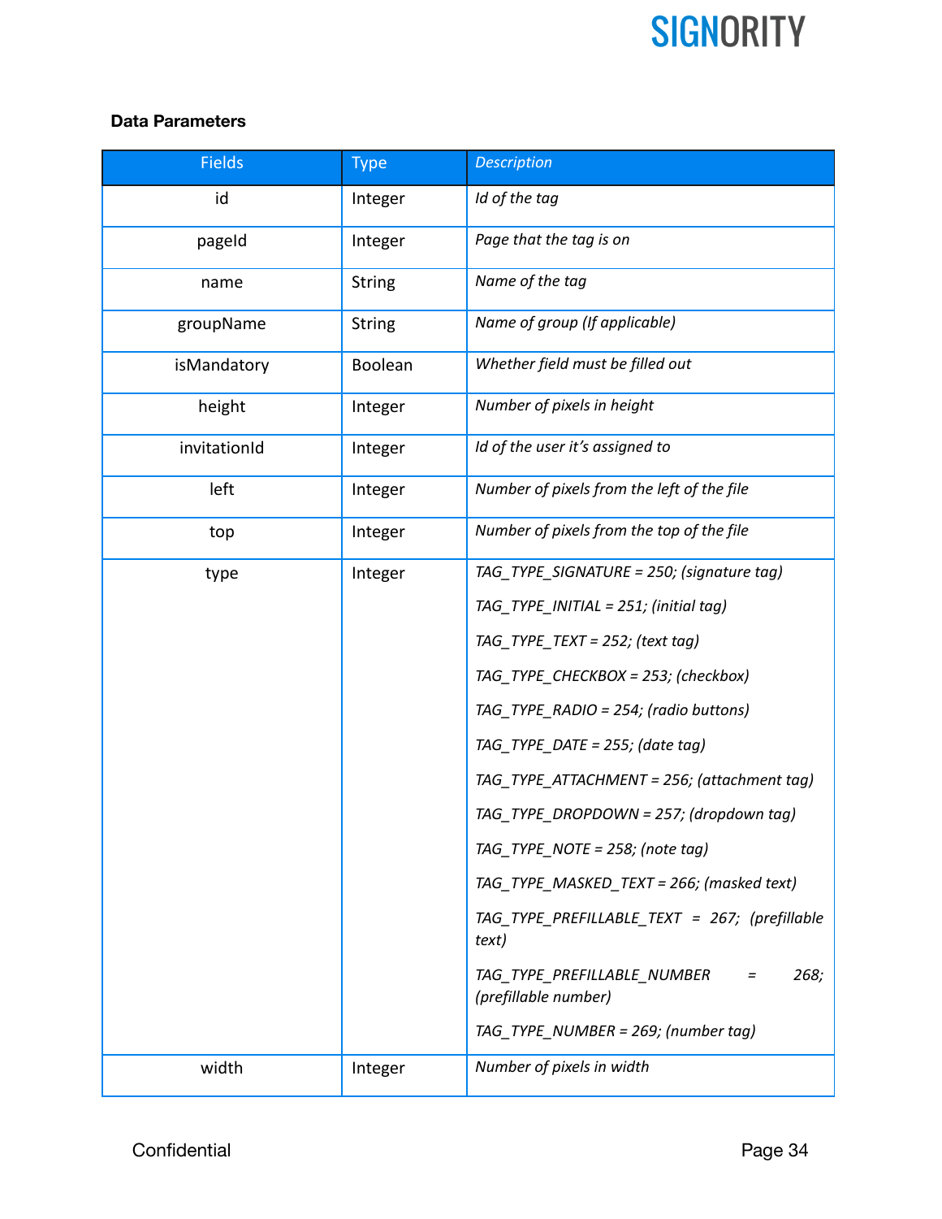**Data Parameters**

| Fields | Type | Description |
|---|---|---|
| id | Integer | *Id of the tag* |
| pageId | Integer | *Page that the tag is on* |
| name | String | *Name of the tag* |
| groupName | String | *Name of group (If applicable)* |
| isMandatory | Boolean | *Whether field must be filled out* |
| height | Integer | *Number of pixels in height* |
| invitationId | Integer | *Id of the user it's assigned to* |
| left | Integer | *Number of pixels from the left of the file* |
| top | Integer | *Number of pixels from the top of the file* |
| type | Integer | *TAG_TYPE_SIGNATURE = 250; (signature tag)*<br>*TAG_TYPE_INITIAL = 251; (initial tag)*<br>*TAG_TYPE_TEXT = 252; (text tag)*<br>*TAG_TYPE_CHECKBOX = 253; (checkbox)*<br>*TAG_TYPE_RADIO = 254; (radio buttons)*<br>*TAG_TYPE_DATE = 255; (date tag)*<br>*TAG_TYPE_ATTACHMENT = 256; (attachment tag)*<br>*TAG_TYPE_DROPDOWN = 257; (dropdown tag)*<br>*TAG_TYPE_NOTE = 258; (note tag)*<br>*TAG_TYPE_MASKED_TEXT = 266; (masked text)*<br>*TAG_TYPE_PREFILLABLE_TEXT = 267; (prefillable text)*<br>*TAG_TYPE_PREFILLABLE_NUMBER = 268; (prefillable number)*<br>*TAG_TYPE_NUMBER = 269; (number tag)* |
| width | Integer | *Number of pixels in width* |

Confidential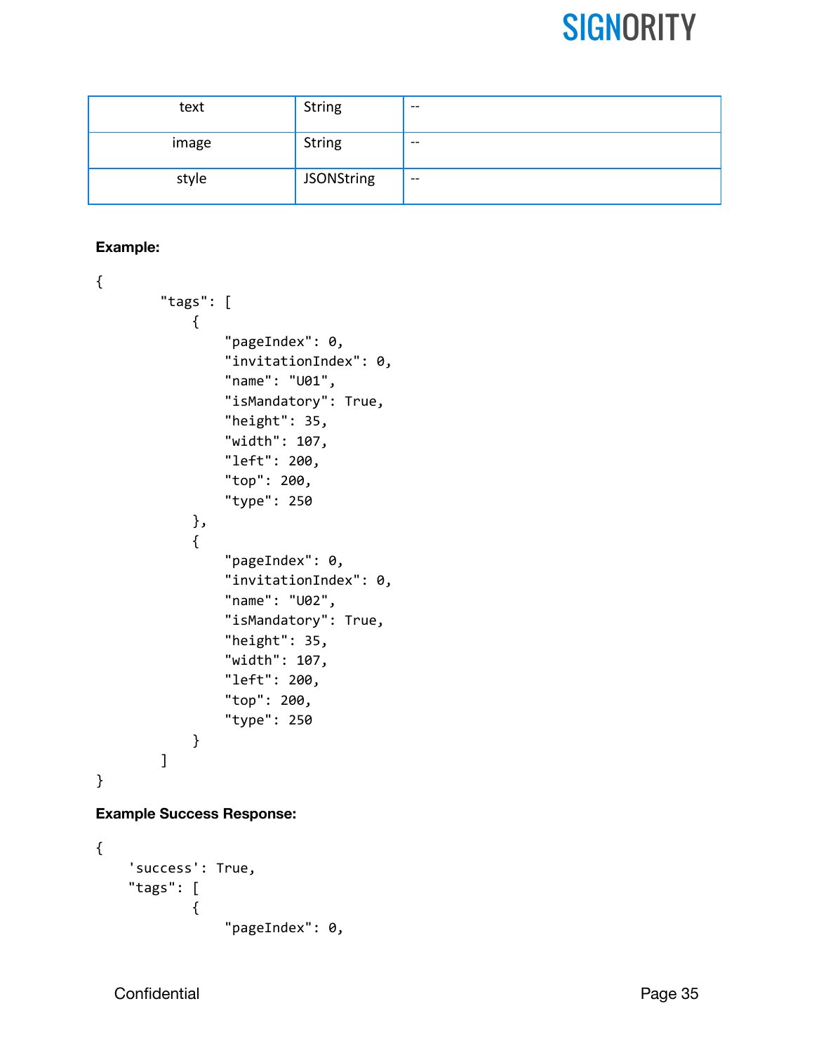| text | String | -- |
|---|---|---|
| image | String | -- |
| style | JSONString | -- |

**Example:**

```
{
        "tags": [
            {
                "pageIndex": 0,
                "invitationIndex": 0,
                "name": "U01",
                "isMandatory": True,
                "height": 35,
                "width": 107,
                "left": 200,
                "top": 200,
                "type": 250
            },
            {
                "pageIndex": 0,
                "invitationIndex": 0,
                "name": "U02",
                "isMandatory": True,
                "height": 35,
                "width": 107,
                "left": 200,
                "top": 200,
                "type": 250
            }
        ]
}
```

**Example Success Response:**

```
{
    'success': True,
    "tags": [
            {
                "pageIndex": 0,
```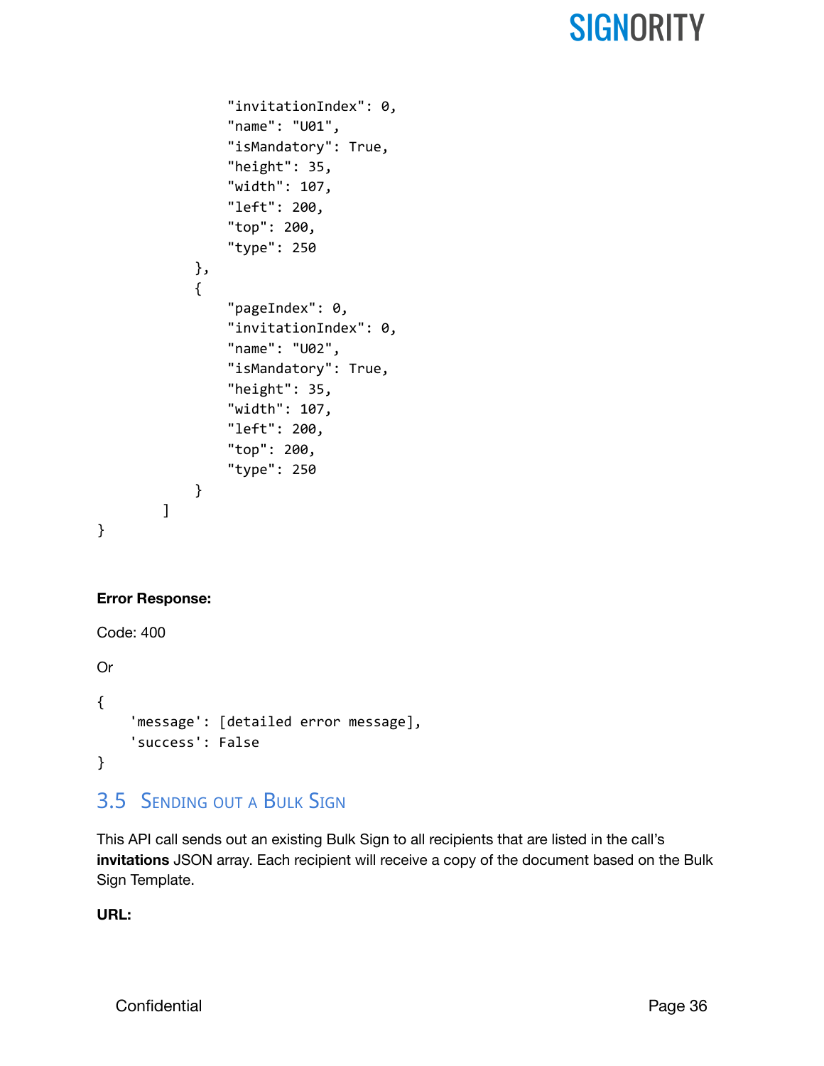```
                "invitationIndex": 0,
                "name": "U01",
                "isMandatory": True,
                "height": 35,
                "width": 107,
                "left": 200,
                "top": 200,
                "type": 250
            },
            {
                "pageIndex": 0,
                "invitationIndex": 0,
                "name": "U02",
                "isMandatory": True,
                "height": 35,
                "width": 107,
                "left": 200,
                "top": 200,
                "type": 250
            }
        ]
}
```

**Error Response:**

Code: 400

Or

```
{
    'message': [detailed error message],
    'success': False
}
```

## 3.5 Sending out a Bulk Sign

This API call sends out an existing Bulk Sign to all recipients that are listed in the call's **invitations** JSON array. Each recipient will receive a copy of the document based on the Bulk Sign Template.

**URL:**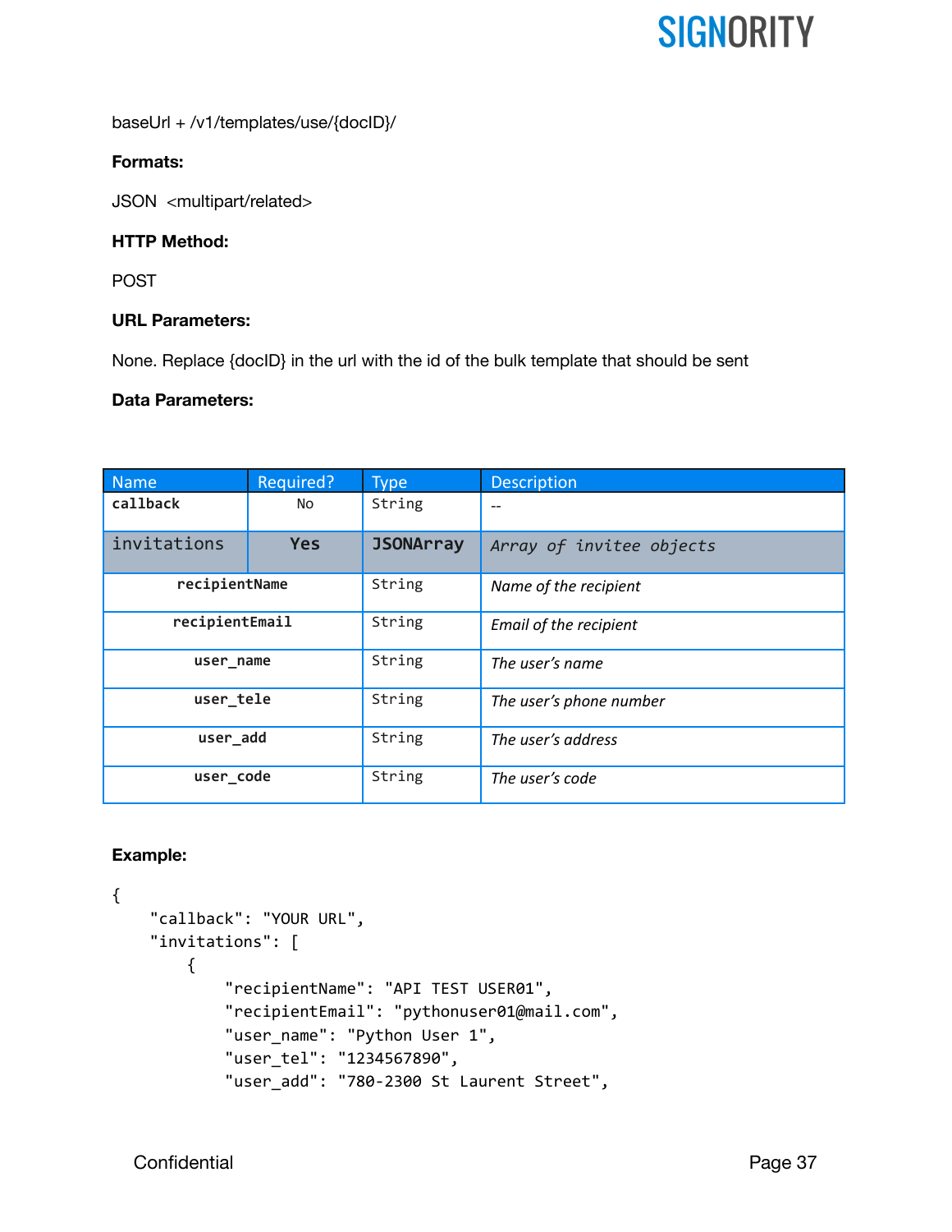baseUrl + /v1/templates/use/{docID}/

**Formats:**

JSON <multipart/related>

**HTTP Method:**

POST

**URL Parameters:**

None. Replace {docID} in the url with the id of the bulk template that should be sent

**Data Parameters:**

| Name | Required? | Type | Description |
|---|---|---|---|
| callback | No | String | -- |
| invitations | Yes | JSONArray | *Array of invitee objects* |
| recipientName | | String | *Name of the recipient* |
| recipientEmail | | String | *Email of the recipient* |
| user_name | | String | *The user's name* |
| user_tele | | String | *The user's phone number* |
| user_add | | String | *The user's address* |
| user_code | | String | *The user's code* |

**Example:**

```
{
    "callback": "YOUR URL",
    "invitations": [
        {
            "recipientName": "API TEST USER01",
            "recipientEmail": "pythonuser01@mail.com",
            "user_name": "Python User 1",
            "user_tel": "1234567890",
            "user_add": "780-2300 St Laurent Street",
```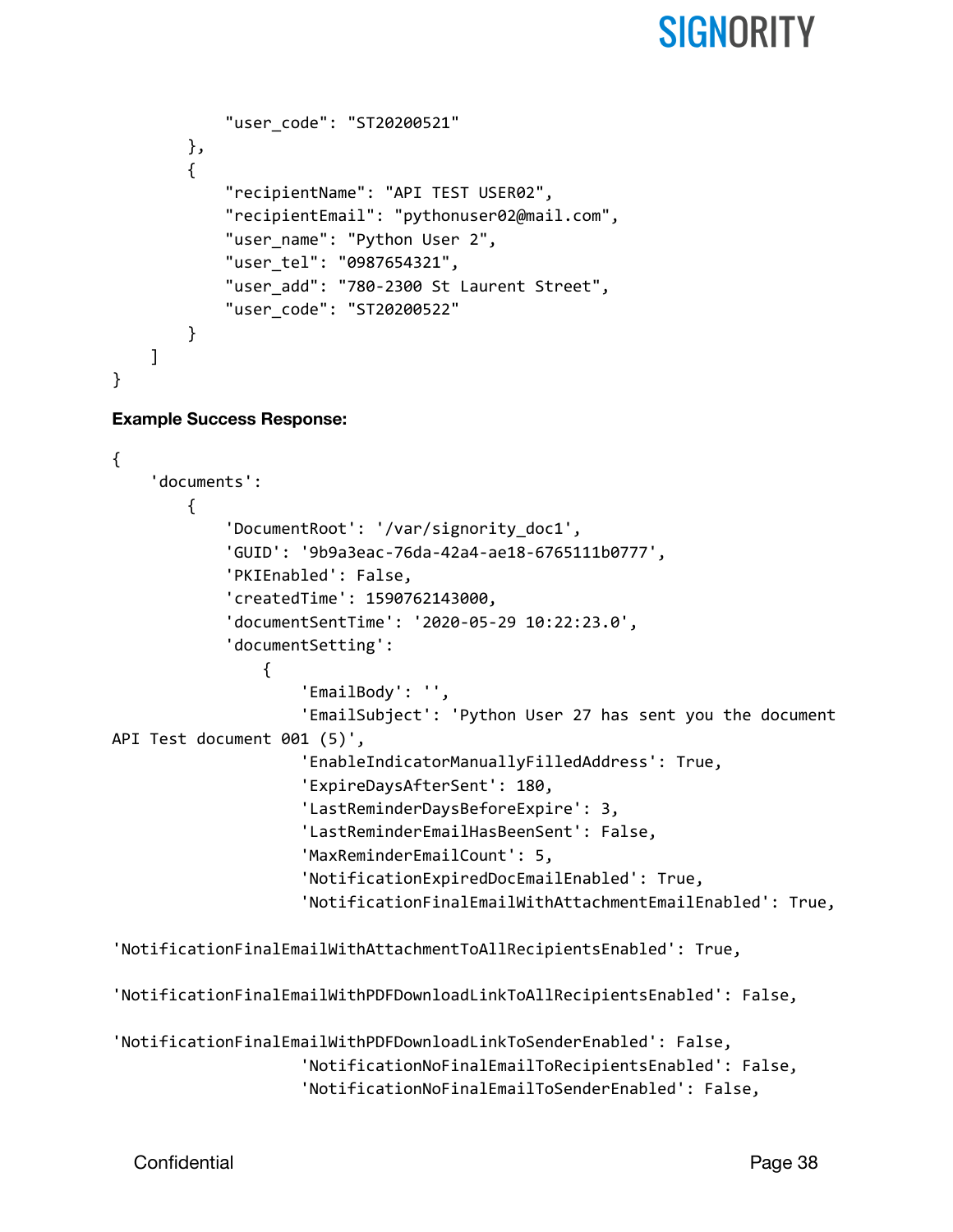```
            "user_code": "ST20200521"
        },
        {
            "recipientName": "API TEST USER02",
            "recipientEmail": "pythonuser02@mail.com",
            "user_name": "Python User 2",
            "user_tel": "0987654321",
            "user_add": "780-2300 St Laurent Street",
            "user_code": "ST20200522"
        }
    ]
}
```

**Example Success Response:**

```
{
    'documents':
        {
            'DocumentRoot': '/var/signority_doc1',
            'GUID': '9b9a3eac-76da-42a4-ae18-6765111b0777',
            'PKIEnabled': False,
            'createdTime': 1590762143000,
            'documentSentTime': '2020-05-29 10:22:23.0',
            'documentSetting':
                {
                    'EmailBody': '',
                    'EmailSubject': 'Python User 27 has sent you the document
API Test document 001 (5)',
                    'EnableIndicatorManuallyFilledAddress': True,
                    'ExpireDaysAfterSent': 180,
                    'LastReminderDaysBeforeExpire': 3,
                    'LastReminderEmailHasBeenSent': False,
                    'MaxReminderEmailCount': 5,
                    'NotificationExpiredDocEmailEnabled': True,
                    'NotificationFinalEmailWithAttachmentEmailEnabled': True,

'NotificationFinalEmailWithAttachmentToAllRecipientsEnabled': True,

'NotificationFinalEmailWithPDFDownloadLinkToAllRecipientsEnabled': False,

'NotificationFinalEmailWithPDFDownloadLinkToSenderEnabled': False,
                    'NotificationNoFinalEmailToRecipientsEnabled': False,
                    'NotificationNoFinalEmailToSenderEnabled': False,
```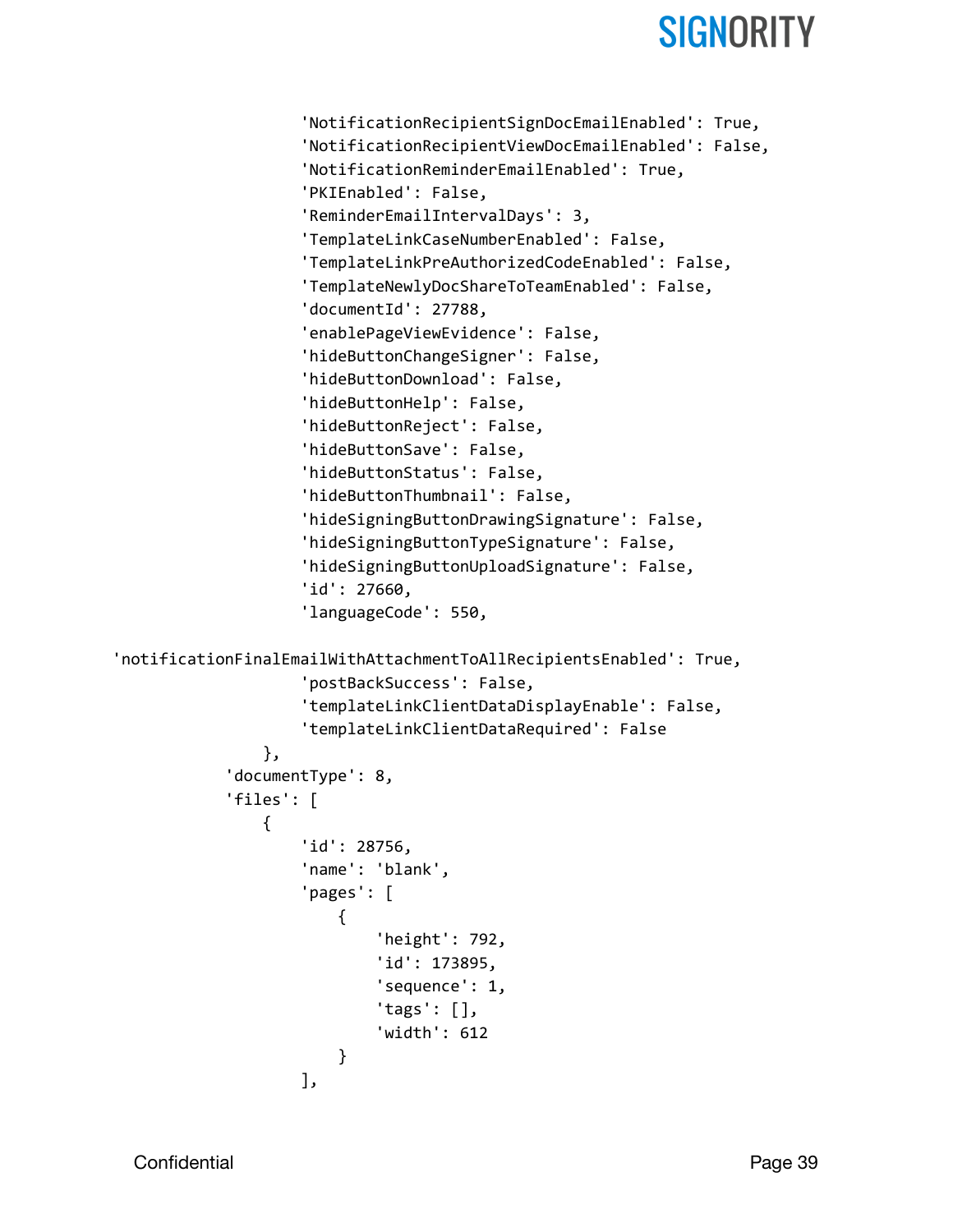```
                    'NotificationRecipientSignDocEmailEnabled': True,
                    'NotificationRecipientViewDocEmailEnabled': False,
                    'NotificationReminderEmailEnabled': True,
                    'PKIEnabled': False,
                    'ReminderEmailIntervalDays': 3,
                    'TemplateLinkCaseNumberEnabled': False,
                    'TemplateLinkPreAuthorizedCodeEnabled': False,
                    'TemplateNewlyDocShareToTeamEnabled': False,
                    'documentId': 27788,
                    'enablePageViewEvidence': False,
                    'hideButtonChangeSigner': False,
                    'hideButtonDownload': False,
                    'hideButtonHelp': False,
                    'hideButtonReject': False,
                    'hideButtonSave': False,
                    'hideButtonStatus': False,
                    'hideButtonThumbnail': False,
                    'hideSigningButtonDrawingSignature': False,
                    'hideSigningButtonTypeSignature': False,
                    'hideSigningButtonUploadSignature': False,
                    'id': 27660,
                    'languageCode': 550,

'notificationFinalEmailWithAttachmentToAllRecipientsEnabled': True,
                    'postBackSuccess': False,
                    'templateLinkClientDataDisplayEnable': False,
                    'templateLinkClientDataRequired': False
                },
            'documentType': 8,
            'files': [
                {
                    'id': 28756,
                    'name': 'blank',
                    'pages': [
                        {
                            'height': 792,
                            'id': 173895,
                            'sequence': 1,
                            'tags': [],
                            'width': 612
                        }
                    ],
```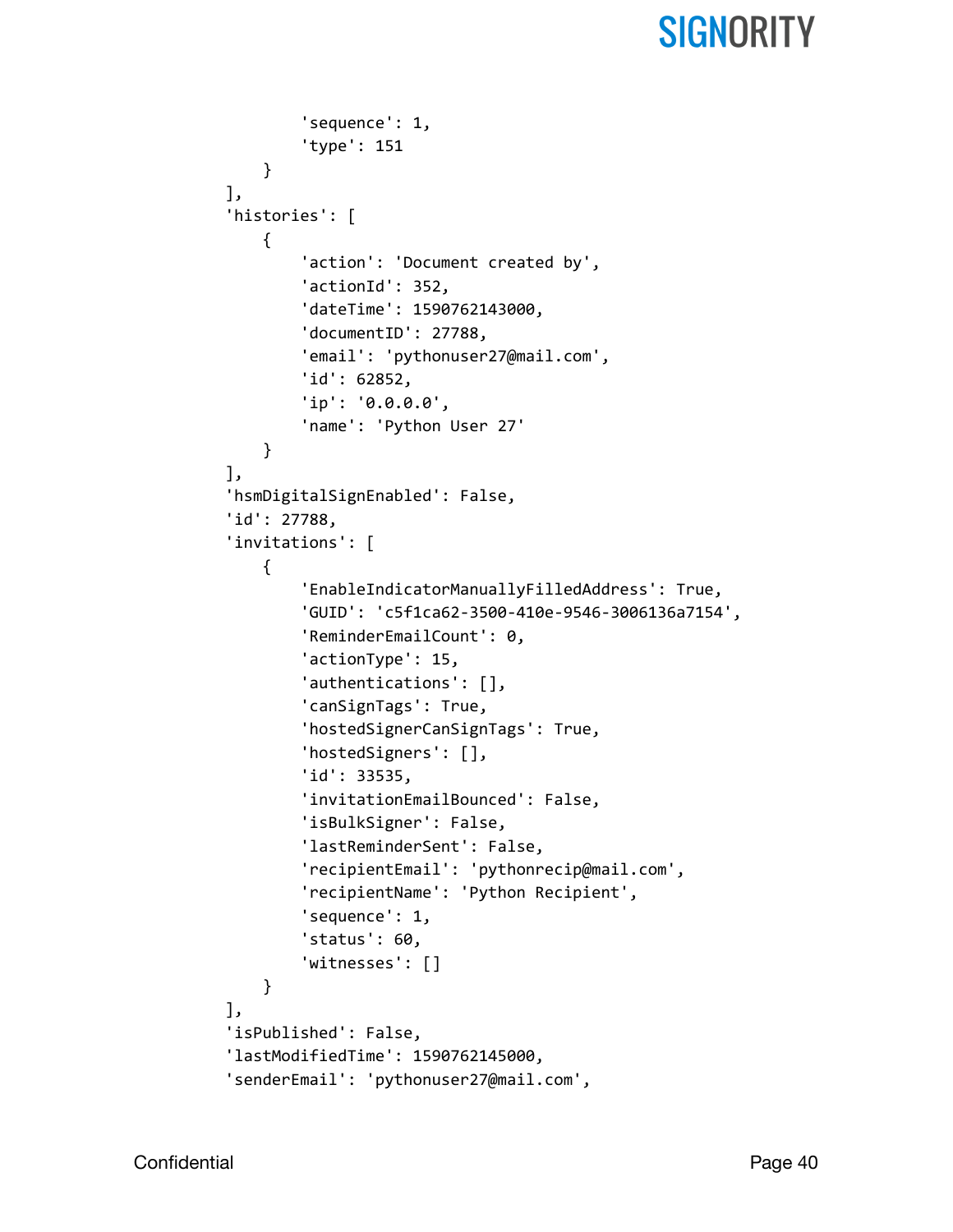```
                'sequence': 1,
                'type': 151
            }
        ],
        'histories': [
            {
                'action': 'Document created by',
                'actionId': 352,
                'dateTime': 1590762143000,
                'documentID': 27788,
                'email': 'pythonuser27@mail.com',
                'id': 62852,
                'ip': '0.0.0.0',
                'name': 'Python User 27'
            }
        ],
        'hsmDigitalSignEnabled': False,
        'id': 27788,
        'invitations': [
            {
                'EnableIndicatorManuallyFilledAddress': True,
                'GUID': 'c5f1ca62-3500-410e-9546-3006136a7154',
                'ReminderEmailCount': 0,
                'actionType': 15,
                'authentications': [],
                'canSignTags': True,
                'hostedSignerCanSignTags': True,
                'hostedSigners': [],
                'id': 33535,
                'invitationEmailBounced': False,
                'isBulkSigner': False,
                'lastReminderSent': False,
                'recipientEmail': 'pythonrecip@mail.com',
                'recipientName': 'Python Recipient',
                'sequence': 1,
                'status': 60,
                'witnesses': []
            }
        ],
        'isPublished': False,
        'lastModifiedTime': 1590762145000,
        'senderEmail': 'pythonuser27@mail.com',
```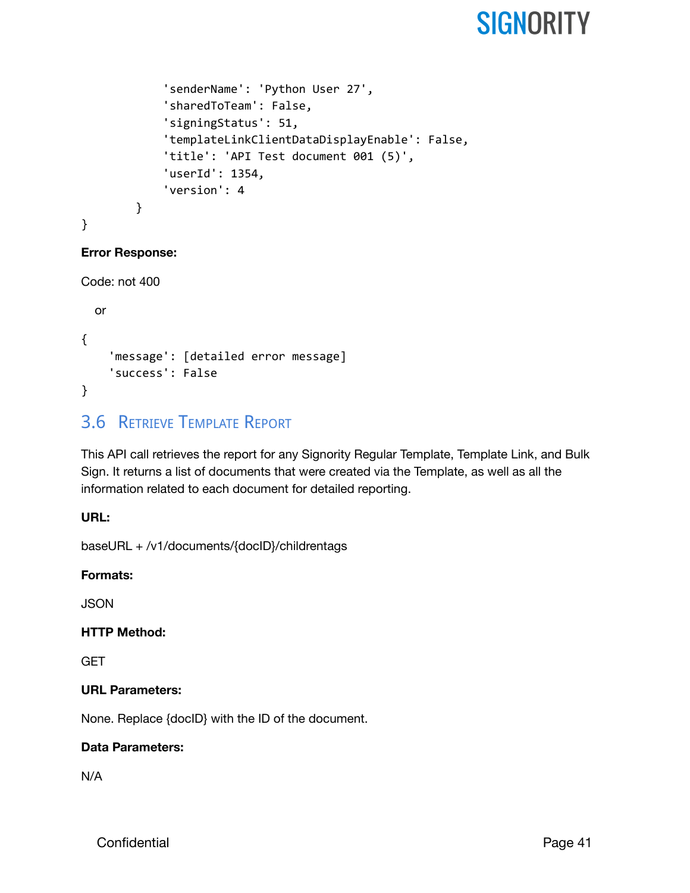```
            'senderName': 'Python User 27',
            'sharedToTeam': False,
            'signingStatus': 51,
            'templateLinkClientDataDisplayEnable': False,
            'title': 'API Test document 001 (5)',
            'userId': 1354,
            'version': 4
        }
}
```

**Error Response:**

Code: not 400

or

```
{
    'message': [detailed error message]
    'success': False
}
```

## 3.6 Retrieve Template Report

This API call retrieves the report for any Signority Regular Template, Template Link, and Bulk Sign. It returns a list of documents that were created via the Template, as well as all the information related to each document for detailed reporting.

**URL:**

baseURL + /v1/documents/{docID}/childrentags

**Formats:**

JSON

**HTTP Method:**

GET

**URL Parameters:**

None. Replace {docID} with the ID of the document.

**Data Parameters:**

N/A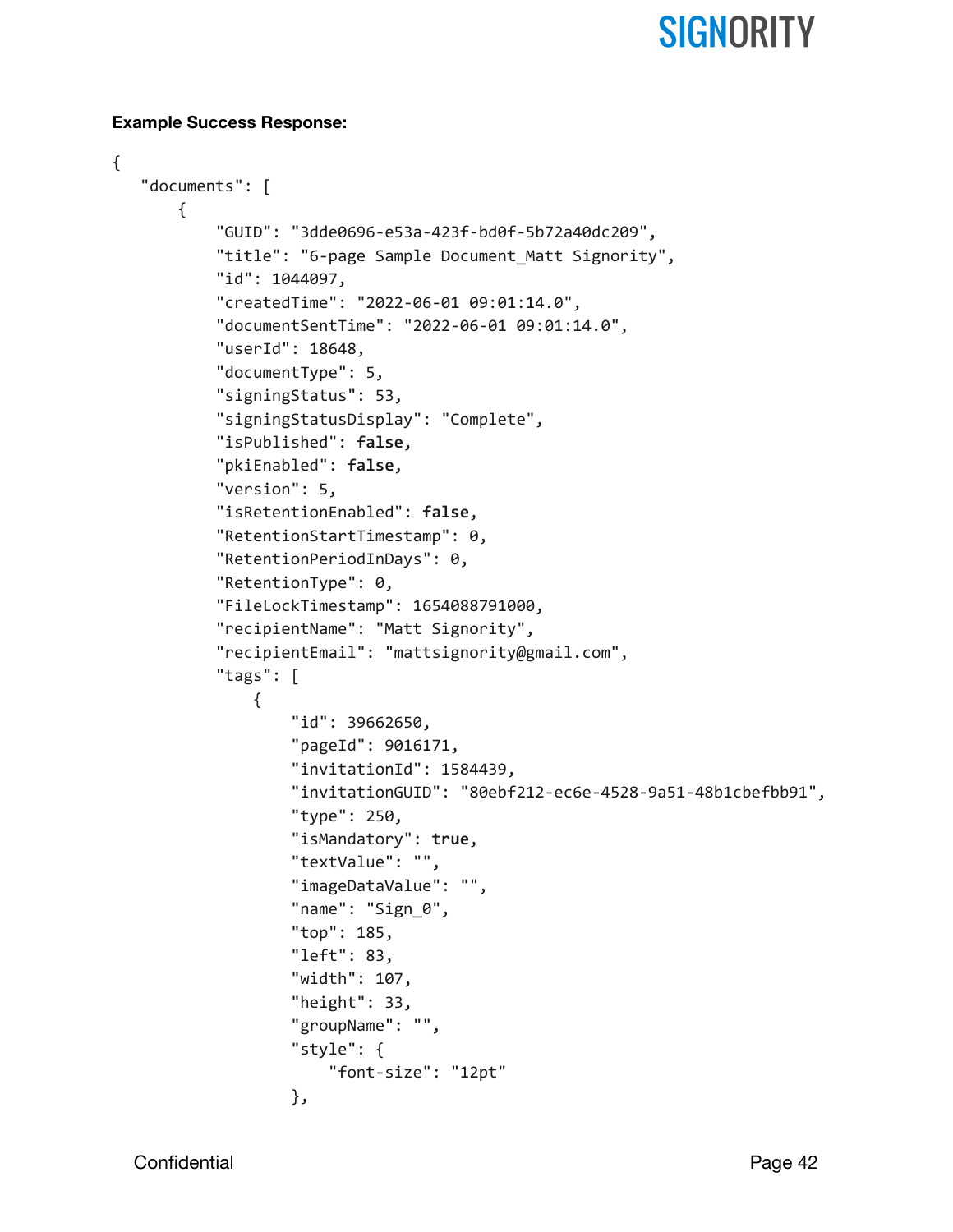**Example Success Response:**

```
{
   "documents": [
      {
         "GUID": "3dde0696-e53a-423f-bd0f-5b72a40dc209",
         "title": "6-page Sample Document_Matt Signority",
         "id": 1044097,
         "createdTime": "2022-06-01 09:01:14.0",
         "documentSentTime": "2022-06-01 09:01:14.0",
         "userId": 18648,
         "documentType": 5,
         "signingStatus": 53,
         "signingStatusDisplay": "Complete",
         "isPublished": false,
         "pkiEnabled": false,
         "version": 5,
         "isRetentionEnabled": false,
         "RetentionStartTimestamp": 0,
         "RetentionPeriodInDays": 0,
         "RetentionType": 0,
         "FileLockTimestamp": 1654088791000,
         "recipientName": "Matt Signority",
         "recipientEmail": "mattsignority@gmail.com",
         "tags": [
            {
               "id": 39662650,
               "pageId": 9016171,
               "invitationId": 1584439,
               "invitationGUID": "80ebf212-ec6e-4528-9a51-48b1cbefbb91",
               "type": 250,
               "isMandatory": true,
               "textValue": "",
               "imageDataValue": "",
               "name": "Sign_0",
               "top": 185,
               "left": 83,
               "width": 107,
               "height": 33,
               "groupName": "",
               "style": {
                  "font-size": "12pt"
               },
```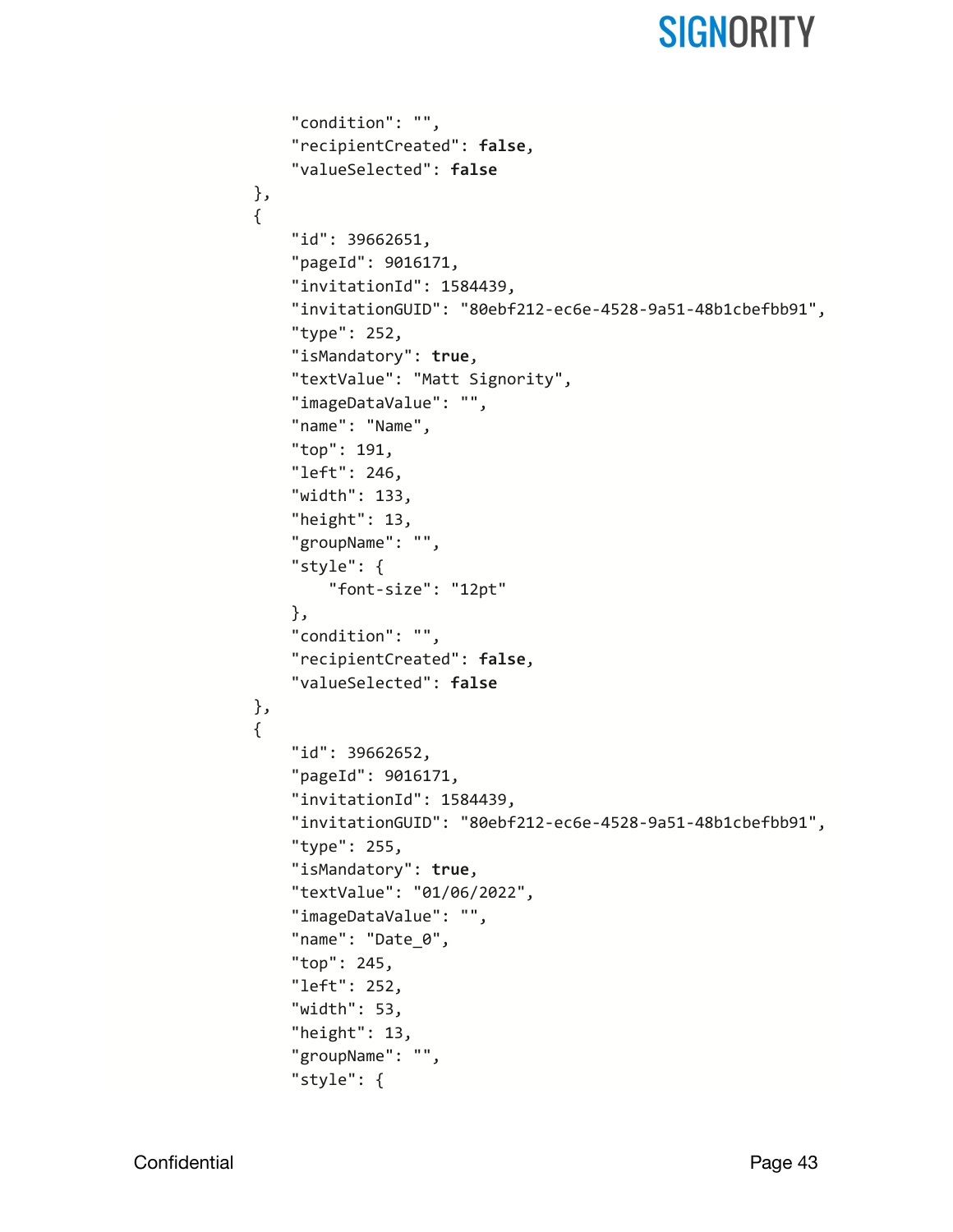```
        "condition": "",
        "recipientCreated": false,
        "valueSelected": false
    },
    {
        "id": 39662651,
        "pageId": 9016171,
        "invitationId": 1584439,
        "invitationGUID": "80ebf212-ec6e-4528-9a51-48b1cbefbb91",
        "type": 252,
        "isMandatory": true,
        "textValue": "Matt Signority",
        "imageDataValue": "",
        "name": "Name",
        "top": 191,
        "left": 246,
        "width": 133,
        "height": 13,
        "groupName": "",
        "style": {
            "font-size": "12pt"
        },
        "condition": "",
        "recipientCreated": false,
        "valueSelected": false
    },
    {
        "id": 39662652,
        "pageId": 9016171,
        "invitationId": 1584439,
        "invitationGUID": "80ebf212-ec6e-4528-9a51-48b1cbefbb91",
        "type": 255,
        "isMandatory": true,
        "textValue": "01/06/2022",
        "imageDataValue": "",
        "name": "Date_0",
        "top": 245,
        "left": 252,
        "width": 53,
        "height": 13,
        "groupName": "",
        "style": {
```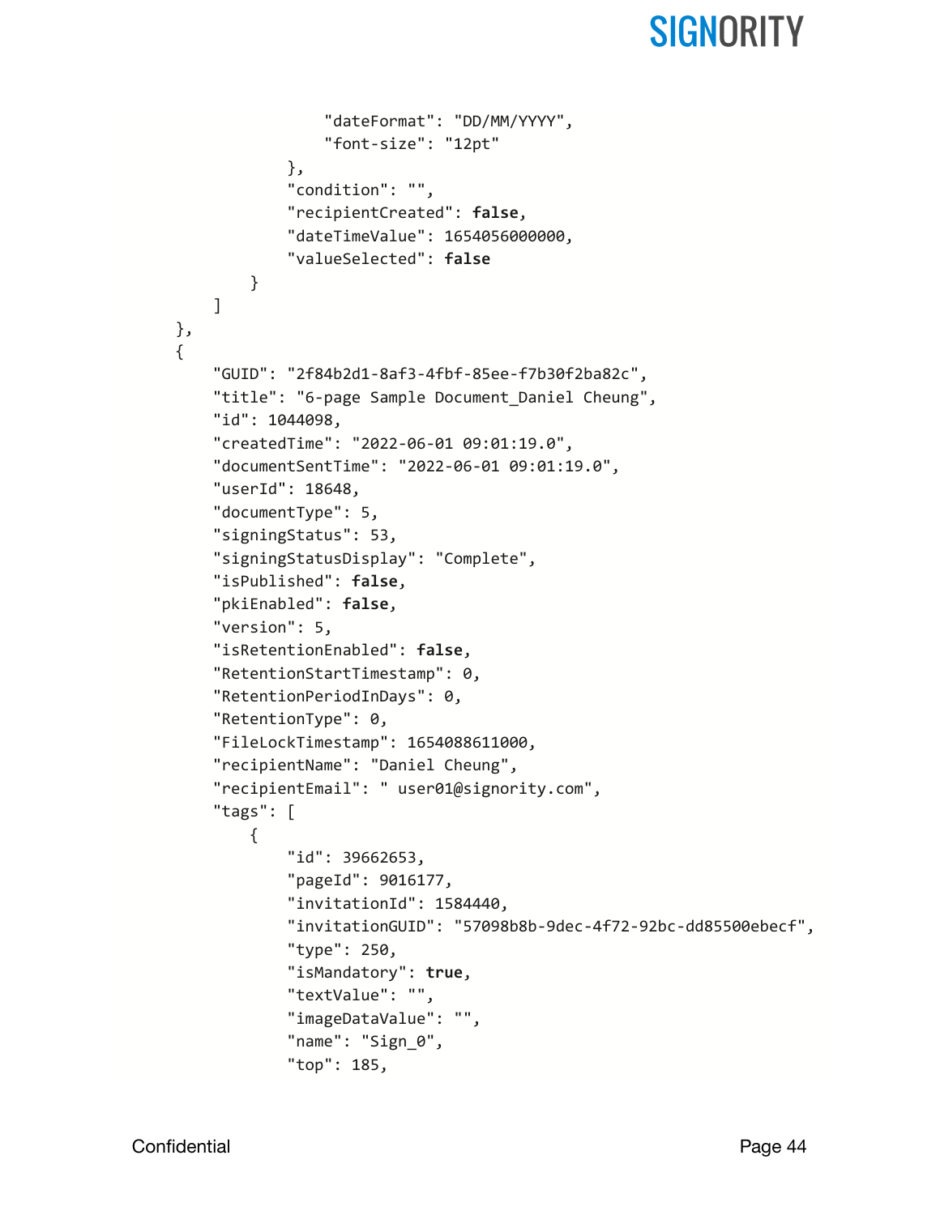```
                "dateFormat": "DD/MM/YYYY",
                "font-size": "12pt"
            },
            "condition": "",
            "recipientCreated": false,
            "dateTimeValue": 1654056000000,
            "valueSelected": false
        }
    ]
},
{
    "GUID": "2f84b2d1-8af3-4fbf-85ee-f7b30f2ba82c",
    "title": "6-page Sample Document_Daniel Cheung",
    "id": 1044098,
    "createdTime": "2022-06-01 09:01:19.0",
    "documentSentTime": "2022-06-01 09:01:19.0",
    "userId": 18648,
    "documentType": 5,
    "signingStatus": 53,
    "signingStatusDisplay": "Complete",
    "isPublished": false,
    "pkiEnabled": false,
    "version": 5,
    "isRetentionEnabled": false,
    "RetentionStartTimestamp": 0,
    "RetentionPeriodInDays": 0,
    "RetentionType": 0,
    "FileLockTimestamp": 1654088611000,
    "recipientName": "Daniel Cheung",
    "recipientEmail": " user01@signority.com",
    "tags": [
        {
            "id": 39662653,
            "pageId": 9016177,
            "invitationId": 1584440,
            "invitationGUID": "57098b8b-9dec-4f72-92bc-dd85500ebecf",
            "type": 250,
            "isMandatory": true,
            "textValue": "",
            "imageDataValue": "",
            "name": "Sign_0",
            "top": 185,
```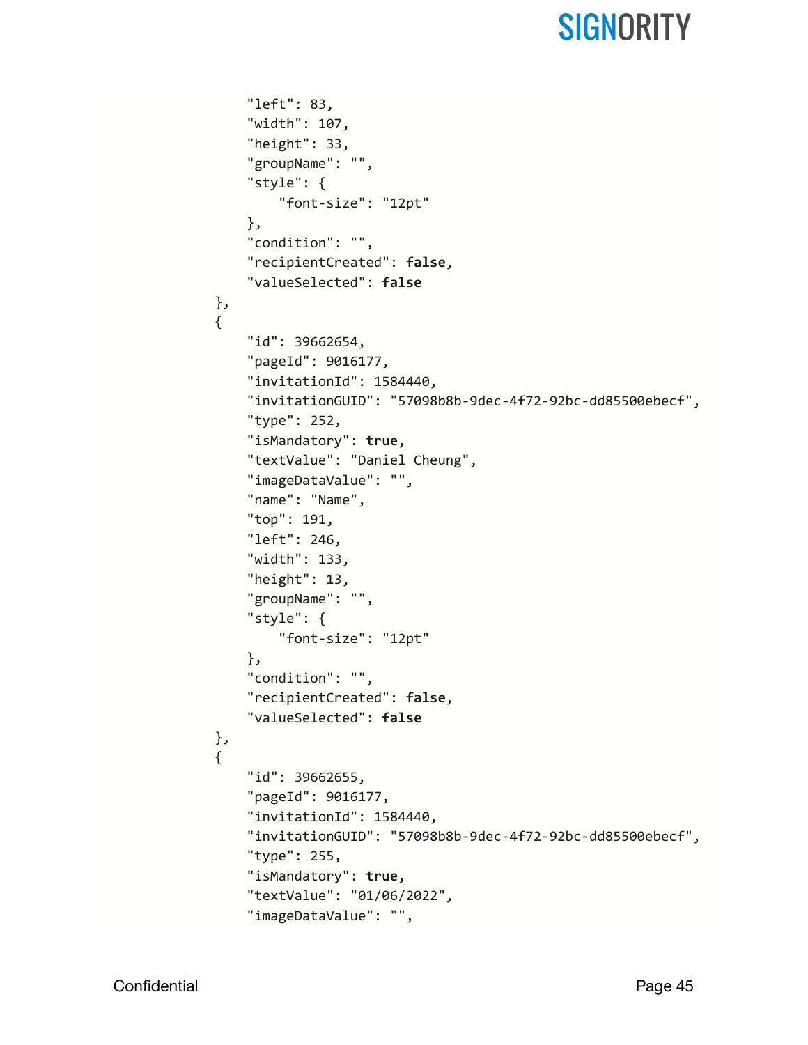```
            "left": 83,
            "width": 107,
            "height": 33,
            "groupName": "",
            "style": {
                "font-size": "12pt"
            },
            "condition": "",
            "recipientCreated": false,
            "valueSelected": false
        },
        {
            "id": 39662654,
            "pageId": 9016177,
            "invitationId": 1584440,
            "invitationGUID": "57098b8b-9dec-4f72-92bc-dd85500ebecf",
            "type": 252,
            "isMandatory": true,
            "textValue": "Daniel Cheung",
            "imageDataValue": "",
            "name": "Name",
            "top": 191,
            "left": 246,
            "width": 133,
            "height": 13,
            "groupName": "",
            "style": {
                "font-size": "12pt"
            },
            "condition": "",
            "recipientCreated": false,
            "valueSelected": false
        },
        {
            "id": 39662655,
            "pageId": 9016177,
            "invitationId": 1584440,
            "invitationGUID": "57098b8b-9dec-4f72-92bc-dd85500ebecf",
            "type": 255,
            "isMandatory": true,
            "textValue": "01/06/2022",
            "imageDataValue": "",
```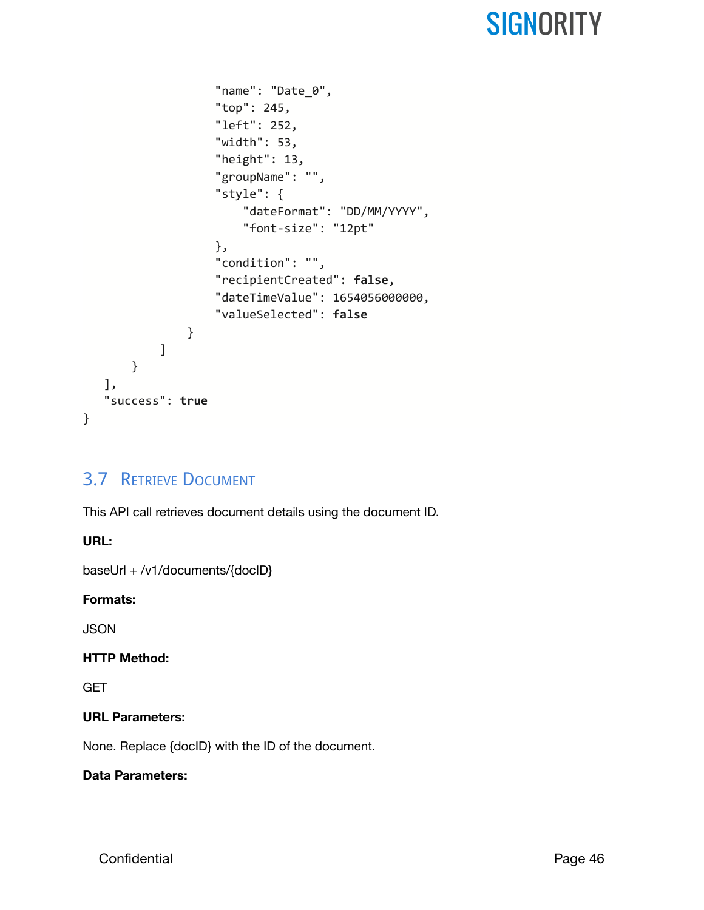```
                "name": "Date_0",
                "top": 245,
                "left": 252,
                "width": 53,
                "height": 13,
                "groupName": "",
                "style": {
                    "dateFormat": "DD/MM/YYYY",
                    "font-size": "12pt"
                },
                "condition": "",
                "recipientCreated": false,
                "dateTimeValue": 1654056000000,
                "valueSelected": false
            }
        ]
    }
  ],
  "success": true
}
```

## 3.7 Retrieve Document

This API call retrieves document details using the document ID.

**URL:**

baseUrl + /v1/documents/{docID}

**Formats:**

JSON

**HTTP Method:**

GET

**URL Parameters:**

None. Replace {docID} with the ID of the document.

**Data Parameters:**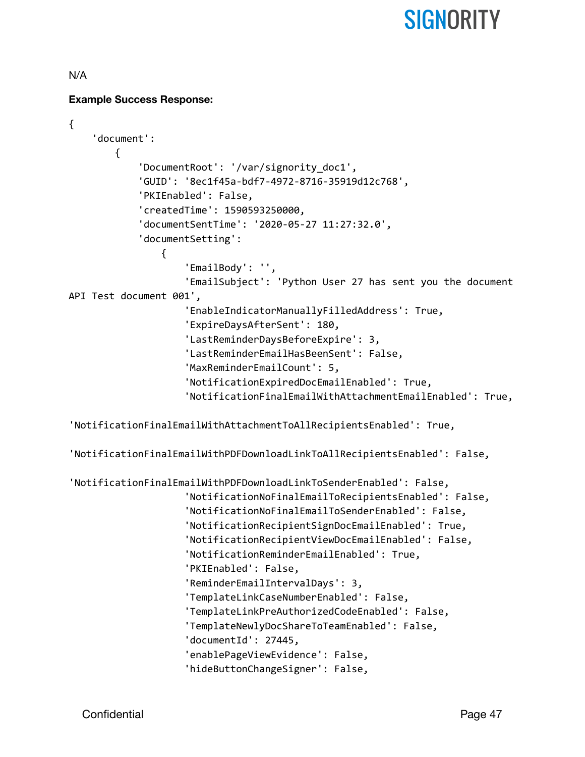N/A

**Example Success Response:**

```
{
    'document':
        {
            'DocumentRoot': '/var/signority_doc1',
            'GUID': '8ec1f45a-bdf7-4972-8716-35919d12c768',
            'PKIEnabled': False,
            'createdTime': 1590593250000,
            'documentSentTime': '2020-05-27 11:27:32.0',
            'documentSetting':
                {
                    'EmailBody': '',
                    'EmailSubject': 'Python User 27 has sent you the document API Test document 001',
                    'EnableIndicatorManuallyFilledAddress': True,
                    'ExpireDaysAfterSent': 180,
                    'LastReminderDaysBeforeExpire': 3,
                    'LastReminderEmailHasBeenSent': False,
                    'MaxReminderEmailCount': 5,
                    'NotificationExpiredDocEmailEnabled': True,
                    'NotificationFinalEmailWithAttachmentEmailEnabled': True,
                    'NotificationFinalEmailWithAttachmentToAllRecipientsEnabled': True,
                    'NotificationFinalEmailWithPDFDownloadLinkToAllRecipientsEnabled': False,
                    'NotificationFinalEmailWithPDFDownloadLinkToSenderEnabled': False,
                    'NotificationNoFinalEmailToRecipientsEnabled': False,
                    'NotificationNoFinalEmailToSenderEnabled': False,
                    'NotificationRecipientSignDocEmailEnabled': True,
                    'NotificationRecipientViewDocEmailEnabled': False,
                    'NotificationReminderEmailEnabled': True,
                    'PKIEnabled': False,
                    'ReminderEmailIntervalDays': 3,
                    'TemplateLinkCaseNumberEnabled': False,
                    'TemplateLinkPreAuthorizedCodeEnabled': False,
                    'TemplateNewlyDocShareToTeamEnabled': False,
                    'documentId': 27445,
                    'enablePageViewEvidence': False,
                    'hideButtonChangeSigner': False,
```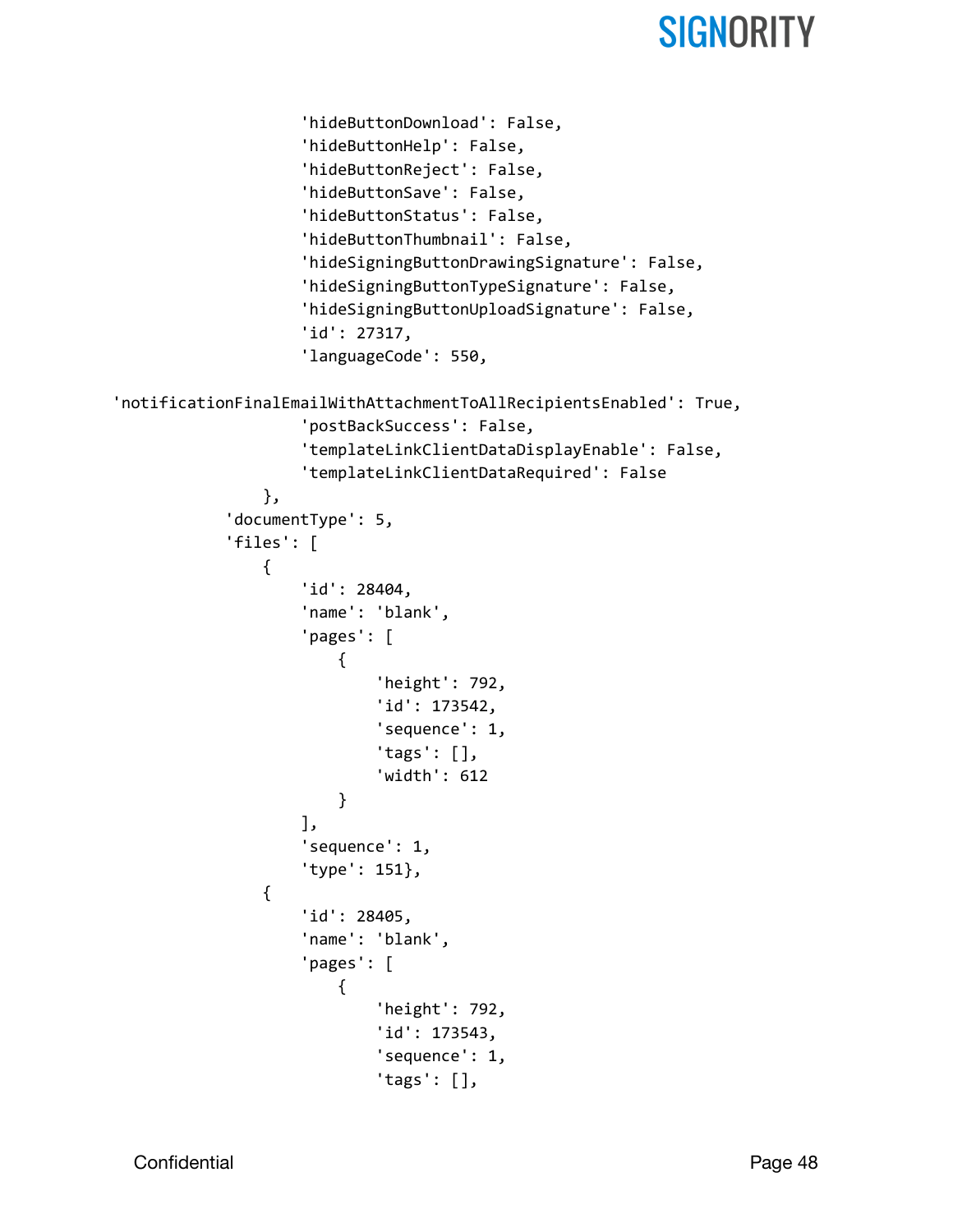```
                    'hideButtonDownload': False,
                    'hideButtonHelp': False,
                    'hideButtonReject': False,
                    'hideButtonSave': False,
                    'hideButtonStatus': False,
                    'hideButtonThumbnail': False,
                    'hideSigningButtonDrawingSignature': False,
                    'hideSigningButtonTypeSignature': False,
                    'hideSigningButtonUploadSignature': False,
                    'id': 27317,
                    'languageCode': 550,

'notificationFinalEmailWithAttachmentToAllRecipientsEnabled': True,
                    'postBackSuccess': False,
                    'templateLinkClientDataDisplayEnable': False,
                    'templateLinkClientDataRequired': False
                },
            'documentType': 5,
            'files': [
                {
                    'id': 28404,
                    'name': 'blank',
                    'pages': [
                        {
                            'height': 792,
                            'id': 173542,
                            'sequence': 1,
                            'tags': [],
                            'width': 612
                        }
                    ],
                    'sequence': 1,
                    'type': 151},
                {
                    'id': 28405,
                    'name': 'blank',
                    'pages': [
                        {
                            'height': 792,
                            'id': 173543,
                            'sequence': 1,
                            'tags': [],
```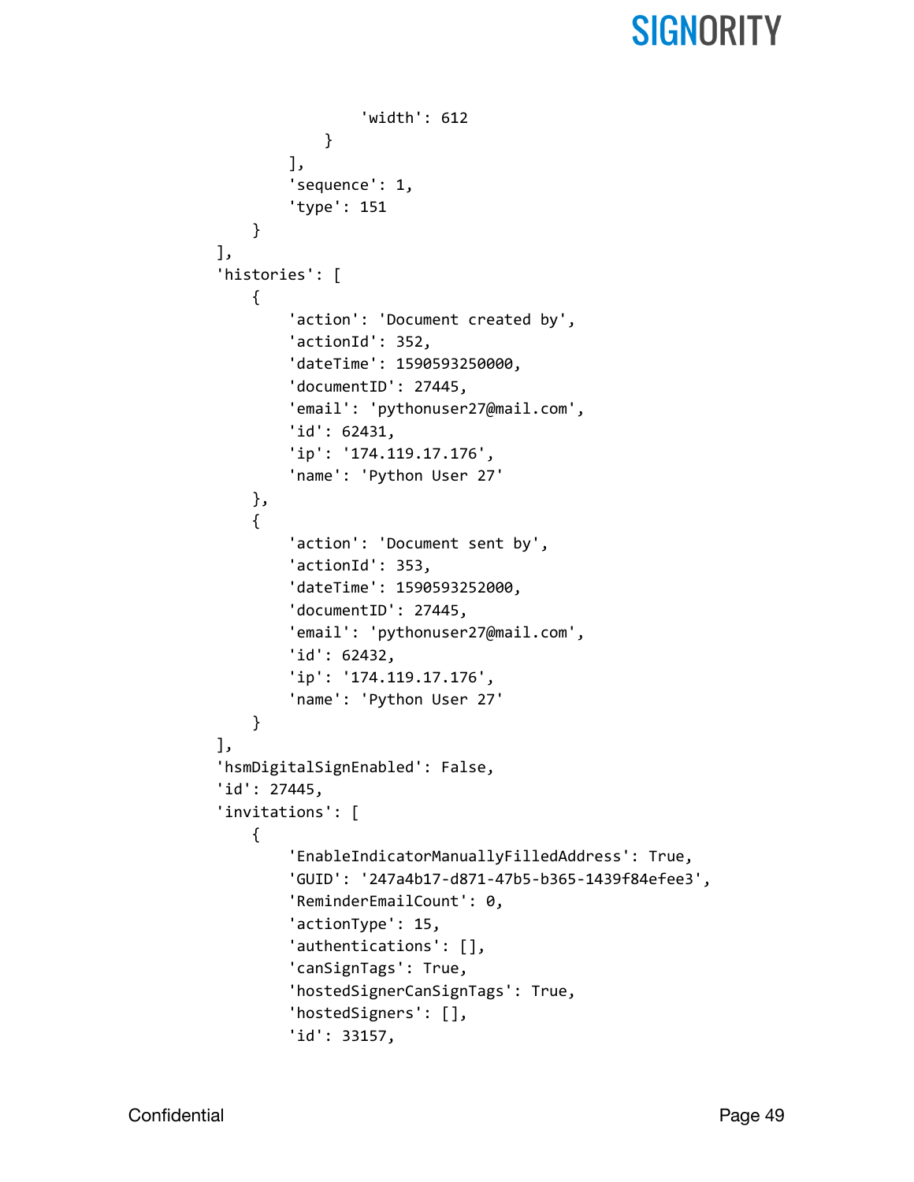```
                'width': 612
            }
        ],
        'sequence': 1,
        'type': 151
    }
],
'histories': [
    {
        'action': 'Document created by',
        'actionId': 352,
        'dateTime': 1590593250000,
        'documentID': 27445,
        'email': 'pythonuser27@mail.com',
        'id': 62431,
        'ip': '174.119.17.176',
        'name': 'Python User 27'
    },
    {
        'action': 'Document sent by',
        'actionId': 353,
        'dateTime': 1590593252000,
        'documentID': 27445,
        'email': 'pythonuser27@mail.com',
        'id': 62432,
        'ip': '174.119.17.176',
        'name': 'Python User 27'
    }
],
'hsmDigitalSignEnabled': False,
'id': 27445,
'invitations': [
    {
        'EnableIndicatorManuallyFilledAddress': True,
        'GUID': '247a4b17-d871-47b5-b365-1439f84efee3',
        'ReminderEmailCount': 0,
        'actionType': 15,
        'authentications': [],
        'canSignTags': True,
        'hostedSignerCanSignTags': True,
        'hostedSigners': [],
        'id': 33157,
```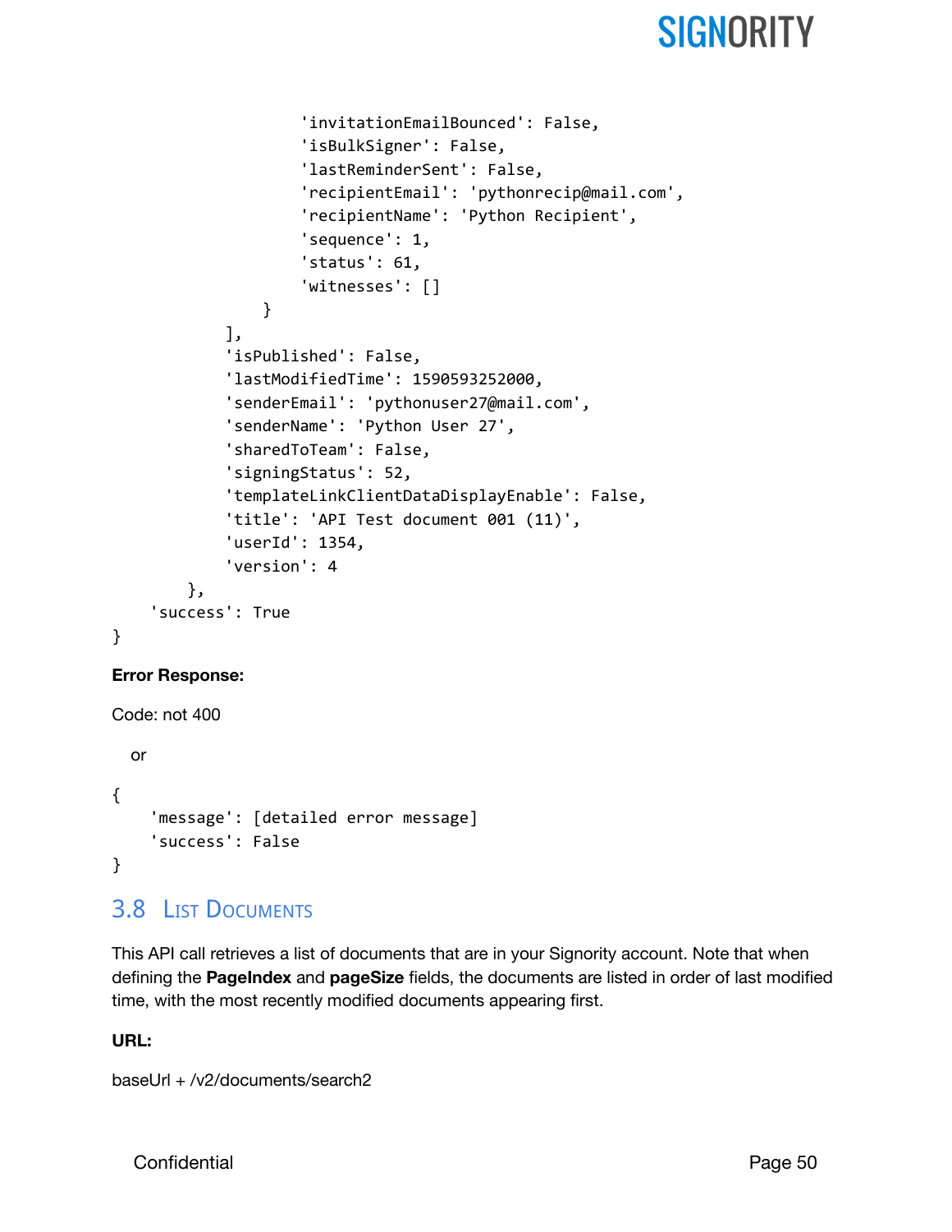```
                    'invitationEmailBounced': False,
                    'isBulkSigner': False,
                    'lastReminderSent': False,
                    'recipientEmail': 'pythonrecip@mail.com',
                    'recipientName': 'Python Recipient',
                    'sequence': 1,
                    'status': 61,
                    'witnesses': []
                }
            ],
            'isPublished': False,
            'lastModifiedTime': 1590593252000,
            'senderEmail': 'pythonuser27@mail.com',
            'senderName': 'Python User 27',
            'sharedToTeam': False,
            'signingStatus': 52,
            'templateLinkClientDataDisplayEnable': False,
            'title': 'API Test document 001 (11)',
            'userId': 1354,
            'version': 4
        },
    'success': True
}
```

**Error Response:**

Code: not 400

or

```
{
    'message': [detailed error message]
    'success': False
}
```

## 3.8 List Documents

This API call retrieves a list of documents that are in your Signority account. Note that when defining the **PageIndex** and **pageSize** fields, the documents are listed in order of last modified time, with the most recently modified documents appearing first.

**URL:**

baseUrl + /v2/documents/search2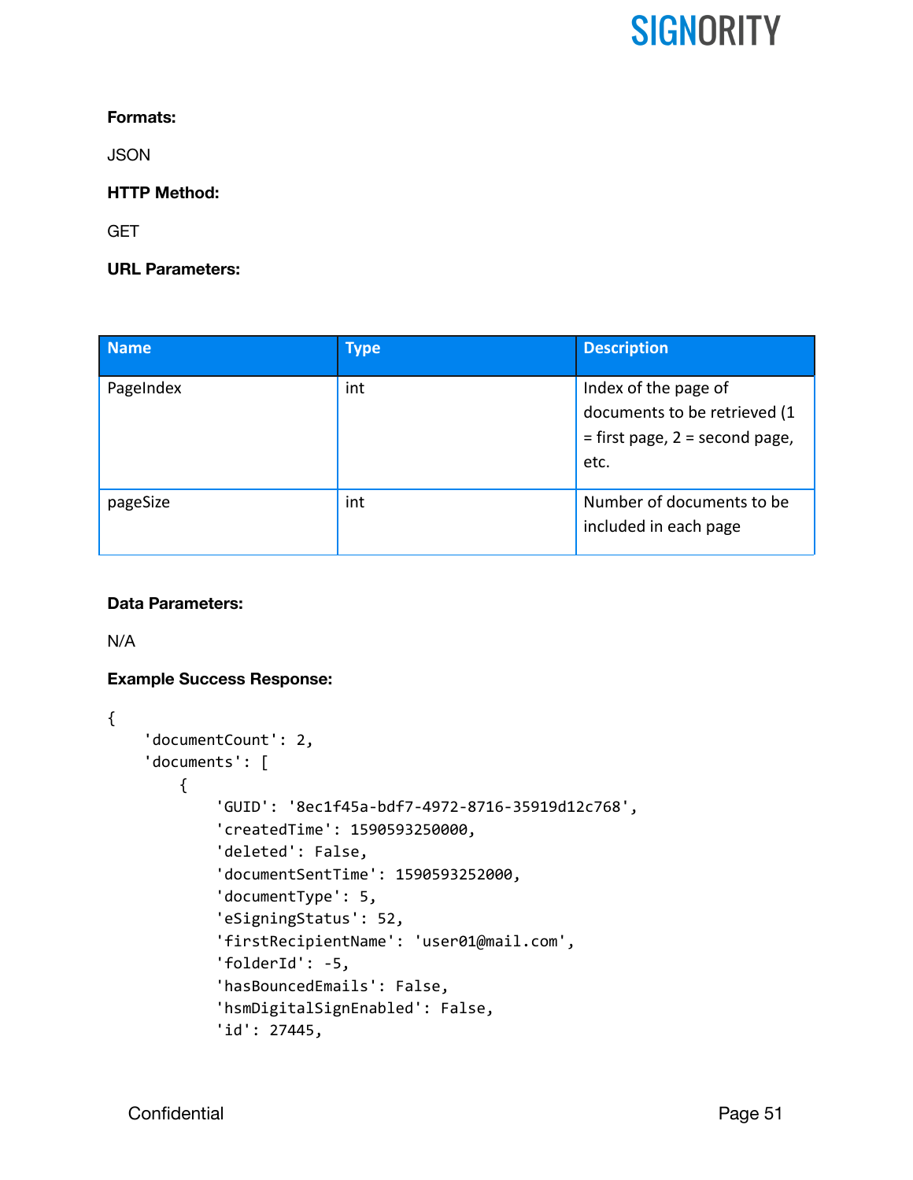**Formats:**

JSON

**HTTP Method:**

GET

**URL Parameters:**

| Name | Type | Description |
| --- | --- | --- |
| PageIndex | int | Index of the page of documents to be retrieved (1 = first page, 2 = second page, etc. |
| pageSize | int | Number of documents to be included in each page |

**Data Parameters:**

N/A

**Example Success Response:**

```
{
    'documentCount': 2,
    'documents': [
        {
            'GUID': '8ec1f45a-bdf7-4972-8716-35919d12c768',
            'createdTime': 1590593250000,
            'deleted': False,
            'documentSentTime': 1590593252000,
            'documentType': 5,
            'eSigningStatus': 52,
            'firstRecipientName': 'user01@mail.com',
            'folderId': -5,
            'hasBouncedEmails': False,
            'hsmDigitalSignEnabled': False,
            'id': 27445,
```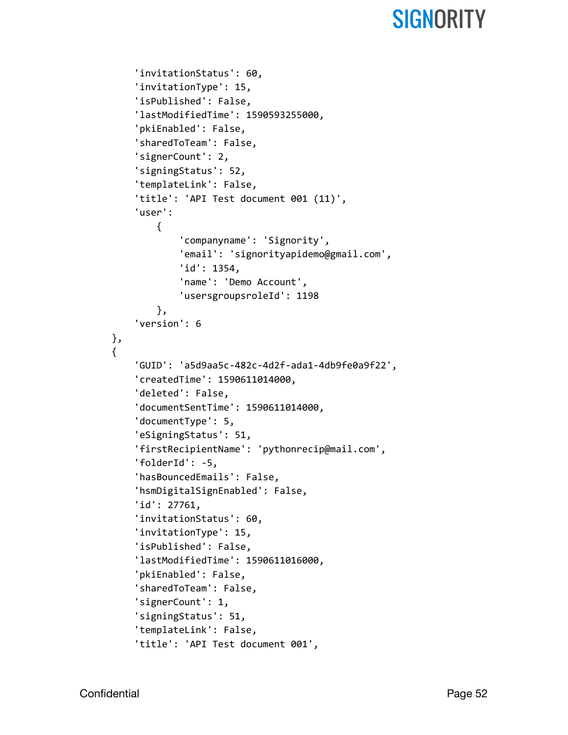```
        'invitationStatus': 60,
        'invitationType': 15,
        'isPublished': False,
        'lastModifiedTime': 1590593255000,
        'pkiEnabled': False,
        'sharedToTeam': False,
        'signerCount': 2,
        'signingStatus': 52,
        'templateLink': False,
        'title': 'API Test document 001 (11)',
        'user':
            {
                'companyname': 'Signority',
                'email': 'signorityapidemo@gmail.com',
                'id': 1354,
                'name': 'Demo Account',
                'usersgroupsroleId': 1198
            },
        'version': 6
    },
    {
        'GUID': 'a5d9aa5c-482c-4d2f-ada1-4db9fe0a9f22',
        'createdTime': 1590611014000,
        'deleted': False,
        'documentSentTime': 1590611014000,
        'documentType': 5,
        'eSigningStatus': 51,
        'firstRecipientName': 'pythonrecip@mail.com',
        'folderId': -5,
        'hasBouncedEmails': False,
        'hsmDigitalSignEnabled': False,
        'id': 27761,
        'invitationStatus': 60,
        'invitationType': 15,
        'isPublished': False,
        'lastModifiedTime': 1590611016000,
        'pkiEnabled': False,
        'sharedToTeam': False,
        'signerCount': 1,
        'signingStatus': 51,
        'templateLink': False,
        'title': 'API Test document 001',
```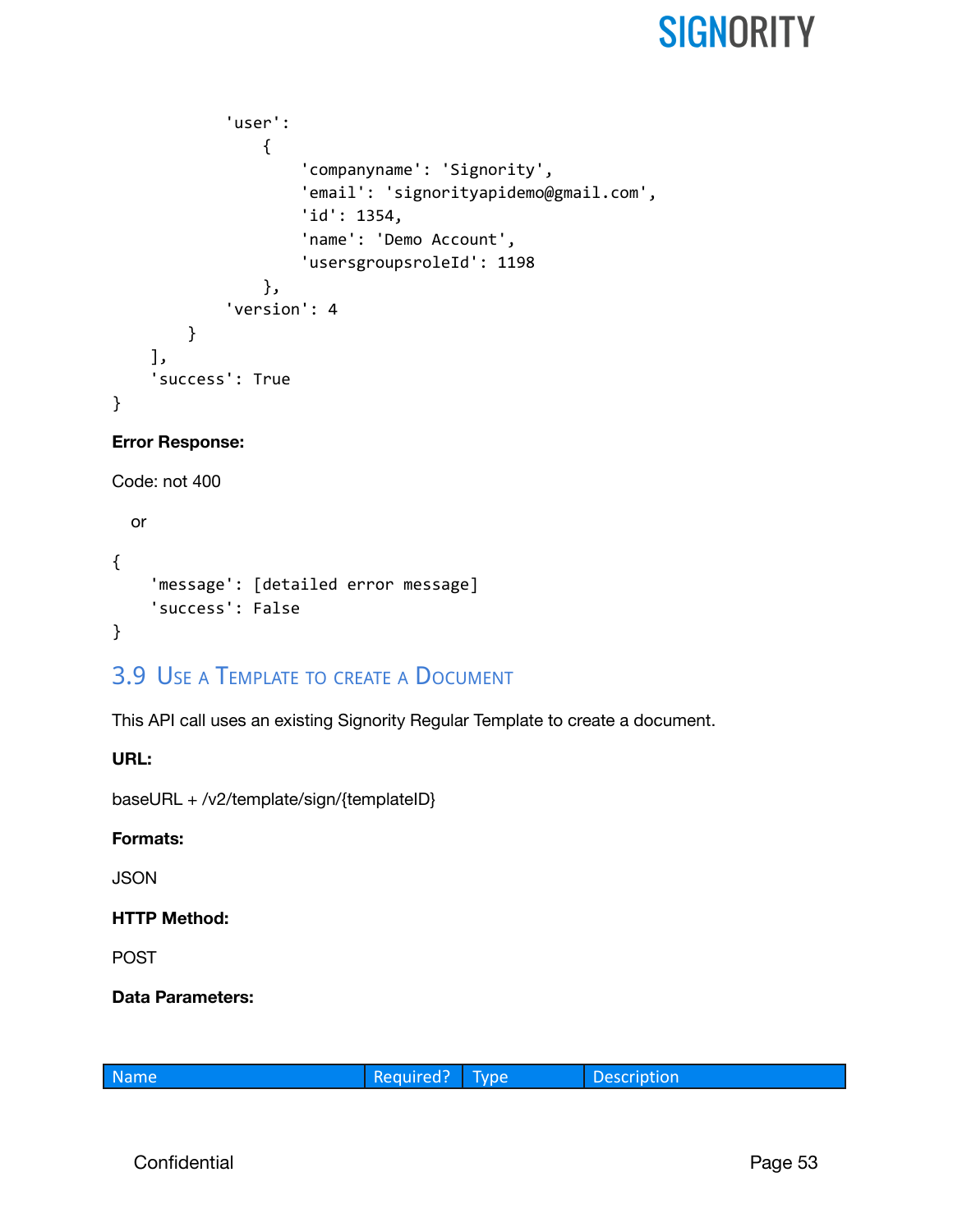```
            'user':
                {
                    'companyname': 'Signority',
                    'email': 'signorityapidemo@gmail.com',
                    'id': 1354,
                    'name': 'Demo Account',
                    'usersgroupsroleId': 1198
                },
            'version': 4
        }
    ],
    'success': True
}
```

**Error Response:**

Code: not 400

or

```
{
    'message': [detailed error message]
    'success': False
}
```

## 3.9 Use a Template to create a Document

This API call uses an existing Signority Regular Template to create a document.

**URL:**

baseURL + /v2/template/sign/{templateID}

**Formats:**

JSON

**HTTP Method:**

POST

**Data Parameters:**

| Name | Required? | Type | Description |
|---|---|---|---|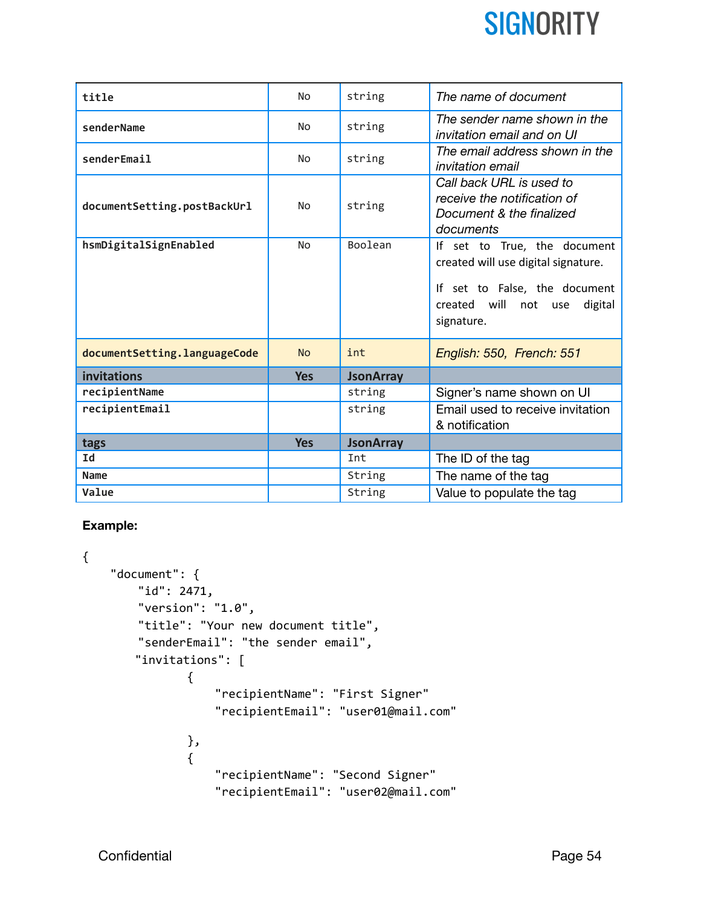| title | No | string | *The name of document* |
|---|---|---|---|
| senderName | No | string | *The sender name shown in the invitation email and on UI* |
| senderEmail | No | string | *The email address shown in the invitation email* |
| documentSetting.postBackUrl | No | string | *Call back URL is used to receive the notification of Document & the finalized documents* |
| hsmDigitalSignEnabled | No | Boolean | If set to True, the document created will use digital signature. If set to False, the document created will not use digital signature. |
| documentSetting.languageCode | No | int | *English: 550, French: 551* |
| **invitations** | **Yes** | **JsonArray** | |
| recipientName | | string | Signer's name shown on UI |
| recipientEmail | | string | Email used to receive invitation & notification |
| **tags** | **Yes** | **JsonArray** | |
| Id | | Int | The ID of the tag |
| Name | | String | The name of the tag |
| Value | | String | Value to populate the tag |

**Example:**

```
{
    "document": {
        "id": 2471,
        "version": "1.0",
        "title": "Your new document title",
        "senderEmail": "the sender email",
       "invitations": [
              {
                  "recipientName": "First Signer"
                  "recipientEmail": "user01@mail.com"

              },
              {
                  "recipientName": "Second Signer"
                  "recipientEmail": "user02@mail.com"
```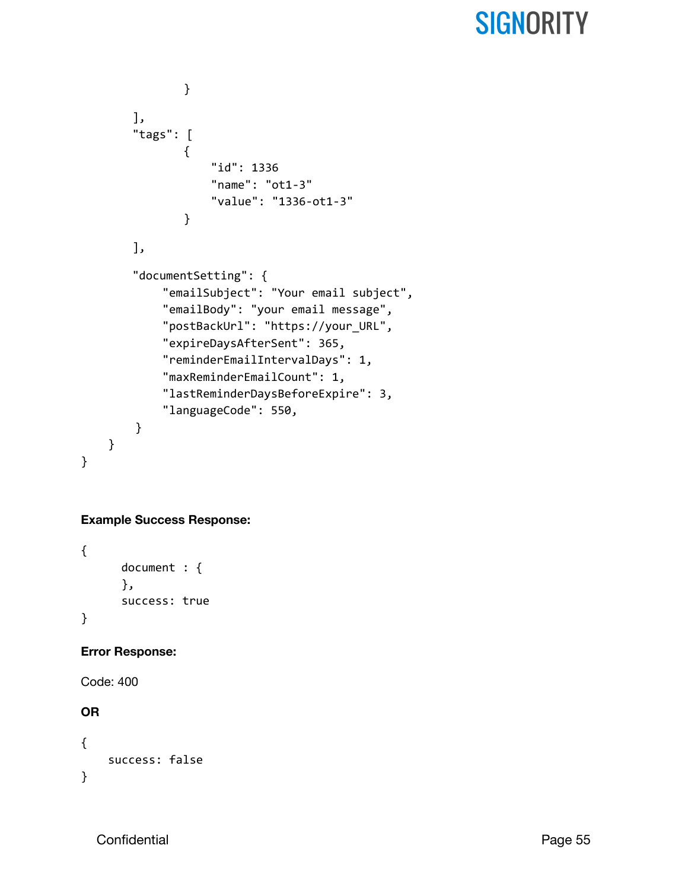```
                }
        ],
        "tags": [
                {
                    "id": 1336
                    "name": "ot1-3"
                    "value": "1336-ot1-3"
                }
        ],
        "documentSetting": {
            "emailSubject": "Your email subject",
            "emailBody": "your email message",
            "postBackUrl": "https://your_URL",
            "expireDaysAfterSent": 365,
            "reminderEmailIntervalDays": 1,
            "maxReminderEmailCount": 1,
            "lastReminderDaysBeforeExpire": 3,
            "languageCode": 550,
        }
    }
}
```

**Example Success Response:**

```
{
      document : {
      },
      success: true
}
```

**Error Response:**

Code: 400

**OR**

```
{
    success: false
}
```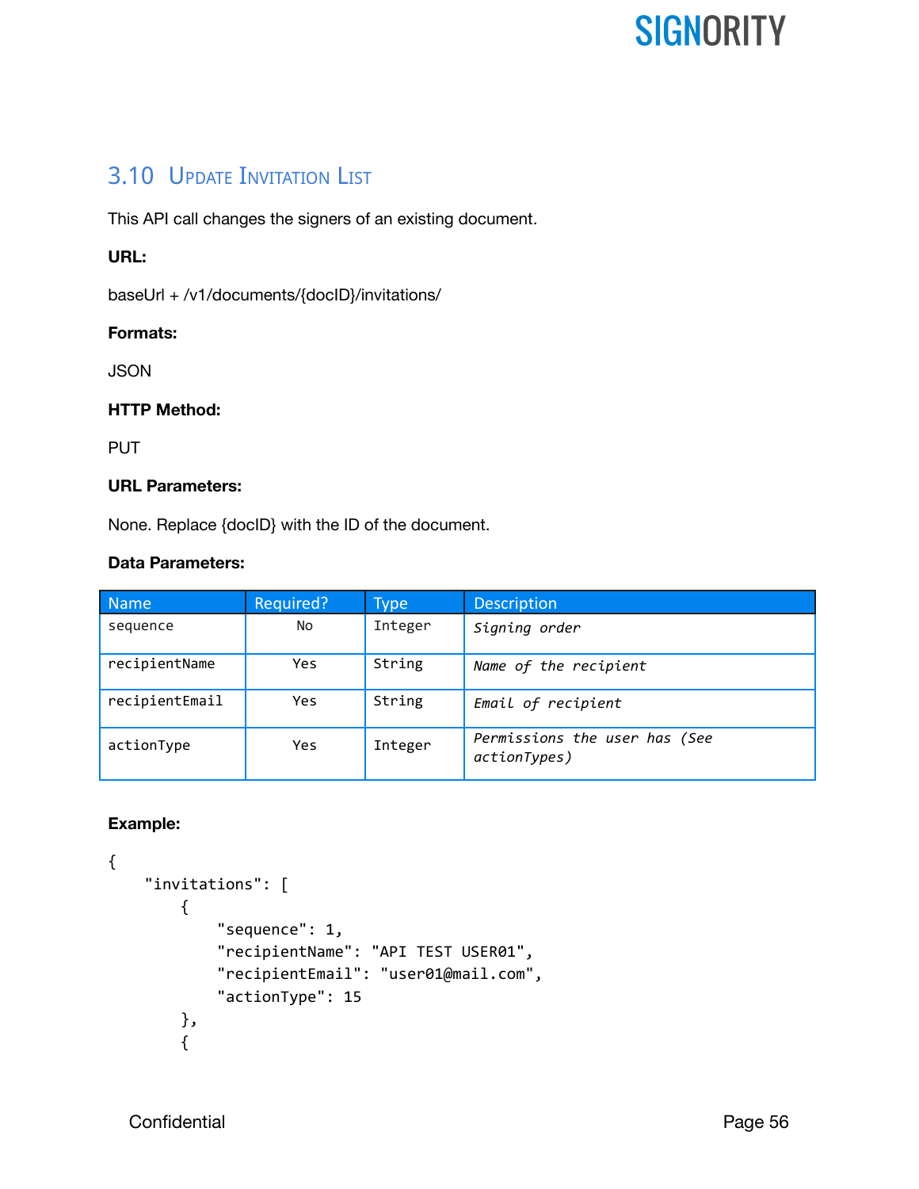## 3.10 Update Invitation List

This API call changes the signers of an existing document.

**URL:**

baseUrl + /v1/documents/{docID}/invitations/

**Formats:**

JSON

**HTTP Method:**

PUT

**URL Parameters:**

None. Replace {docID} with the ID of the document.

**Data Parameters:**

| Name | Required? | Type | Description |
| --- | --- | --- | --- |
| sequence | No | Integer | *Signing order* |
| recipientName | Yes | String | *Name of the recipient* |
| recipientEmail | Yes | String | *Email of recipient* |
| actionType | Yes | Integer | *Permissions the user has (See actionTypes)* |

**Example:**

```
{
    "invitations": [
        {
            "sequence": 1,
            "recipientName": "API TEST USER01",
            "recipientEmail": "user01@mail.com",
            "actionType": 15
        },
        {
```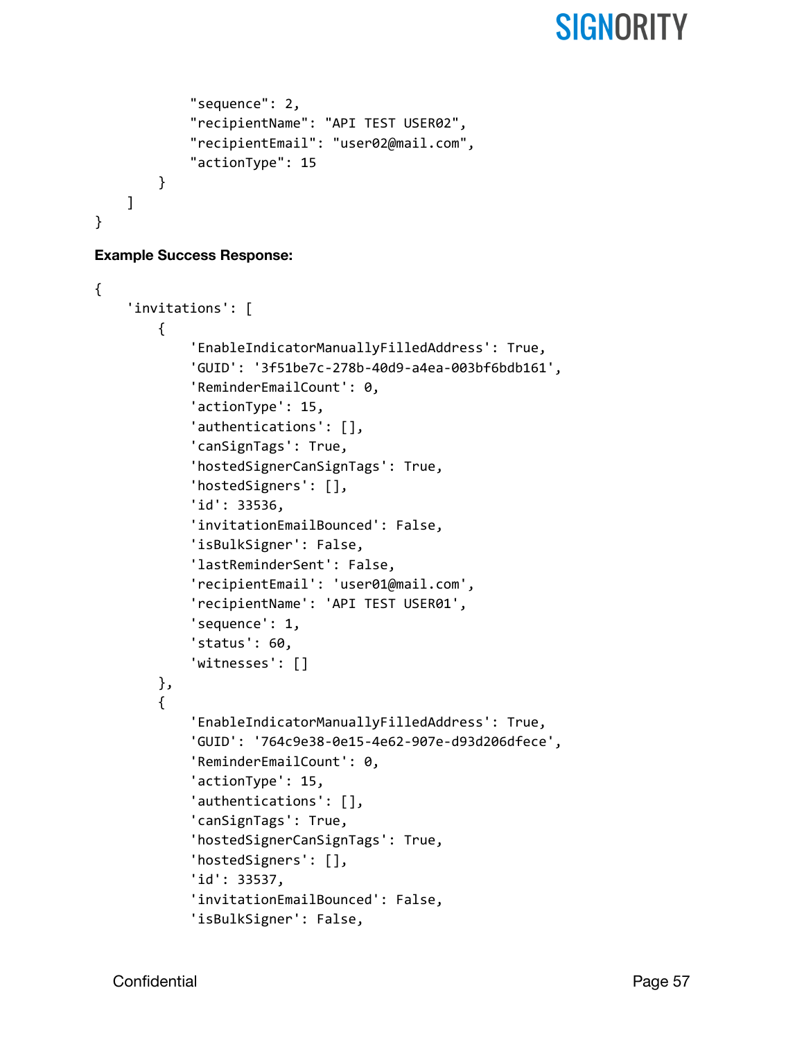```
            "sequence": 2,
            "recipientName": "API TEST USER02",
            "recipientEmail": "user02@mail.com",
            "actionType": 15
        }
    ]
}
```

**Example Success Response:**

```
{
    'invitations': [
        {
            'EnableIndicatorManuallyFilledAddress': True,
            'GUID': '3f51be7c-278b-40d9-a4ea-003bf6bdb161',
            'ReminderEmailCount': 0,
            'actionType': 15,
            'authentications': [],
            'canSignTags': True,
            'hostedSignerCanSignTags': True,
            'hostedSigners': [],
            'id': 33536,
            'invitationEmailBounced': False,
            'isBulkSigner': False,
            'lastReminderSent': False,
            'recipientEmail': 'user01@mail.com',
            'recipientName': 'API TEST USER01',
            'sequence': 1,
            'status': 60,
            'witnesses': []
        },
        {
            'EnableIndicatorManuallyFilledAddress': True,
            'GUID': '764c9e38-0e15-4e62-907e-d93d206dfece',
            'ReminderEmailCount': 0,
            'actionType': 15,
            'authentications': [],
            'canSignTags': True,
            'hostedSignerCanSignTags': True,
            'hostedSigners': [],
            'id': 33537,
            'invitationEmailBounced': False,
            'isBulkSigner': False,
```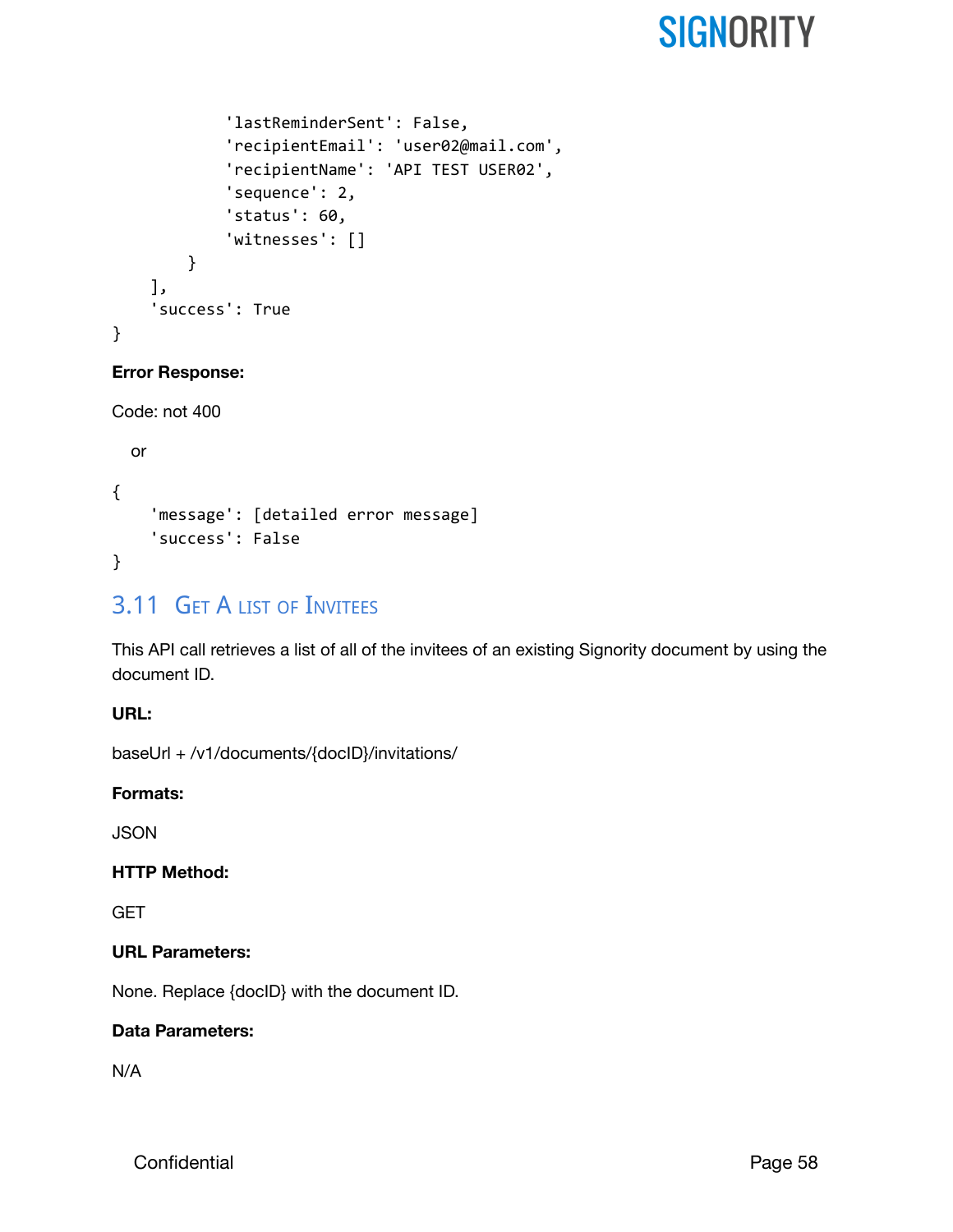```
            'lastReminderSent': False,
            'recipientEmail': 'user02@mail.com',
            'recipientName': 'API TEST USER02',
            'sequence': 2,
            'status': 60,
            'witnesses': []
        }
    ],
    'success': True
}
```

**Error Response:**

Code: not 400

or

```
{
    'message': [detailed error message]
    'success': False
}
```

## 3.11 Get a list of Invitees

This API call retrieves a list of all of the invitees of an existing Signority document by using the document ID.

**URL:**

baseUrl + /v1/documents/{docID}/invitations/

**Formats:**

JSON

**HTTP Method:**

GET

**URL Parameters:**

None. Replace {docID} with the document ID.

**Data Parameters:**

N/A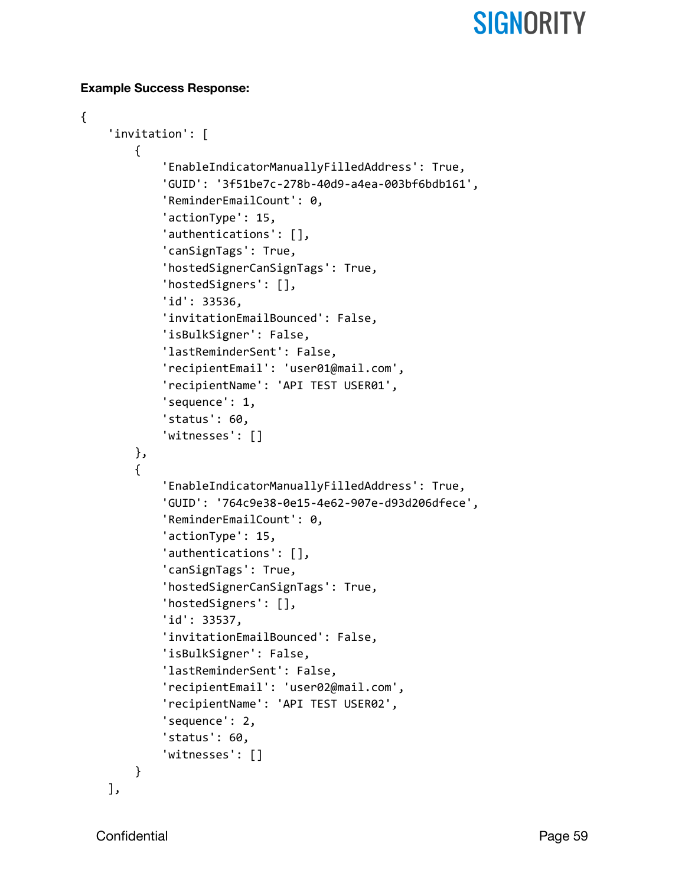**Example Success Response:**

```
{
    'invitation': [
        {
            'EnableIndicatorManuallyFilledAddress': True,
            'GUID': '3f51be7c-278b-40d9-a4ea-003bf6bdb161',
            'ReminderEmailCount': 0,
            'actionType': 15,
            'authentications': [],
            'canSignTags': True,
            'hostedSignerCanSignTags': True,
            'hostedSigners': [],
            'id': 33536,
            'invitationEmailBounced': False,
            'isBulkSigner': False,
            'lastReminderSent': False,
            'recipientEmail': 'user01@mail.com',
            'recipientName': 'API TEST USER01',
            'sequence': 1,
            'status': 60,
            'witnesses': []
        },
        {
            'EnableIndicatorManuallyFilledAddress': True,
            'GUID': '764c9e38-0e15-4e62-907e-d93d206dfece',
            'ReminderEmailCount': 0,
            'actionType': 15,
            'authentications': [],
            'canSignTags': True,
            'hostedSignerCanSignTags': True,
            'hostedSigners': [],
            'id': 33537,
            'invitationEmailBounced': False,
            'isBulkSigner': False,
            'lastReminderSent': False,
            'recipientEmail': 'user02@mail.com',
            'recipientName': 'API TEST USER02',
            'sequence': 2,
            'status': 60,
            'witnesses': []
        }
    ],
```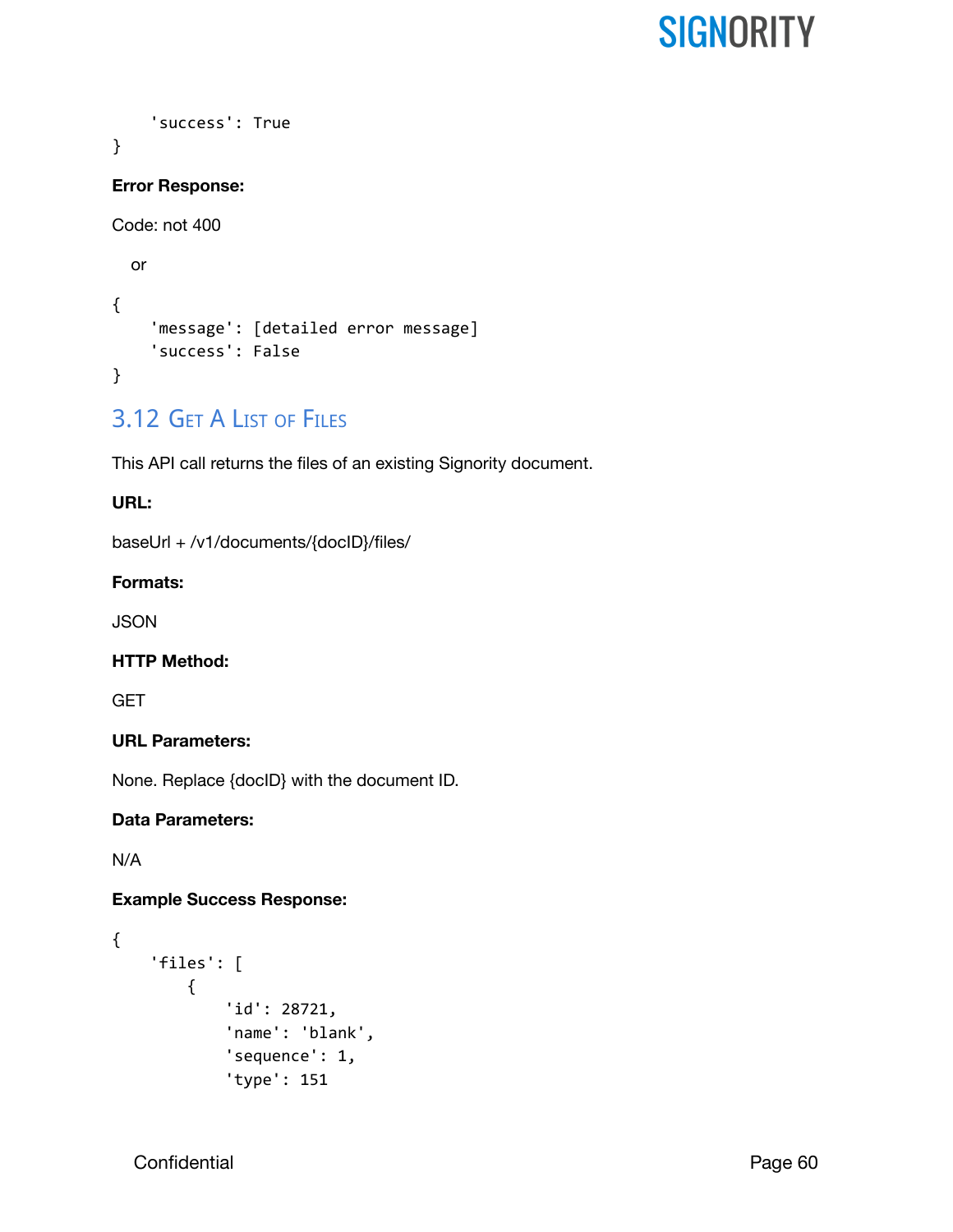```
    'success': True
}
```

**Error Response:**

Code: not 400

or

```
{
    'message': [detailed error message]
    'success': False
}
```

## 3.12 Get a List of Files

This API call returns the files of an existing Signority document.

**URL:**

baseUrl + /v1/documents/{docID}/files/

**Formats:**

JSON

**HTTP Method:**

GET

**URL Parameters:**

None. Replace {docID} with the document ID.

**Data Parameters:**

N/A

**Example Success Response:**

```
{
    'files': [
        {
            'id': 28721,
            'name': 'blank',
            'sequence': 1,
            'type': 151
```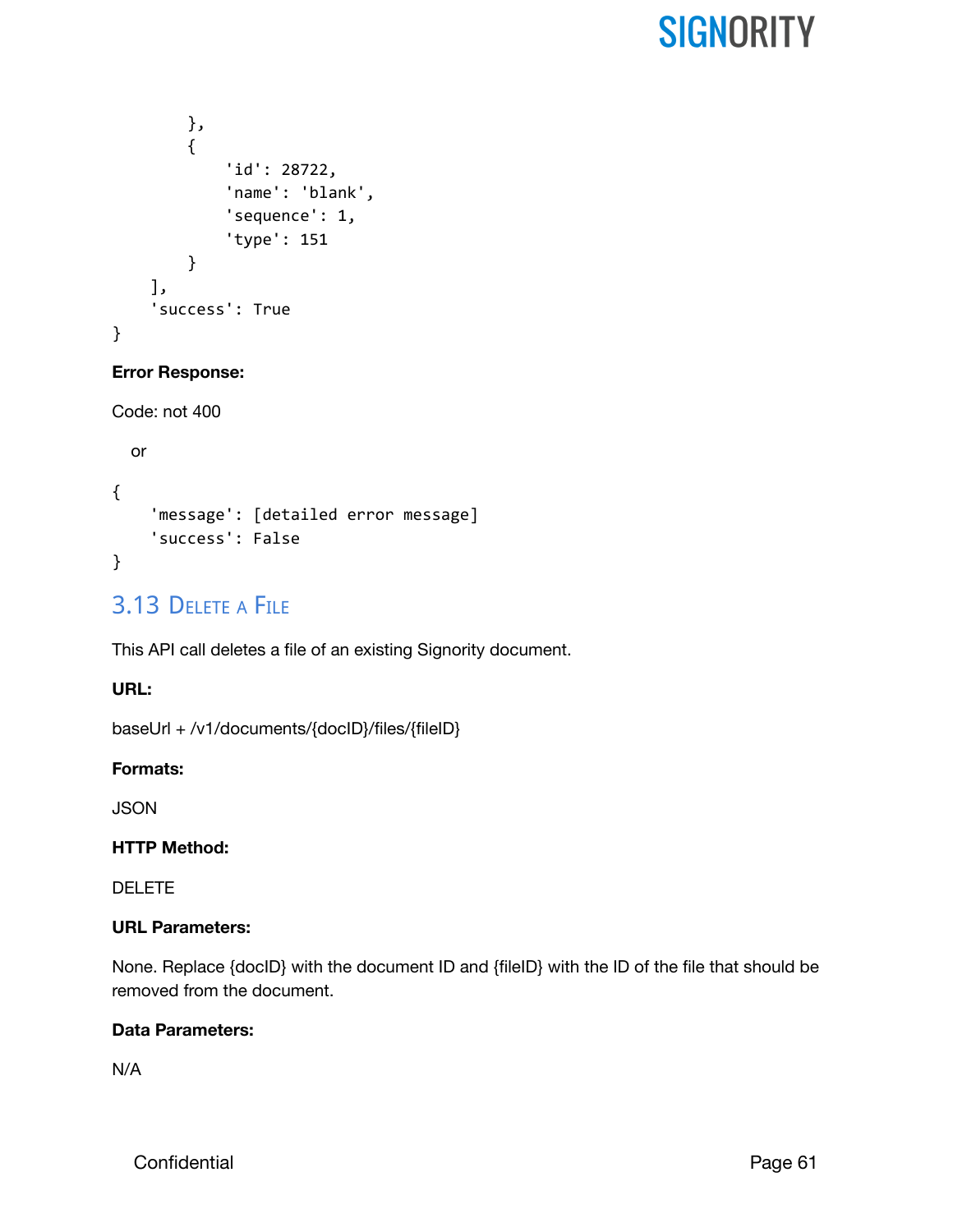```
        },
        {
            'id': 28722,
            'name': 'blank',
            'sequence': 1,
            'type': 151
        }
    ],
    'success': True
}
```

**Error Response:**

Code: not 400

or

```
{
    'message': [detailed error message]
    'success': False
}
```

## 3.13 Delete a File

This API call deletes a file of an existing Signority document.

**URL:**

baseUrl + /v1/documents/{docID}/files/{fileID}

**Formats:**

JSON

**HTTP Method:**

DELETE

**URL Parameters:**

None. Replace {docID} with the document ID and {fileID} with the ID of the file that should be removed from the document.

**Data Parameters:**

N/A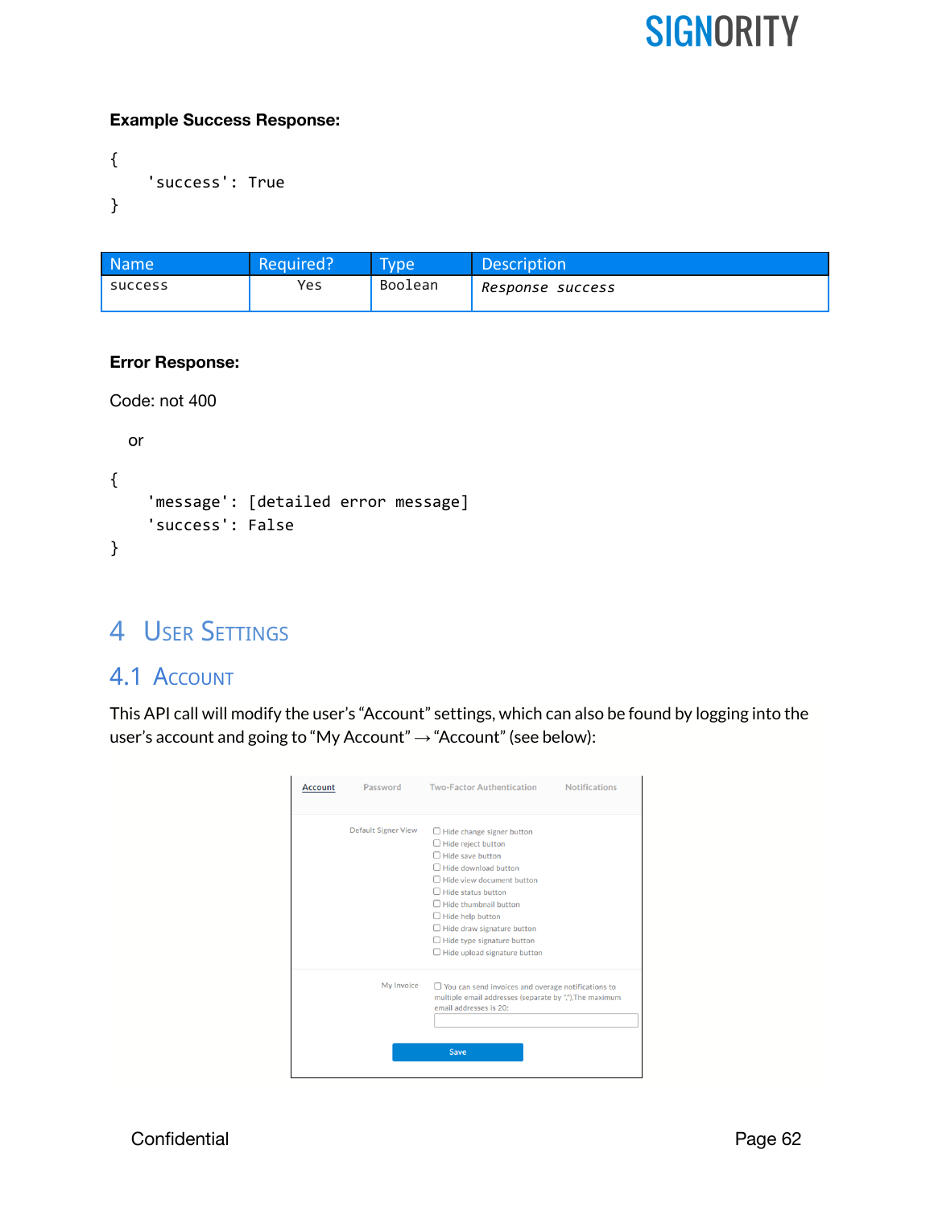**Example Success Response:**

```
{
    'success': True
}
```

| Name | Required? | Type | Description |
|---|---|---|---|
| success | Yes | Boolean | *Response success* |

**Error Response:**

Code: not 400

or

```
{
    'message': [detailed error message]
    'success': False
}
```

# 4 User Settings

## 4.1 Account

This API call will modify the user's "Account" settings, which can also be found by logging into the user's account and going to "My Account" → "Account" (see below):

Account | Password | Two-Factor Authentication | Notifications

Default Signer View
- ☐ Hide change signer button
- ☐ Hide reject button
- ☐ Hide save button
- ☐ Hide download button
- ☐ Hide view document button
- ☐ Hide status button
- ☐ Hide thumbnail button
- ☐ Hide help button
- ☐ Hide draw signature button
- ☐ Hide type signature button
- ☐ Hide upload signature button

My Invoice
- ☐ You can send invoices and overage notifications to multiple email addresses (separate by ",").The maximum email addresses is 20:

Save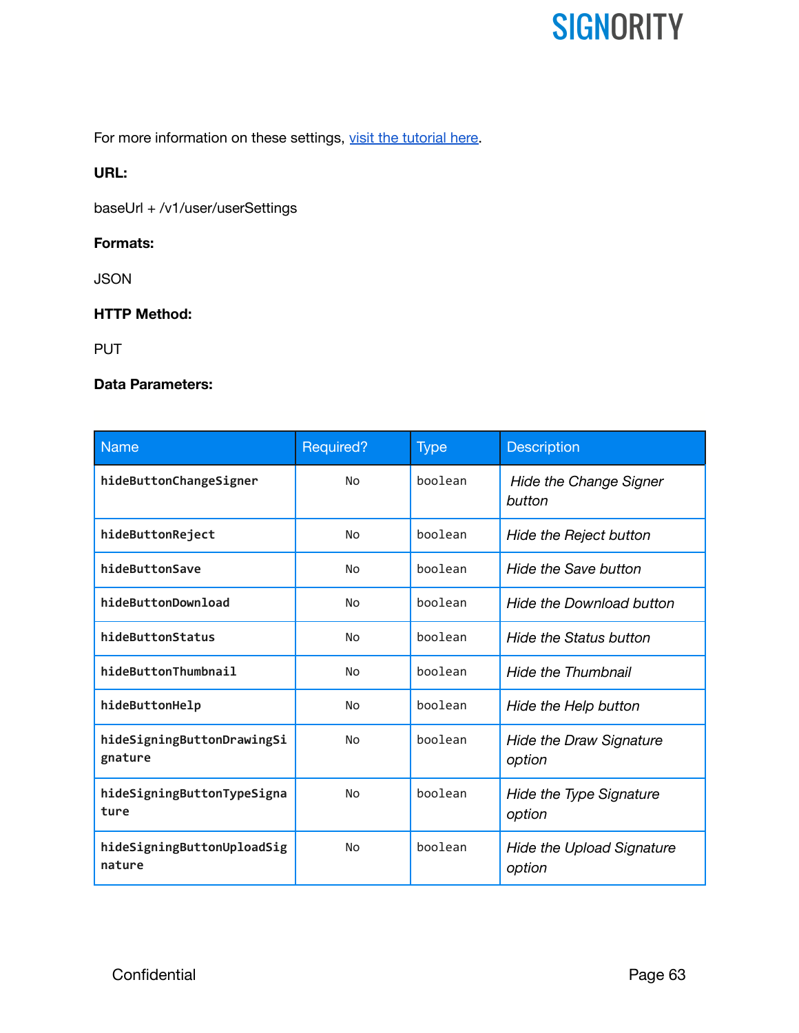For more information on these settings, [visit the tutorial here](#).

**URL:**

baseUrl + /v1/user/userSettings

**Formats:**

JSON

**HTTP Method:**

PUT

**Data Parameters:**

| Name | Required? | Type | Description |
|---|---|---|---|
| **`hideButtonChangeSigner`** | No | boolean | *Hide the Change Signer button* |
| **`hideButtonReject`** | No | boolean | *Hide the Reject button* |
| **`hideButtonSave`** | No | boolean | *Hide the Save button* |
| **`hideButtonDownload`** | No | boolean | *Hide the Download button* |
| **`hideButtonStatus`** | No | boolean | *Hide the Status button* |
| **`hideButtonThumbnail`** | No | boolean | *Hide the Thumbnail* |
| **`hideButtonHelp`** | No | boolean | *Hide the Help button* |
| **`hideSigningButtonDrawingSignature`** | No | boolean | *Hide the Draw Signature option* |
| **`hideSigningButtonTypeSignature`** | No | boolean | *Hide the Type Signature option* |
| **`hideSigningButtonUploadSignature`** | No | boolean | *Hide the Upload Signature option* |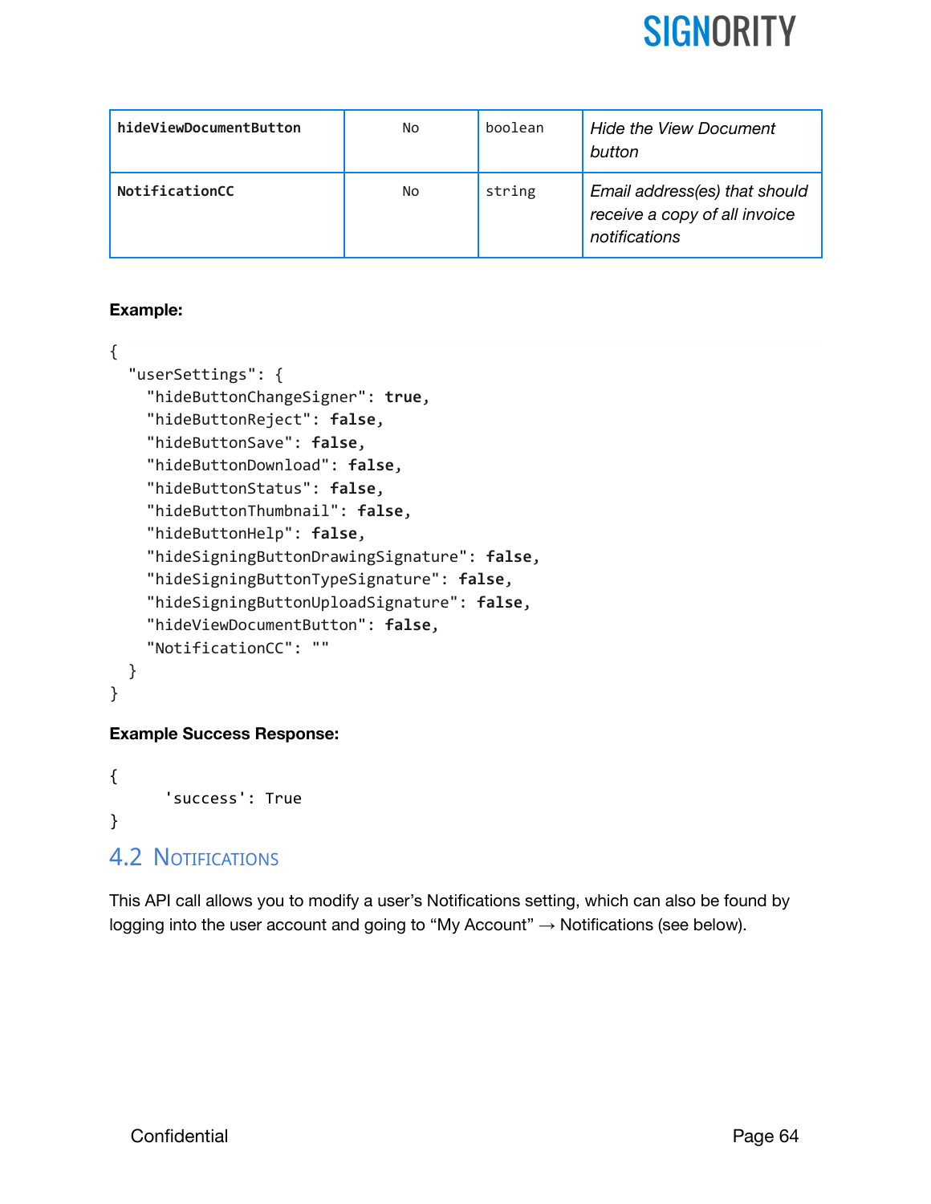| | | | |
|---|---|---|---|
| **hideViewDocumentButton** | No | boolean | *Hide the View Document button* |
| **NotificationCC** | No | string | *Email address(es) that should receive a copy of all invoice notifications* |

**Example:**

```
{
  "userSettings": {
    "hideButtonChangeSigner": true,
    "hideButtonReject": false,
    "hideButtonSave": false,
    "hideButtonDownload": false,
    "hideButtonStatus": false,
    "hideButtonThumbnail": false,
    "hideButtonHelp": false,
    "hideSigningButtonDrawingSignature": false,
    "hideSigningButtonTypeSignature": false,
    "hideSigningButtonUploadSignature": false,
    "hideViewDocumentButton": false,
    "NotificationCC": ""
  }
}
```

**Example Success Response:**

```
{
      'success': True
}
```

## 4.2 Notifications

This API call allows you to modify a user's Notifications setting, which can also be found by logging into the user account and going to "My Account" → Notifications (see below).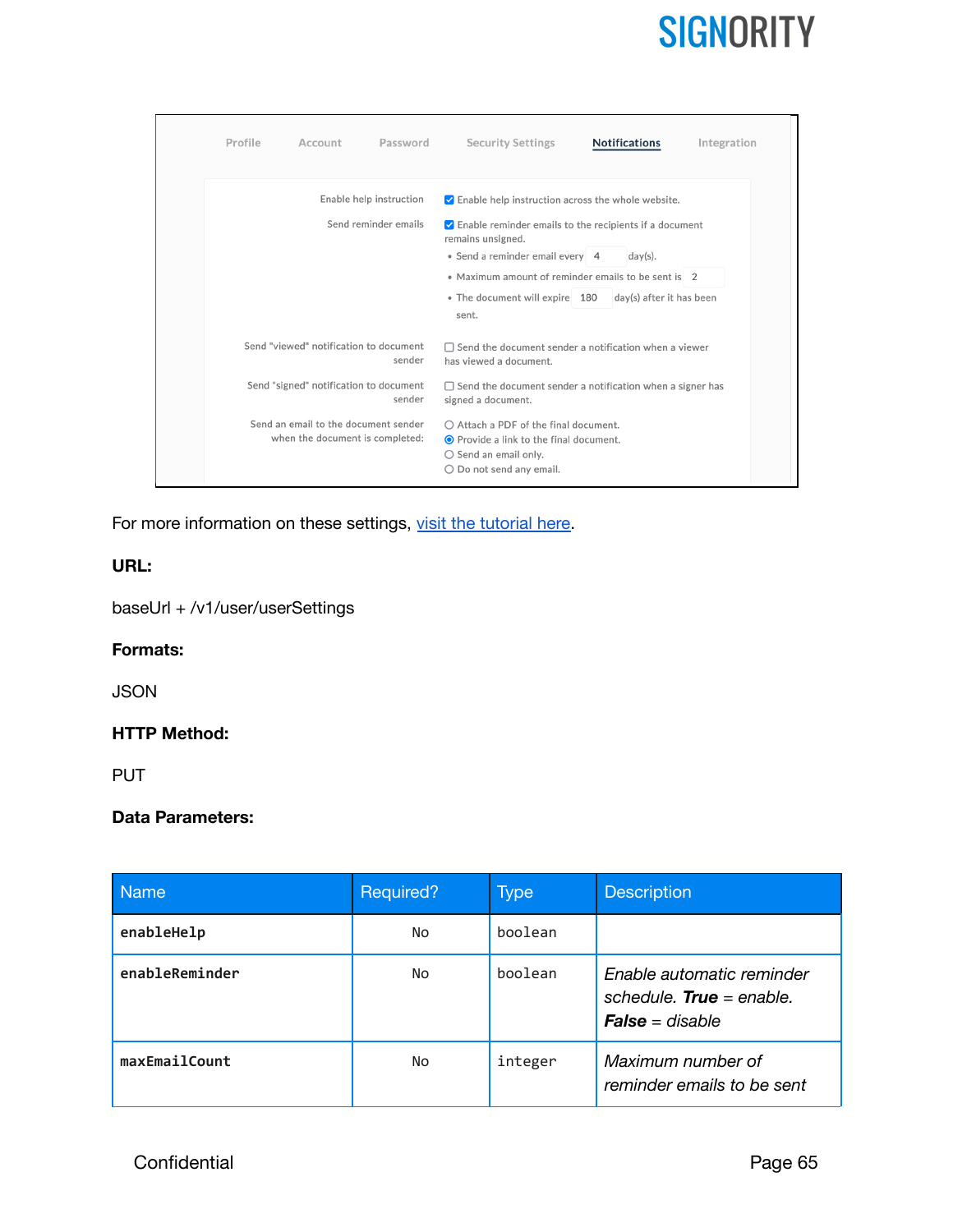For more information on these settings, [visit the tutorial here](#).

**URL:**

baseUrl + /v1/user/userSettings

**Formats:**

JSON

**HTTP Method:**

PUT

**Data Parameters:**

| Name | Required? | Type | Description |
|---|---|---|---|
| `enableHelp` | No | boolean | |
| `enableReminder` | No | boolean | *Enable automatic reminder schedule.* ***True*** *= enable.* ***False*** *= disable* |
| `maxEmailCount` | No | integer | *Maximum number of reminder emails to be sent* |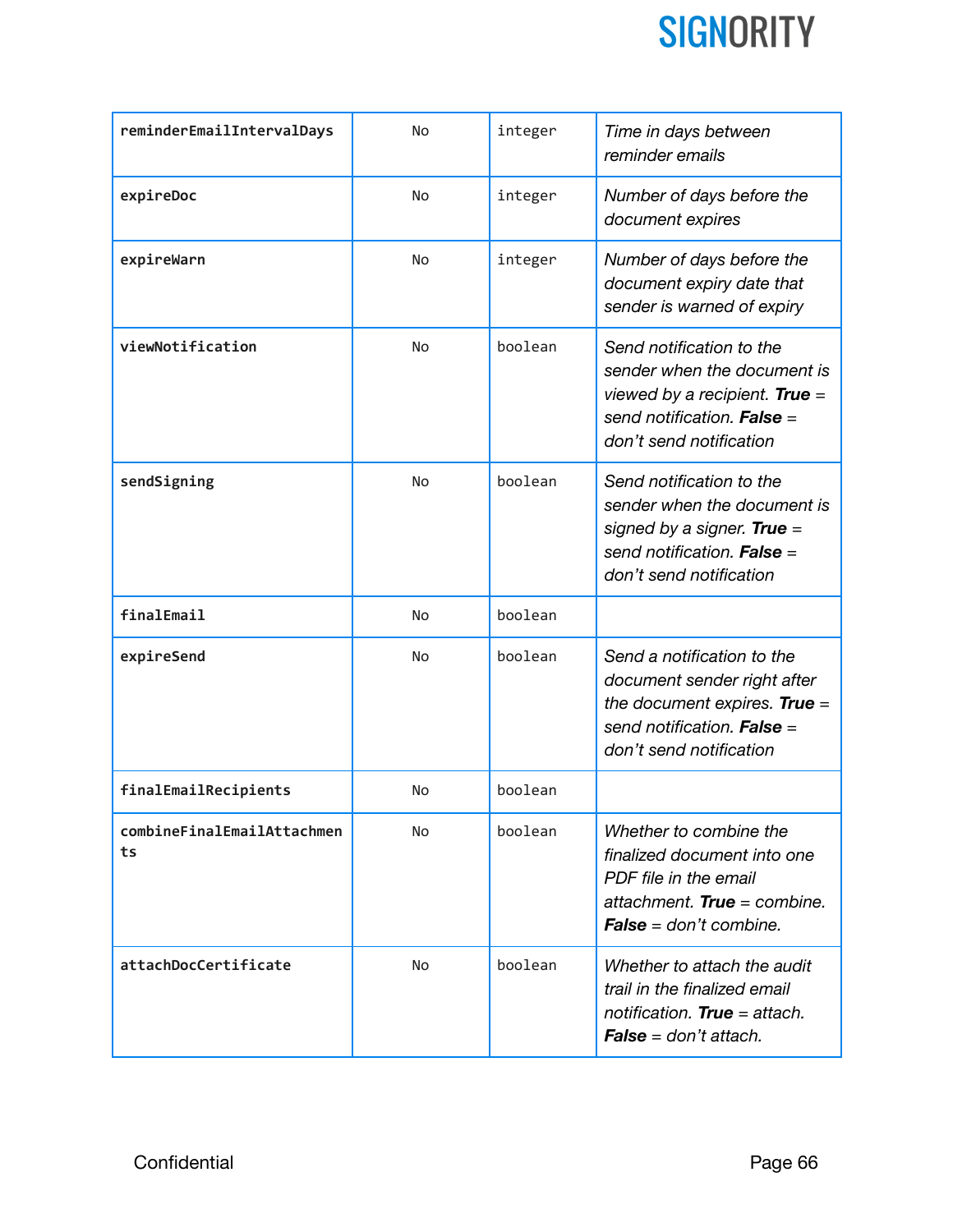| | | | |
|---|---|---|---|
| **reminderEmailIntervalDays** | No | integer | *Time in days between reminder emails* |
| **expireDoc** | No | integer | *Number of days before the document expires* |
| **expireWarn** | No | integer | *Number of days before the document expiry date that sender is warned of expiry* |
| **viewNotification** | No | boolean | *Send notification to the sender when the document is viewed by a recipient. **True** = send notification. **False** = don't send notification* |
| **sendSigning** | No | boolean | *Send notification to the sender when the document is signed by a signer. **True** = send notification. **False** = don't send notification* |
| **finalEmail** | No | boolean | |
| **expireSend** | No | boolean | *Send a notification to the document sender right after the document expires. **True** = send notification. **False** = don't send notification* |
| **finalEmailRecipients** | No | boolean | |
| **combineFinalEmailAttachments** | No | boolean | *Whether to combine the finalized document into one PDF file in the email attachment. **True** = combine. **False** = don't combine.* |
| **attachDocCertificate** | No | boolean | *Whether to attach the audit trail in the finalized email notification. **True** = attach. **False** = don't attach.* |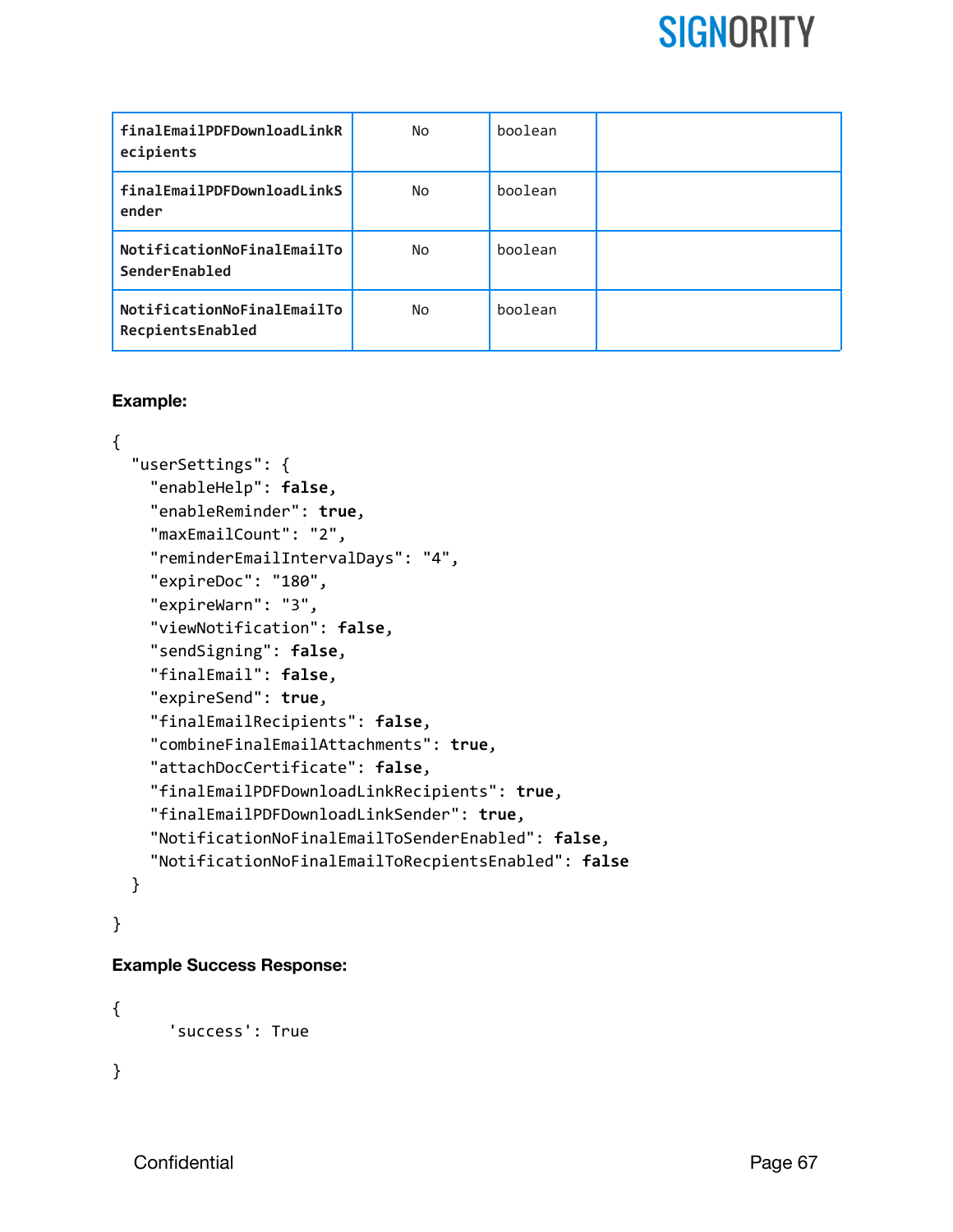| | | | |
|---|---|---|---|
| **finalEmailPDFDownloadLinkRecipients** | No | boolean | |
| **finalEmailPDFDownloadLinkSender** | No | boolean | |
| **NotificationNoFinalEmailToSenderEnabled** | No | boolean | |
| **NotificationNoFinalEmailToRecpientsEnabled** | No | boolean | |

**Example:**

```
{
  "userSettings": {
    "enableHelp": false,
    "enableReminder": true,
    "maxEmailCount": "2",
    "reminderEmailIntervalDays": "4",
    "expireDoc": "180",
    "expireWarn": "3",
    "viewNotification": false,
    "sendSigning": false,
    "finalEmail": false,
    "expireSend": true,
    "finalEmailRecipients": false,
    "combineFinalEmailAttachments": true,
    "attachDocCertificate": false,
    "finalEmailPDFDownloadLinkRecipients": true,
    "finalEmailPDFDownloadLinkSender": true,
    "NotificationNoFinalEmailToSenderEnabled": false,
    "NotificationNoFinalEmailToRecpientsEnabled": false
  }
}
```

**Example Success Response:**

```
{
      'success': True
}
```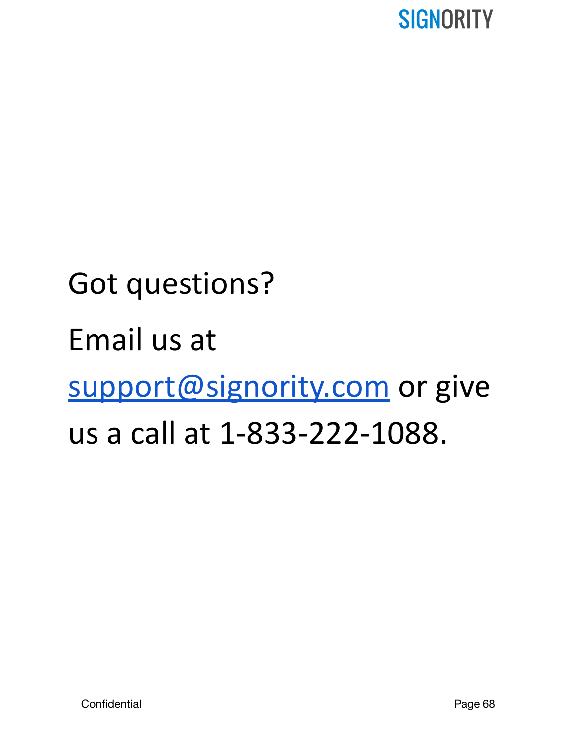Got questions?

Email us at support@signority.com or give us a call at 1-833-222-1088.